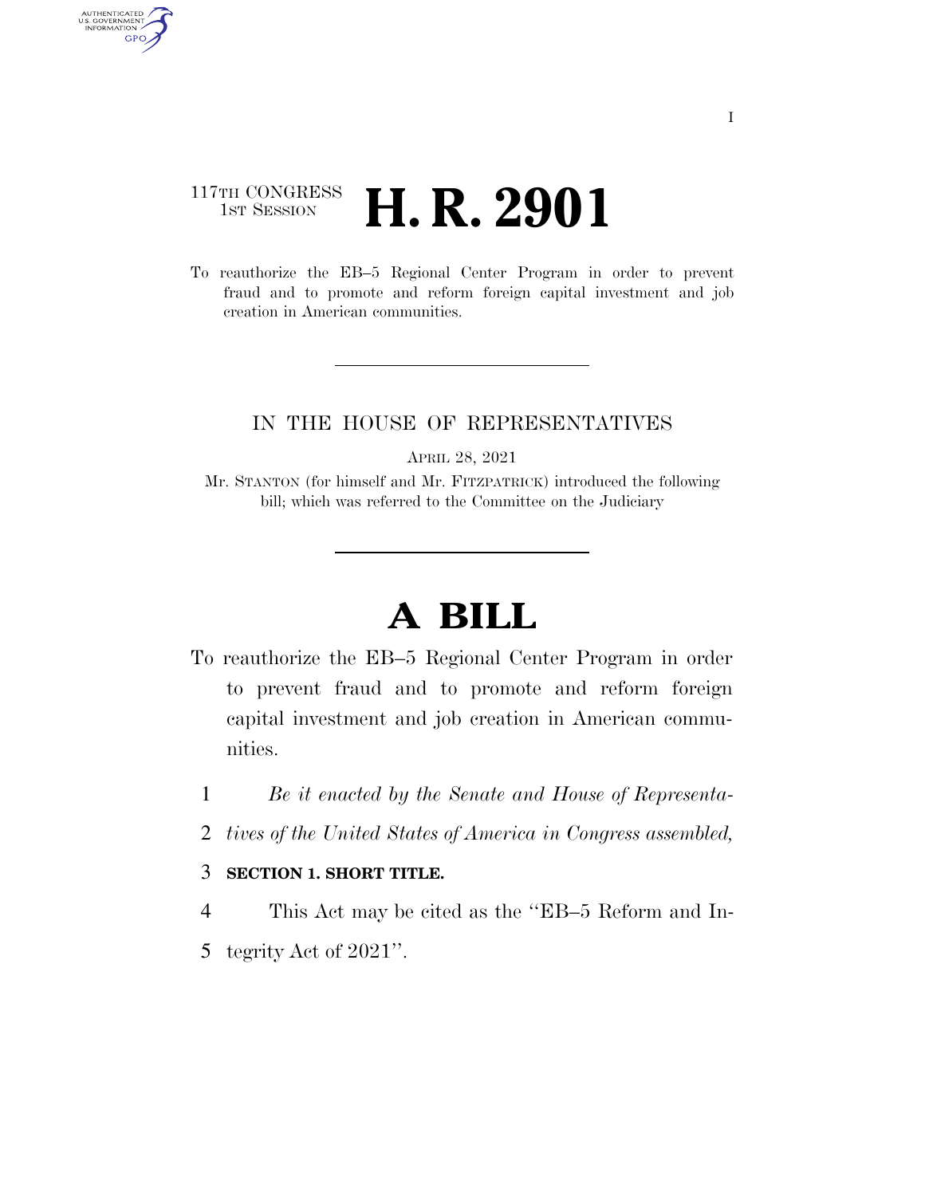117TH CONGRESS
1ST SESSION

# H. R. 2901

To reauthorize the EB–5 Regional Center Program in order to prevent fraud and to promote and reform foreign capital investment and job creation in American communities.

IN THE HOUSE OF REPRESENTATIVES

APRIL 28, 2021

Mr. STANTON (for himself and Mr. FITZPATRICK) introduced the following bill; which was referred to the Committee on the Judiciary

# A BILL

To reauthorize the EB–5 Regional Center Program in order to prevent fraud and to promote and reform foreign capital investment and job creation in American communities.

*Be it enacted by the Senate and House of Representatives of the United States of America in Congress assembled,*

**SECTION 1. SHORT TITLE.**

This Act may be cited as the "EB–5 Reform and Integrity Act of 2021".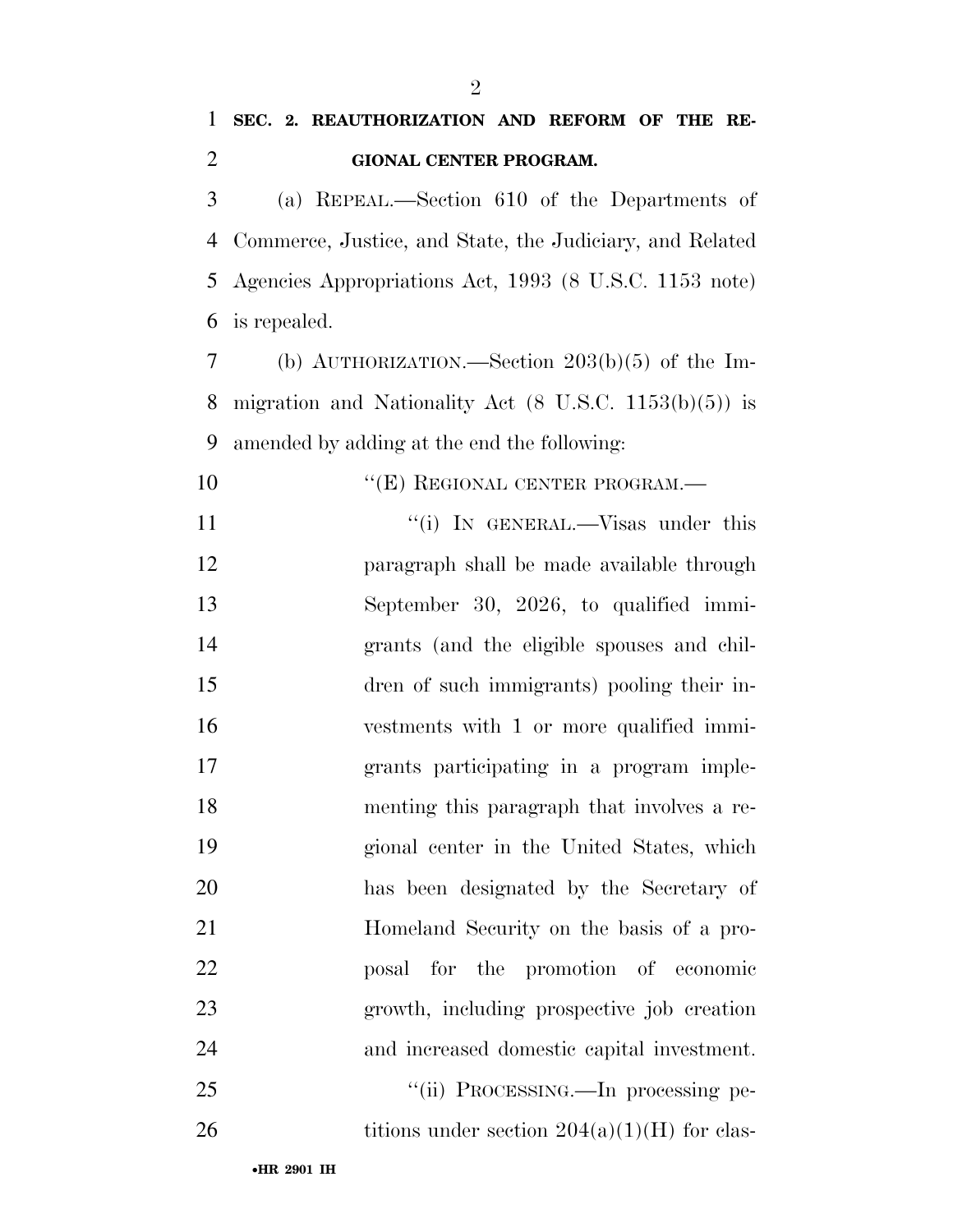**SEC. 2. REAUTHORIZATION AND REFORM OF THE REGIONAL CENTER PROGRAM.**

(a) REPEAL.—Section 610 of the Departments of Commerce, Justice, and State, the Judiciary, and Related Agencies Appropriations Act, 1993 (8 U.S.C. 1153 note) is repealed.

(b) AUTHORIZATION.—Section 203(b)(5) of the Immigration and Nationality Act (8 U.S.C. 1153(b)(5)) is amended by adding at the end the following:

"(E) REGIONAL CENTER PROGRAM.—

"(i) IN GENERAL.—Visas under this paragraph shall be made available through September 30, 2026, to qualified immigrants (and the eligible spouses and children of such immigrants) pooling their investments with 1 or more qualified immigrants participating in a program implementing this paragraph that involves a regional center in the United States, which has been designated by the Secretary of Homeland Security on the basis of a proposal for the promotion of economic growth, including prospective job creation and increased domestic capital investment.

"(ii) PROCESSING.—In processing petitions under section 204(a)(1)(H) for clas-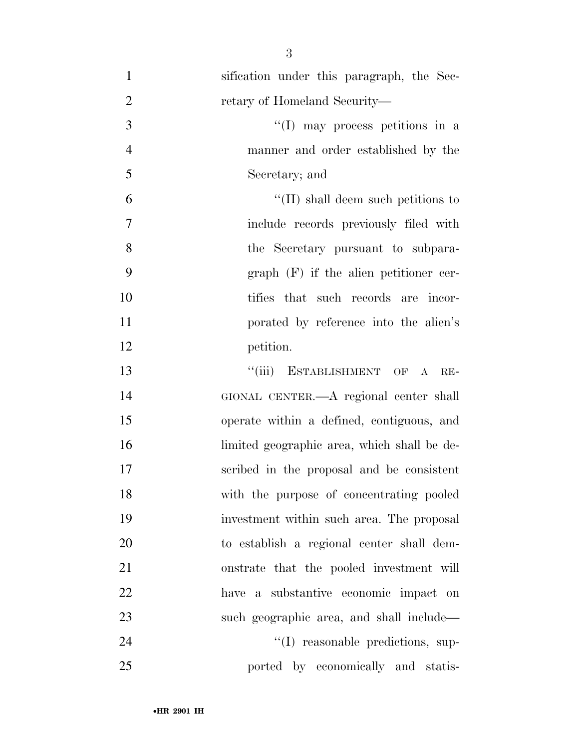sification under this paragraph, the Secretary of Homeland Security—

''(I) may process petitions in a manner and order established by the Secretary; and

''(II) shall deem such petitions to include records previously filed with the Secretary pursuant to subparagraph (F) if the alien petitioner certifies that such records are incorporated by reference into the alien's petition.

''(iii) ESTABLISHMENT OF A REGIONAL CENTER.—A regional center shall operate within a defined, contiguous, and limited geographic area, which shall be described in the proposal and be consistent with the purpose of concentrating pooled investment within such area. The proposal to establish a regional center shall demonstrate that the pooled investment will have a substantive economic impact on such geographic area, and shall include—

''(I) reasonable predictions, supported by economically and statis-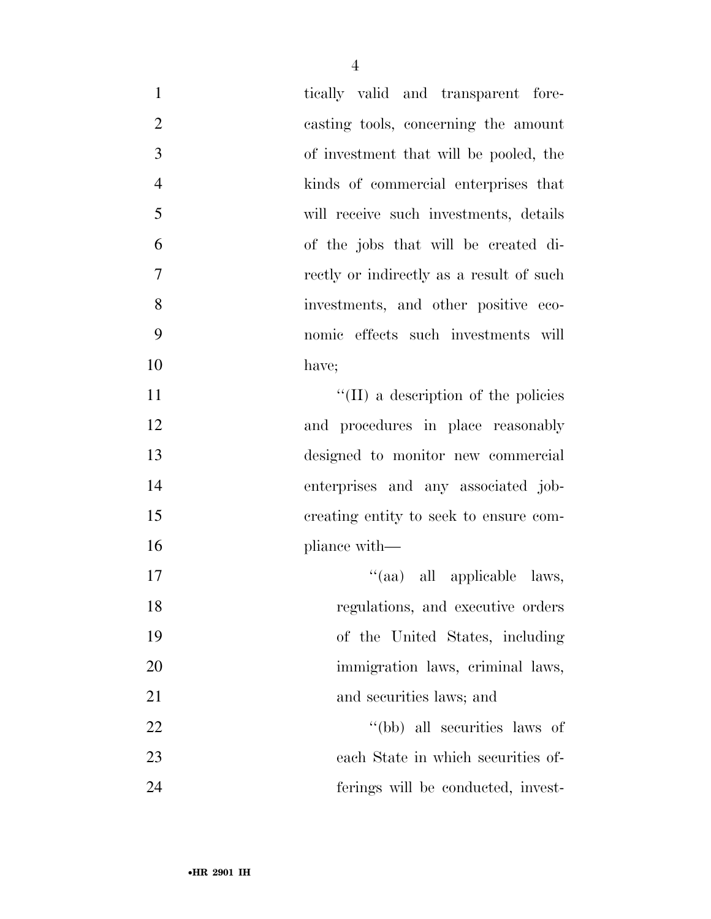tically valid and transparent forecasting tools, concerning the amount of investment that will be pooled, the kinds of commercial enterprises that will receive such investments, details of the jobs that will be created directly or indirectly as a result of such investments, and other positive economic effects such investments will have;

"(II) a description of the policies and procedures in place reasonably designed to monitor new commercial enterprises and any associated job-creating entity to seek to ensure compliance with—

"(aa) all applicable laws, regulations, and executive orders of the United States, including immigration laws, criminal laws, and securities laws; and

"(bb) all securities laws of each State in which securities offerings will be conducted, invest-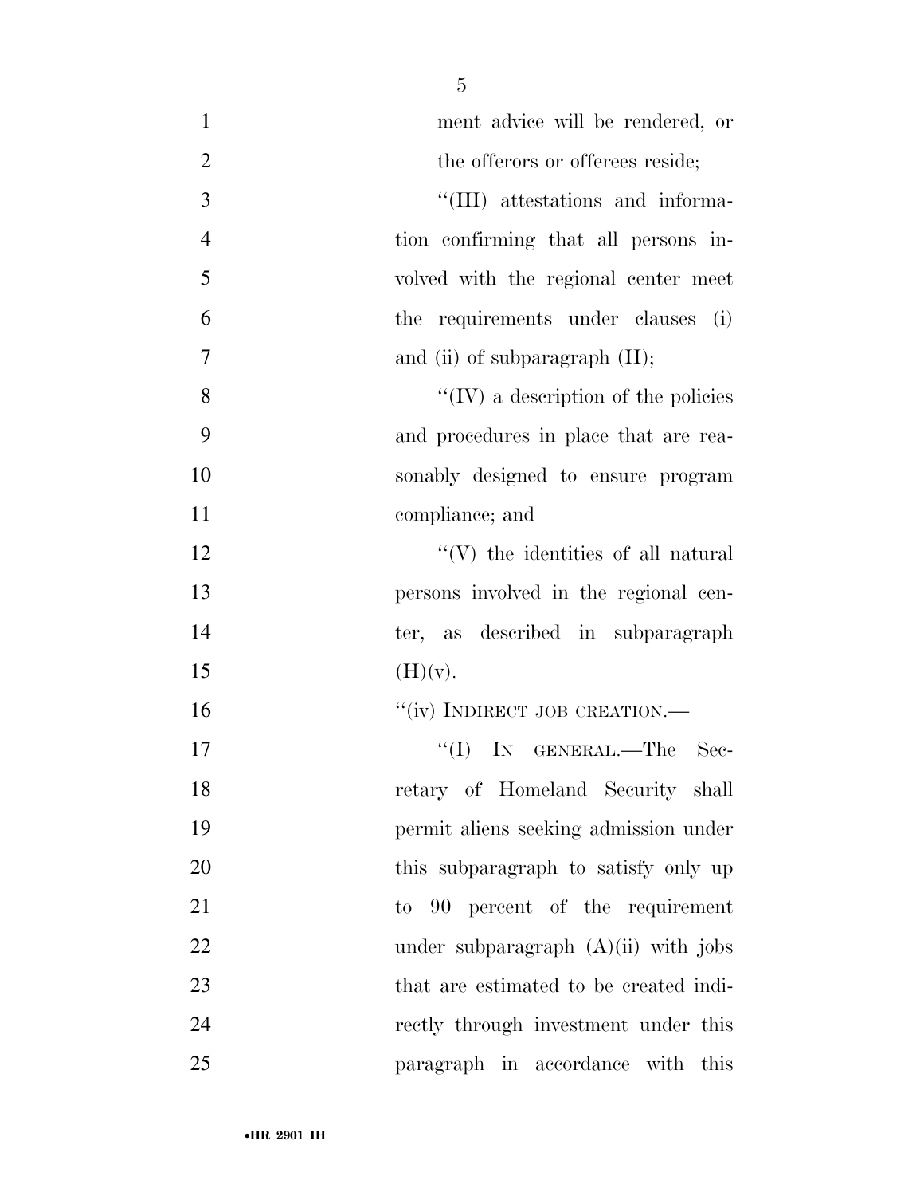ment advice will be rendered, or the offerors or offerees reside;

''(III) attestations and information confirming that all persons involved with the regional center meet the requirements under clauses (i) and (ii) of subparagraph (H);

''(IV) a description of the policies and procedures in place that are reasonably designed to ensure program compliance; and

''(V) the identities of all natural persons involved in the regional center, as described in subparagraph (H)(v).

''(iv) INDIRECT JOB CREATION.—

''(I) IN GENERAL.—The Secretary of Homeland Security shall permit aliens seeking admission under this subparagraph to satisfy only up to 90 percent of the requirement under subparagraph (A)(ii) with jobs that are estimated to be created indirectly through investment under this paragraph in accordance with this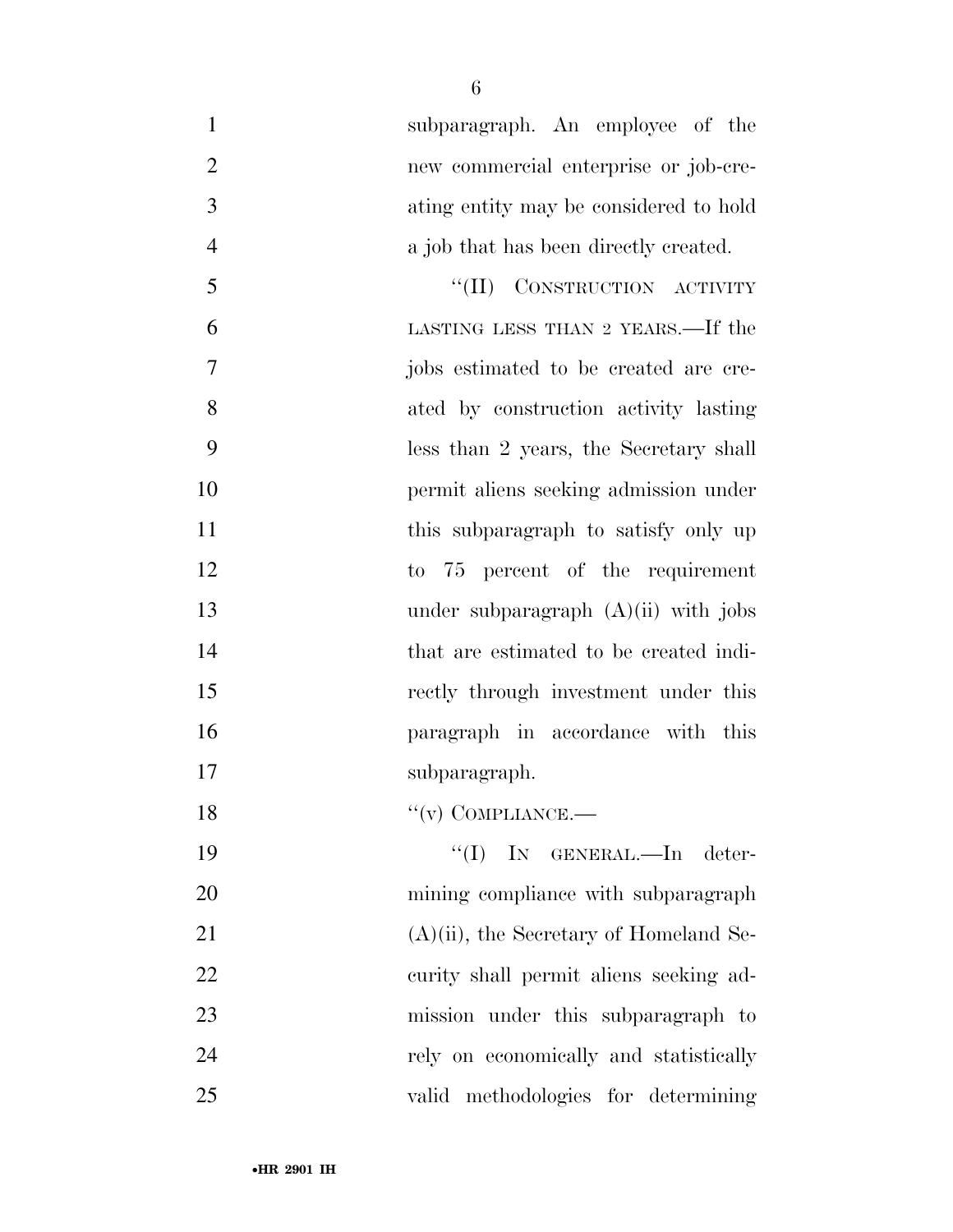subparagraph. An employee of the new commercial enterprise or job-creating entity may be considered to hold a job that has been directly created.

"(II) CONSTRUCTION ACTIVITY LASTING LESS THAN 2 YEARS.—If the jobs estimated to be created are created by construction activity lasting less than 2 years, the Secretary shall permit aliens seeking admission under this subparagraph to satisfy only up to 75 percent of the requirement under subparagraph (A)(ii) with jobs that are estimated to be created indirectly through investment under this paragraph in accordance with this subparagraph.

"(v) COMPLIANCE.—

"(I) IN GENERAL.—In determining compliance with subparagraph (A)(ii), the Secretary of Homeland Security shall permit aliens seeking admission under this subparagraph to rely on economically and statistically valid methodologies for determining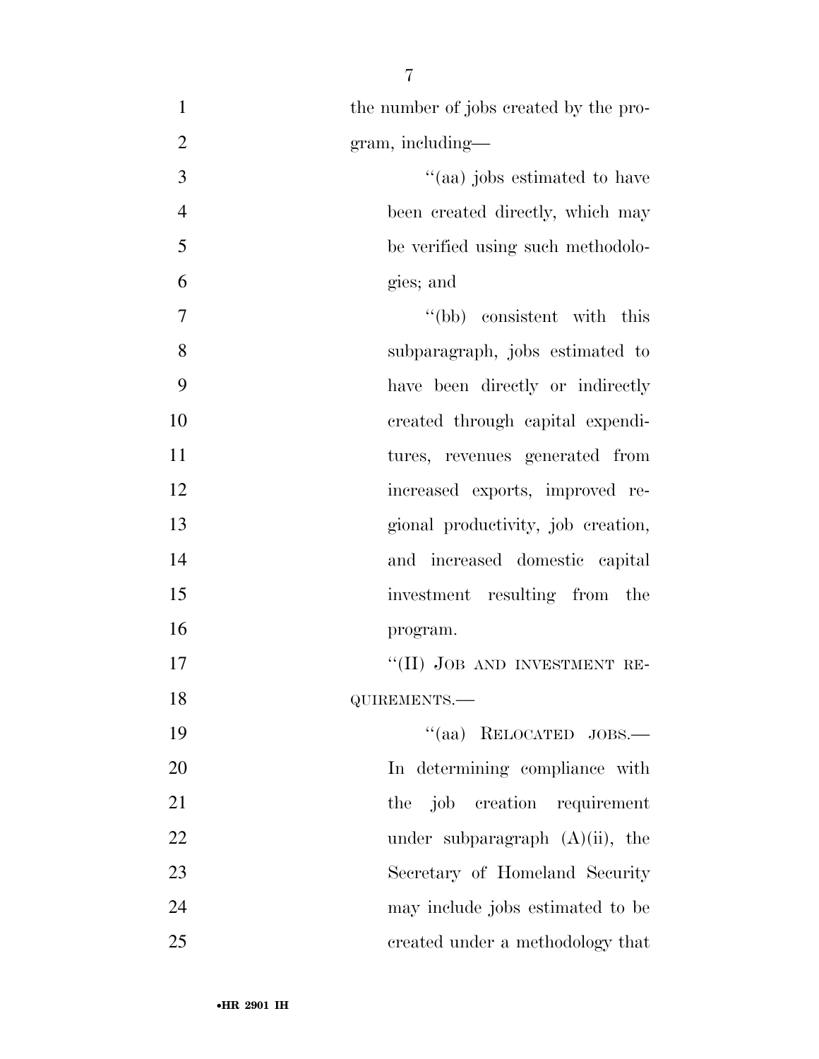the number of jobs created by the program, including—

"(aa) jobs estimated to have been created directly, which may be verified using such methodologies; and

"(bb) consistent with this subparagraph, jobs estimated to have been directly or indirectly created through capital expenditures, revenues generated from increased exports, improved regional productivity, job creation, and increased domestic capital investment resulting from the program.

"(II) JOB AND INVESTMENT REQUIREMENTS.—

"(aa) RELOCATED JOBS.—In determining compliance with the job creation requirement under subparagraph (A)(ii), the Secretary of Homeland Security may include jobs estimated to be created under a methodology that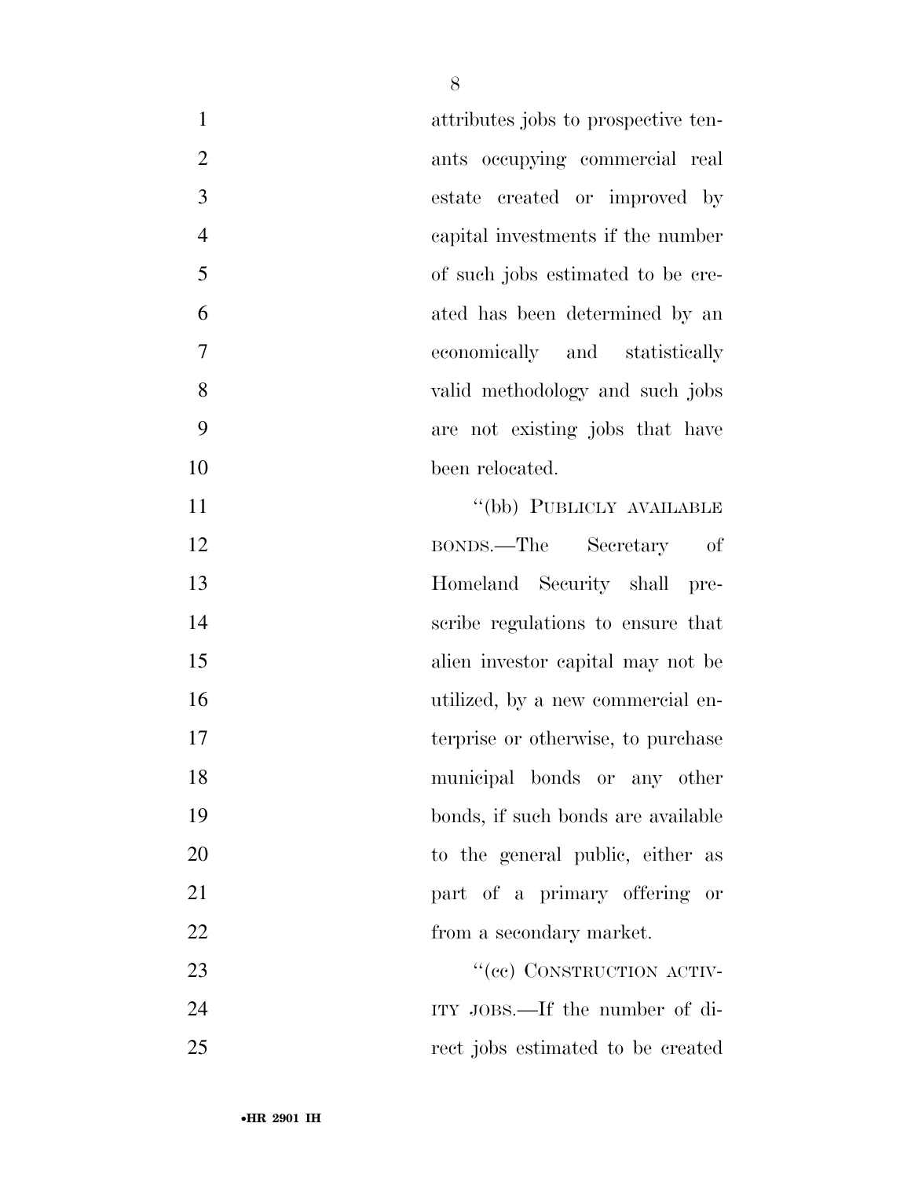attributes jobs to prospective tenants occupying commercial real estate created or improved by capital investments if the number of such jobs estimated to be created has been determined by an economically and statistically valid methodology and such jobs are not existing jobs that have been relocated.

"(bb) PUBLICLY AVAILABLE BONDS.—The Secretary of Homeland Security shall prescribe regulations to ensure that alien investor capital may not be utilized, by a new commercial enterprise or otherwise, to purchase municipal bonds or any other bonds, if such bonds are available to the general public, either as part of a primary offering or from a secondary market.

"(cc) CONSTRUCTION ACTIVITY JOBS.—If the number of direct jobs estimated to be created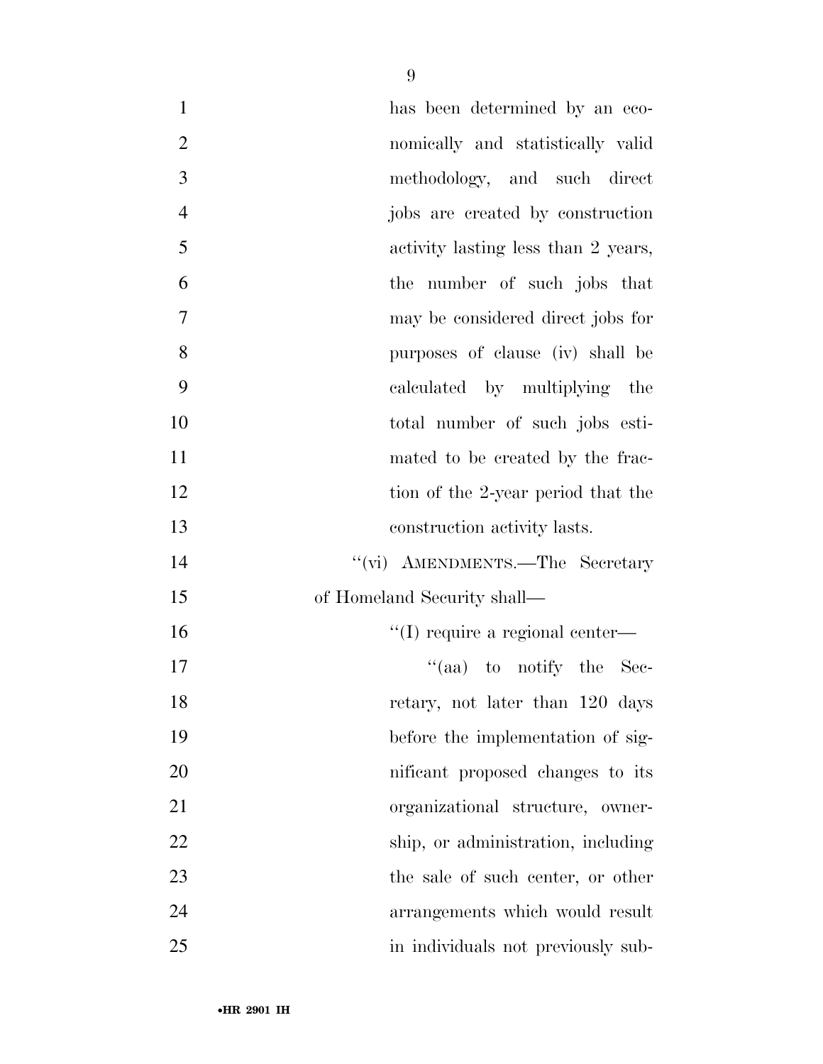has been determined by an economically and statistically valid methodology, and such direct jobs are created by construction activity lasting less than 2 years, the number of such jobs that may be considered direct jobs for purposes of clause (iv) shall be calculated by multiplying the total number of such jobs estimated to be created by the fraction of the 2-year period that the construction activity lasts.

"(vi) AMENDMENTS.—The Secretary of Homeland Security shall—

"(I) require a regional center—

"(aa) to notify the Secretary, not later than 120 days before the implementation of significant proposed changes to its organizational structure, ownership, or administration, including the sale of such center, or other arrangements which would result in individuals not previously sub-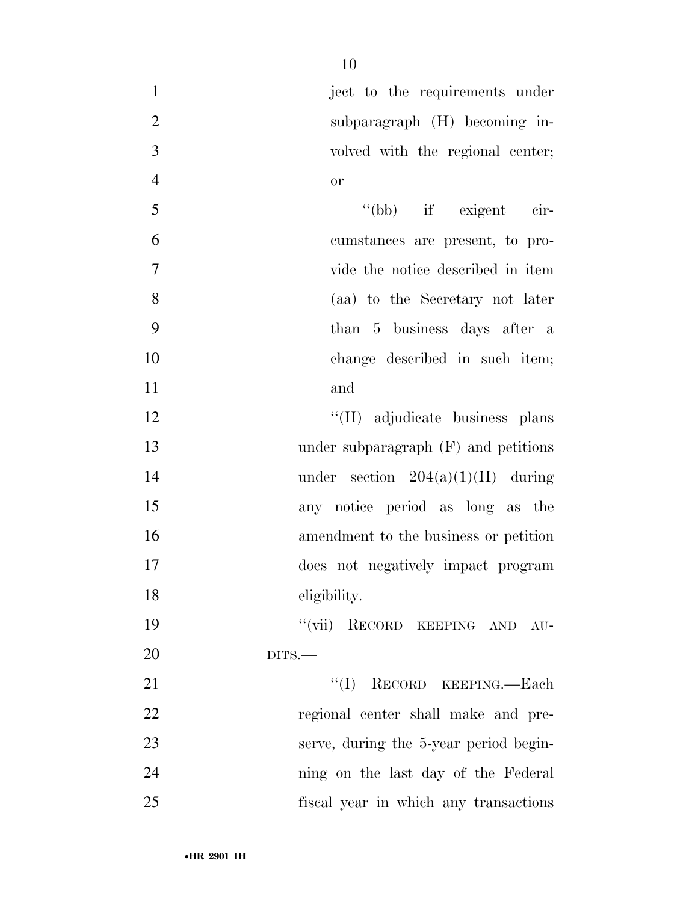ject to the requirements under subparagraph (H) becoming involved with the regional center; or

"(bb) if exigent circumstances are present, to provide the notice described in item (aa) to the Secretary not later than 5 business days after a change described in such item; and

"(II) adjudicate business plans under subparagraph (F) and petitions under section 204(a)(1)(H) during any notice period as long as the amendment to the business or petition does not negatively impact program eligibility.

"(vii) RECORD KEEPING AND AUDITS.—

"(I) RECORD KEEPING.—Each regional center shall make and preserve, during the 5-year period beginning on the last day of the Federal fiscal year in which any transactions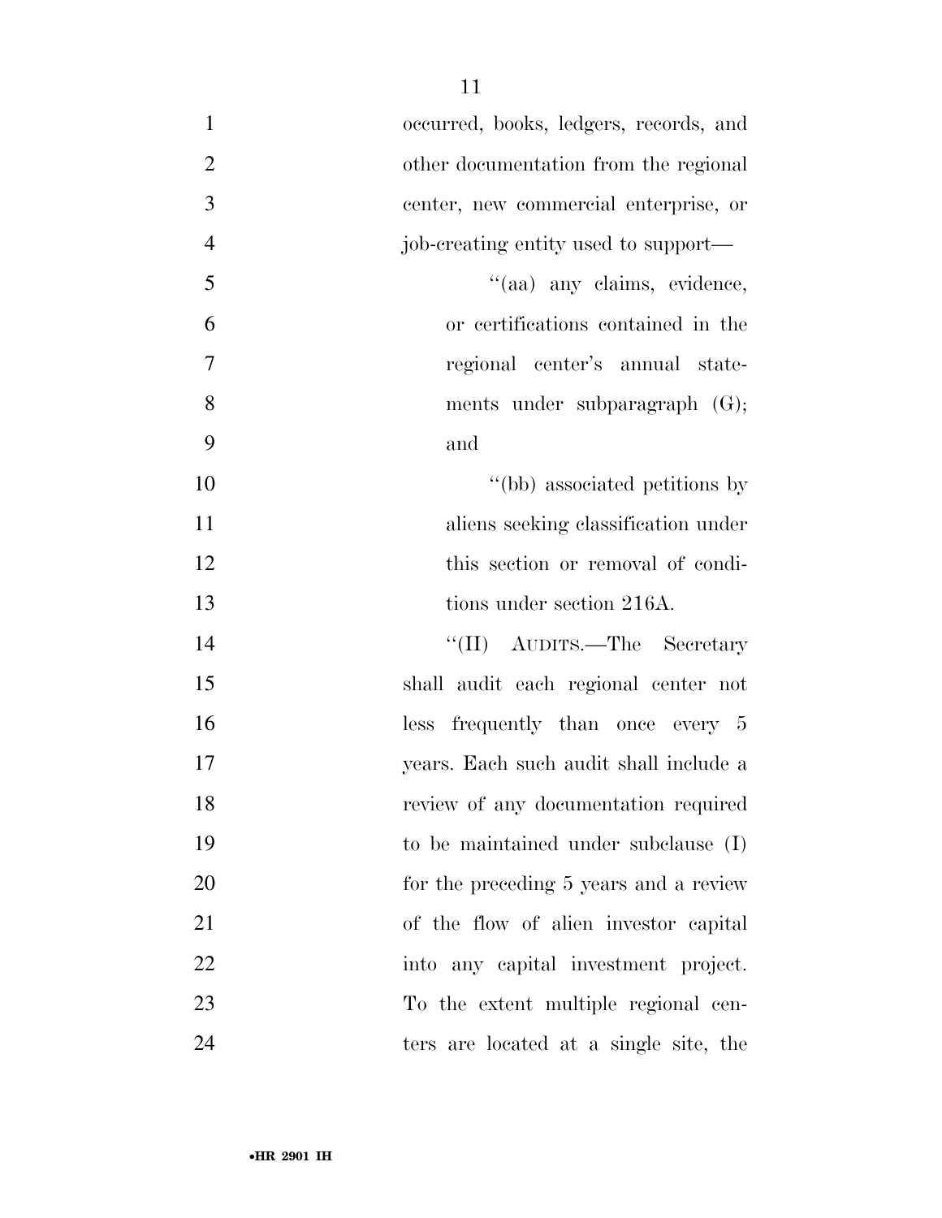occurred, books, ledgers, records, and other documentation from the regional center, new commercial enterprise, or job-creating entity used to support—

''(aa) any claims, evidence, or certifications contained in the regional center's annual statements under subparagraph (G); and

''(bb) associated petitions by aliens seeking classification under this section or removal of conditions under section 216A.

''(II) AUDITS.—The Secretary shall audit each regional center not less frequently than once every 5 years. Each such audit shall include a review of any documentation required to be maintained under subclause (I) for the preceding 5 years and a review of the flow of alien investor capital into any capital investment project. To the extent multiple regional centers are located at a single site, the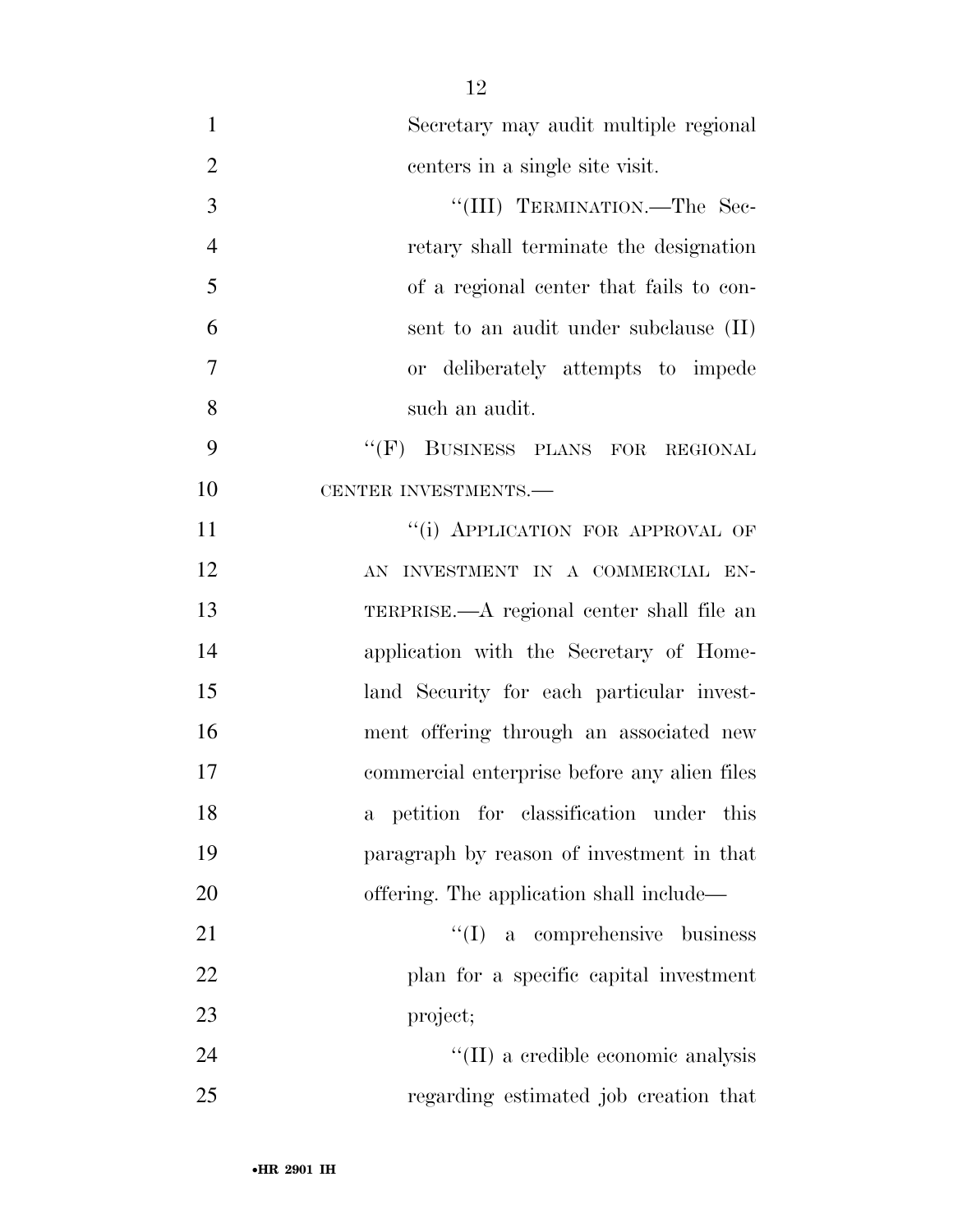Secretary may audit multiple regional centers in a single site visit.

"(III) TERMINATION.—The Secretary shall terminate the designation of a regional center that fails to consent to an audit under subclause (II) or deliberately attempts to impede such an audit.

"(F) BUSINESS PLANS FOR REGIONAL CENTER INVESTMENTS.—

"(i) APPLICATION FOR APPROVAL OF AN INVESTMENT IN A COMMERCIAL ENTERPRISE.—A regional center shall file an application with the Secretary of Homeland Security for each particular investment offering through an associated new commercial enterprise before any alien files a petition for classification under this paragraph by reason of investment in that offering. The application shall include—

"(I) a comprehensive business plan for a specific capital investment project;

"(II) a credible economic analysis regarding estimated job creation that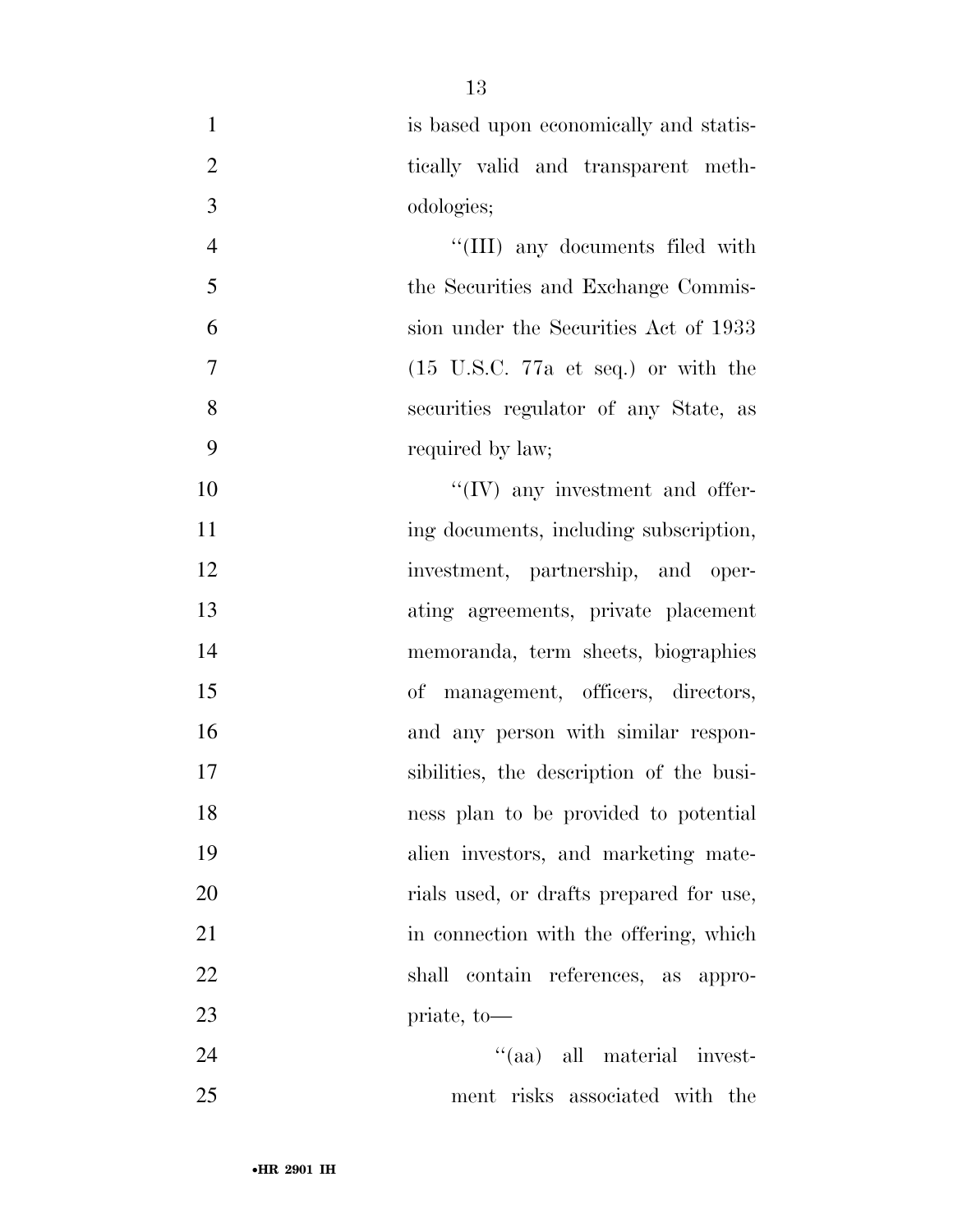is based upon economically and statistically valid and transparent methodologies;

"(III) any documents filed with the Securities and Exchange Commission under the Securities Act of 1933 (15 U.S.C. 77a et seq.) or with the securities regulator of any State, as required by law;

"(IV) any investment and offering documents, including subscription, investment, partnership, and operating agreements, private placement memoranda, term sheets, biographies of management, officers, directors, and any person with similar responsibilities, the description of the business plan to be provided to potential alien investors, and marketing materials used, or drafts prepared for use, in connection with the offering, which shall contain references, as appropriate, to—

"(aa) all material investment risks associated with the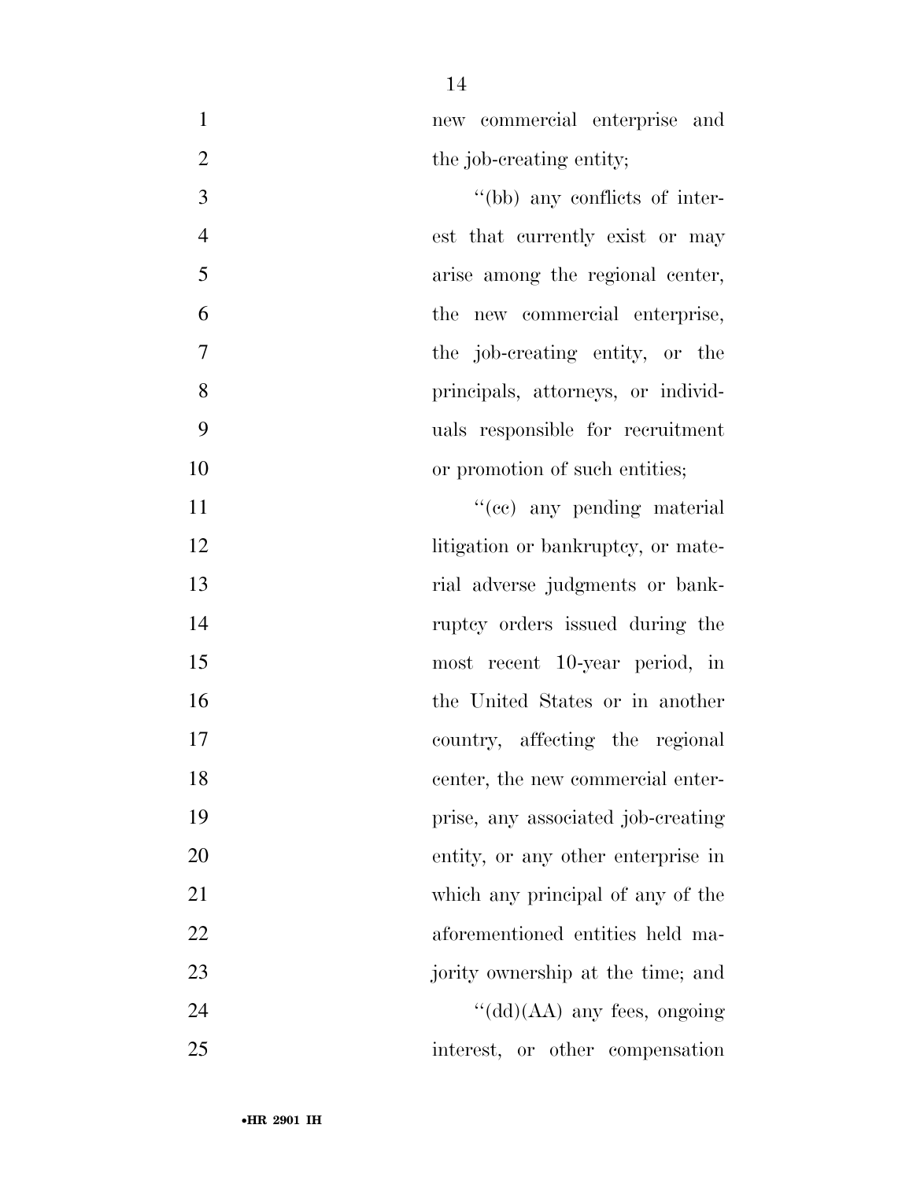new commercial enterprise and the job-creating entity;

''(bb) any conflicts of interest that currently exist or may arise among the regional center, the new commercial enterprise, the job-creating entity, or the principals, attorneys, or individuals responsible for recruitment or promotion of such entities;

''(cc) any pending material litigation or bankruptcy, or material adverse judgments or bankruptcy orders issued during the most recent 10-year period, in the United States or in another country, affecting the regional center, the new commercial enterprise, any associated job-creating entity, or any other enterprise in which any principal of any of the aforementioned entities held majority ownership at the time; and

''(dd)(AA) any fees, ongoing interest, or other compensation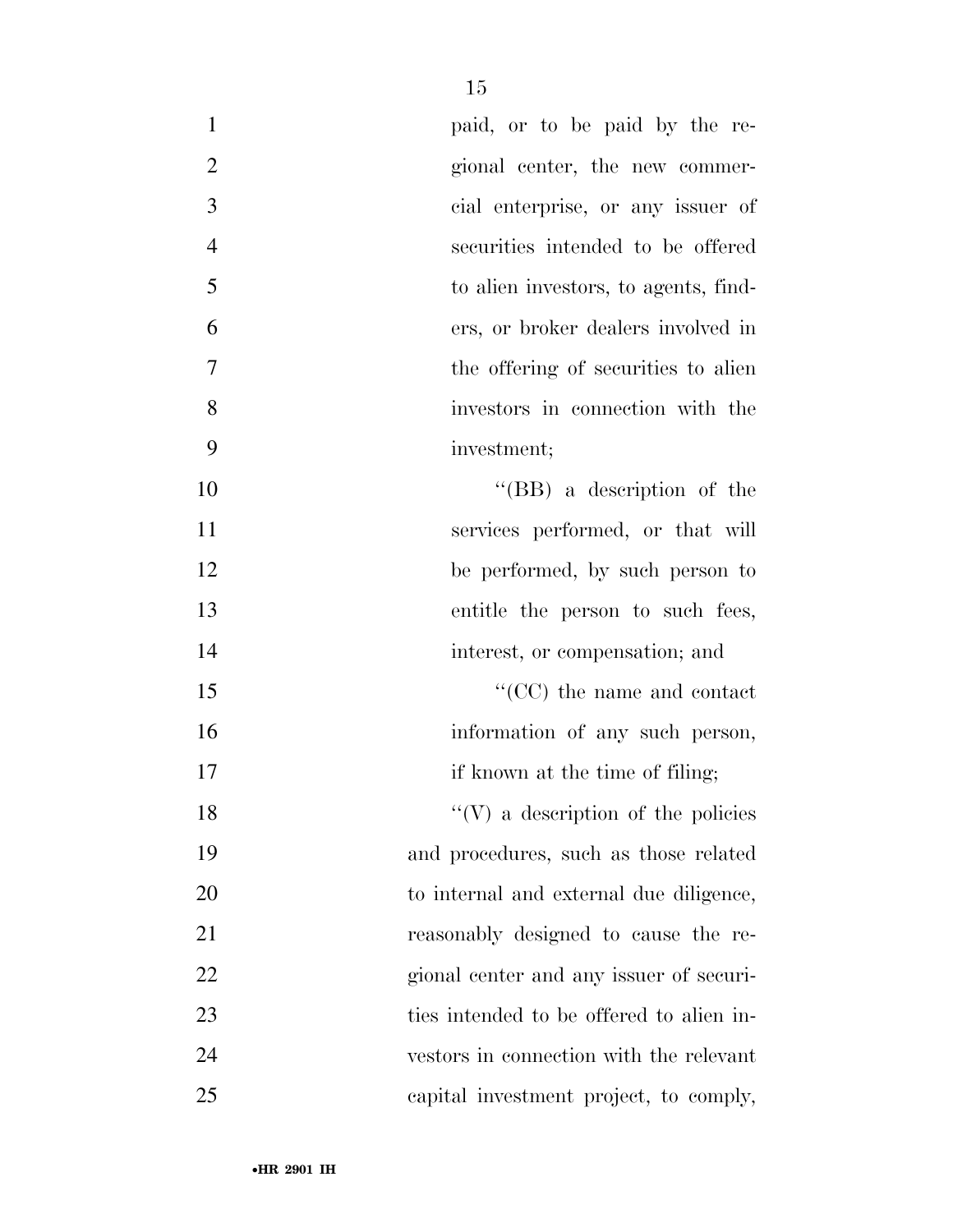paid, or to be paid by the regional center, the new commercial enterprise, or any issuer of securities intended to be offered to alien investors, to agents, finders, or broker dealers involved in the offering of securities to alien investors in connection with the investment;

"(BB) a description of the services performed, or that will be performed, by such person to entitle the person to such fees, interest, or compensation; and

"(CC) the name and contact information of any such person, if known at the time of filing;

"(V) a description of the policies and procedures, such as those related to internal and external due diligence, reasonably designed to cause the regional center and any issuer of securities intended to be offered to alien investors in connection with the relevant capital investment project, to comply,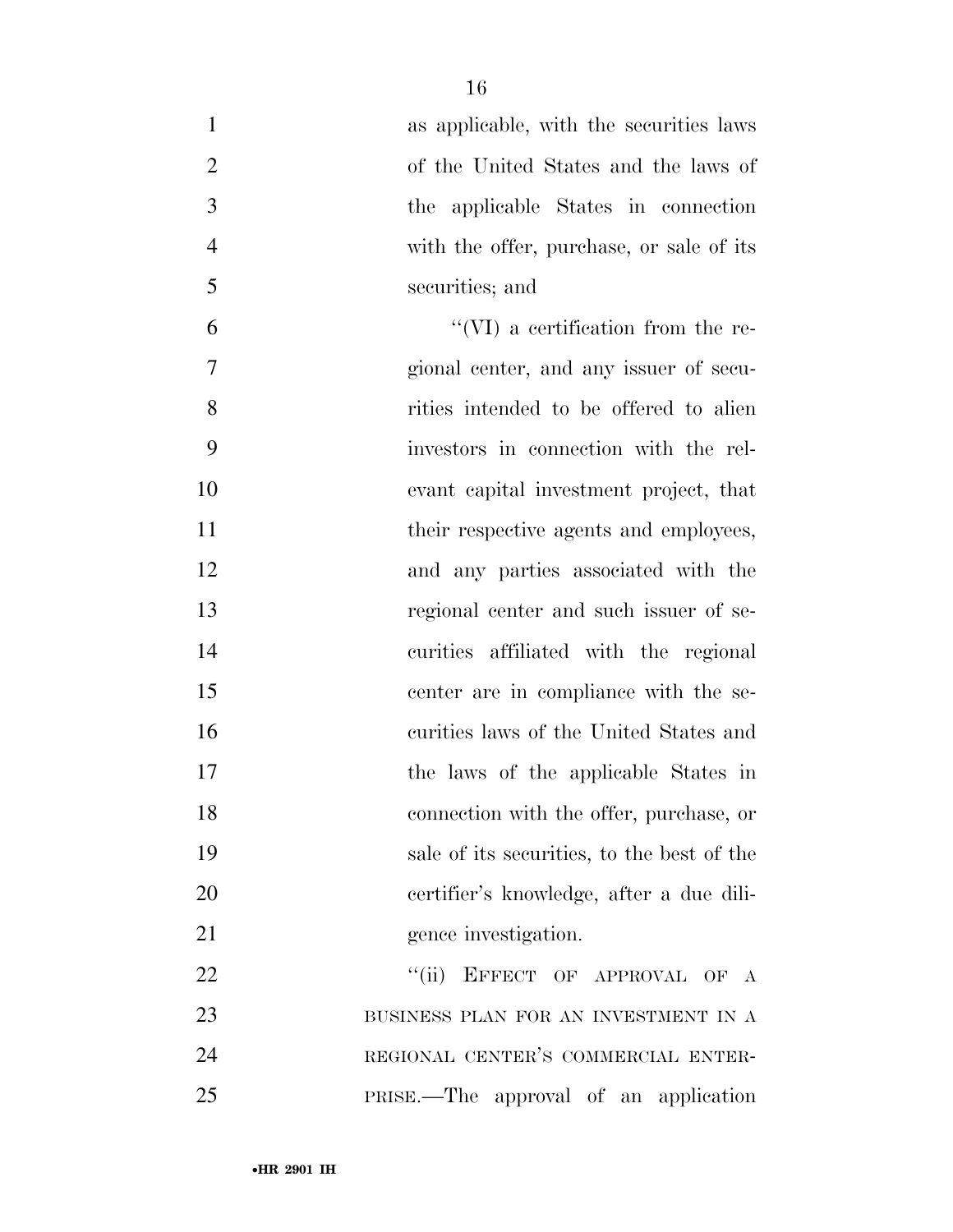as applicable, with the securities laws of the United States and the laws of the applicable States in connection with the offer, purchase, or sale of its securities; and

"(VI) a certification from the regional center, and any issuer of securities intended to be offered to alien investors in connection with the relevant capital investment project, that their respective agents and employees, and any parties associated with the regional center and such issuer of securities affiliated with the regional center are in compliance with the securities laws of the United States and the laws of the applicable States in connection with the offer, purchase, or sale of its securities, to the best of the certifier's knowledge, after a due diligence investigation.

"(ii) EFFECT OF APPROVAL OF A BUSINESS PLAN FOR AN INVESTMENT IN A REGIONAL CENTER'S COMMERCIAL ENTERPRISE.—The approval of an application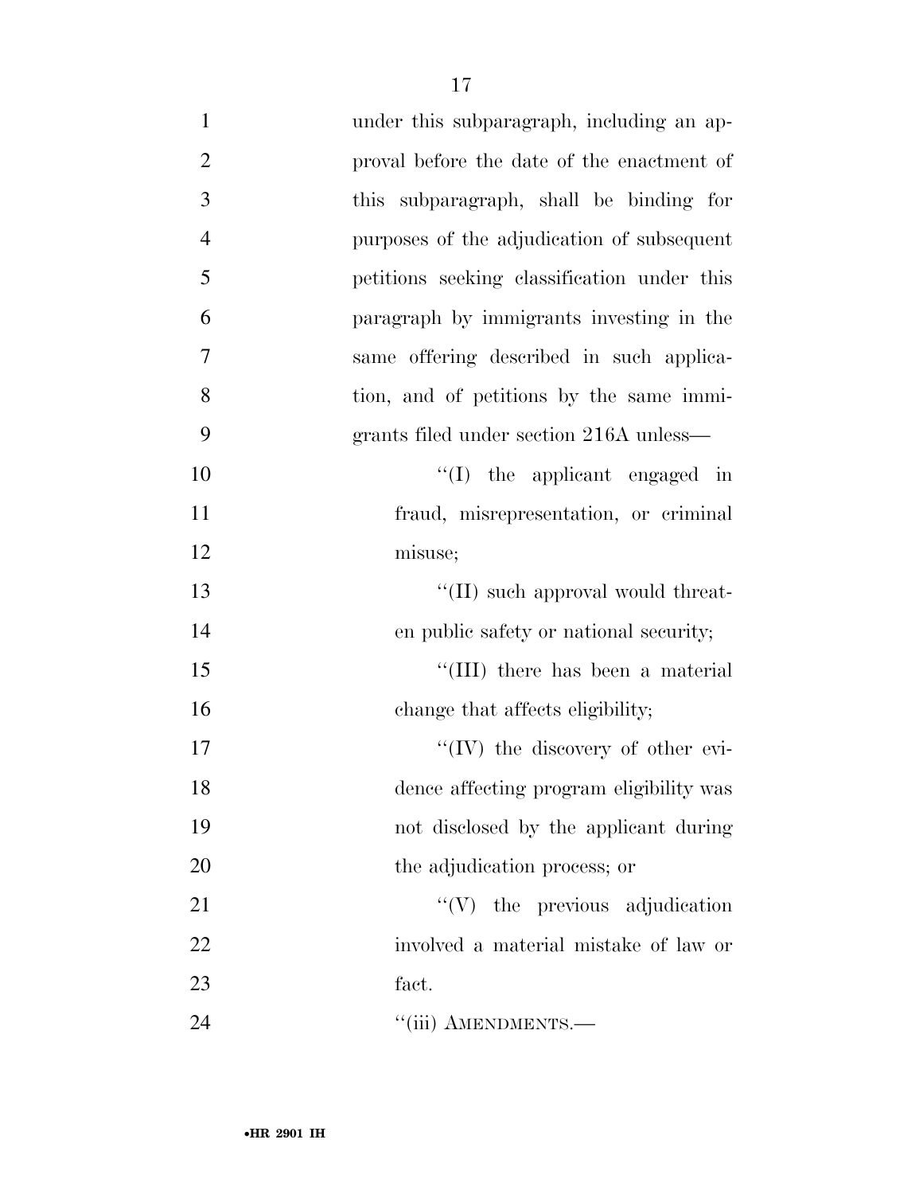under this subparagraph, including an approval before the date of the enactment of this subparagraph, shall be binding for purposes of the adjudication of subsequent petitions seeking classification under this paragraph by immigrants investing in the same offering described in such application, and of petitions by the same immigrants filed under section 216A unless—

''(I) the applicant engaged in fraud, misrepresentation, or criminal misuse;

''(II) such approval would threaten public safety or national security;

''(III) there has been a material change that affects eligibility;

''(IV) the discovery of other evidence affecting program eligibility was not disclosed by the applicant during the adjudication process; or

''(V) the previous adjudication involved a material mistake of law or fact.

''(iii) AMENDMENTS.—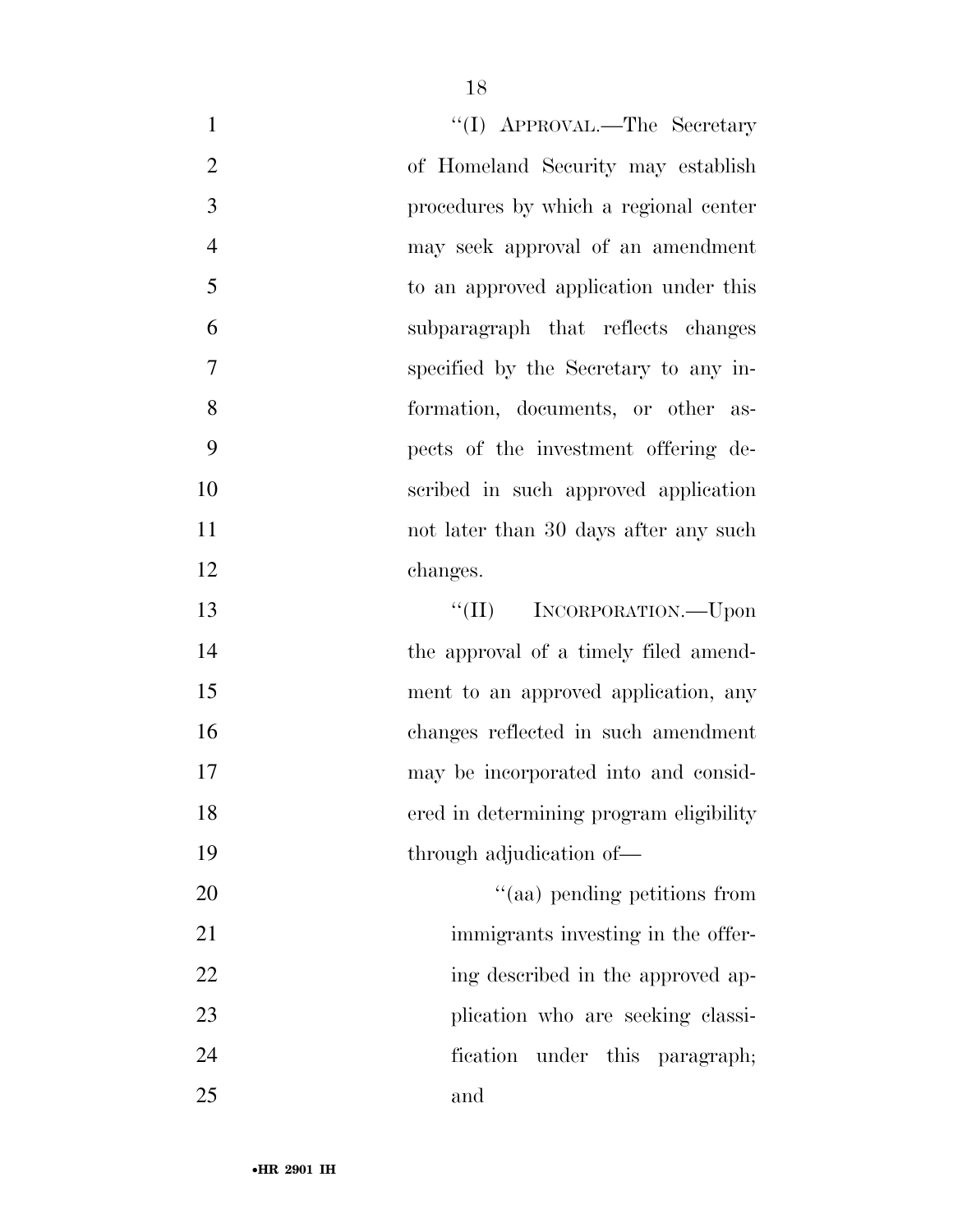"(I) APPROVAL.—The Secretary of Homeland Security may establish procedures by which a regional center may seek approval of an amendment to an approved application under this subparagraph that reflects changes specified by the Secretary to any information, documents, or other aspects of the investment offering described in such approved application not later than 30 days after any such changes.

"(II) INCORPORATION.—Upon the approval of a timely filed amendment to an approved application, any changes reflected in such amendment may be incorporated into and considered in determining program eligibility through adjudication of—

"(aa) pending petitions from immigrants investing in the offering described in the approved application who are seeking classification under this paragraph; and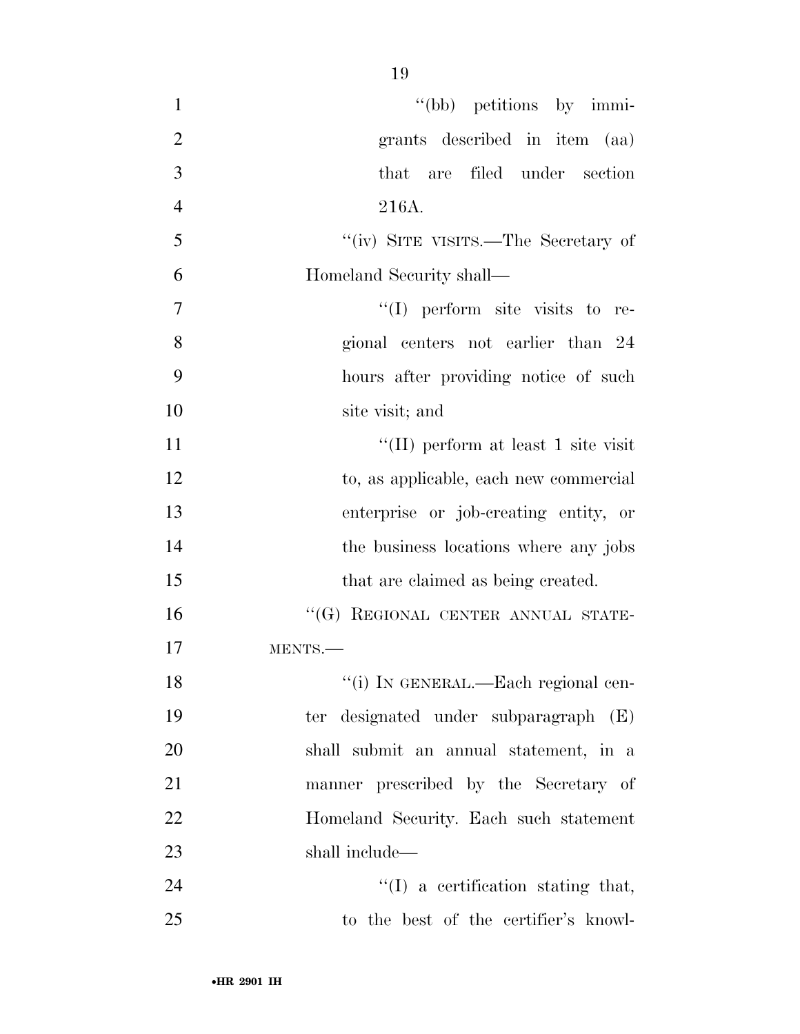"(bb) petitions by immigrants described in item (aa) that are filed under section 216A.

"(iv) SITE VISITS.—The Secretary of Homeland Security shall—

"(I) perform site visits to regional centers not earlier than 24 hours after providing notice of such site visit; and

"(II) perform at least 1 site visit to, as applicable, each new commercial enterprise or job-creating entity, or the business locations where any jobs that are claimed as being created.

"(G) REGIONAL CENTER ANNUAL STATEMENTS.—

"(i) IN GENERAL.—Each regional center designated under subparagraph (E) shall submit an annual statement, in a manner prescribed by the Secretary of Homeland Security. Each such statement shall include—

"(I) a certification stating that, to the best of the certifier's knowl-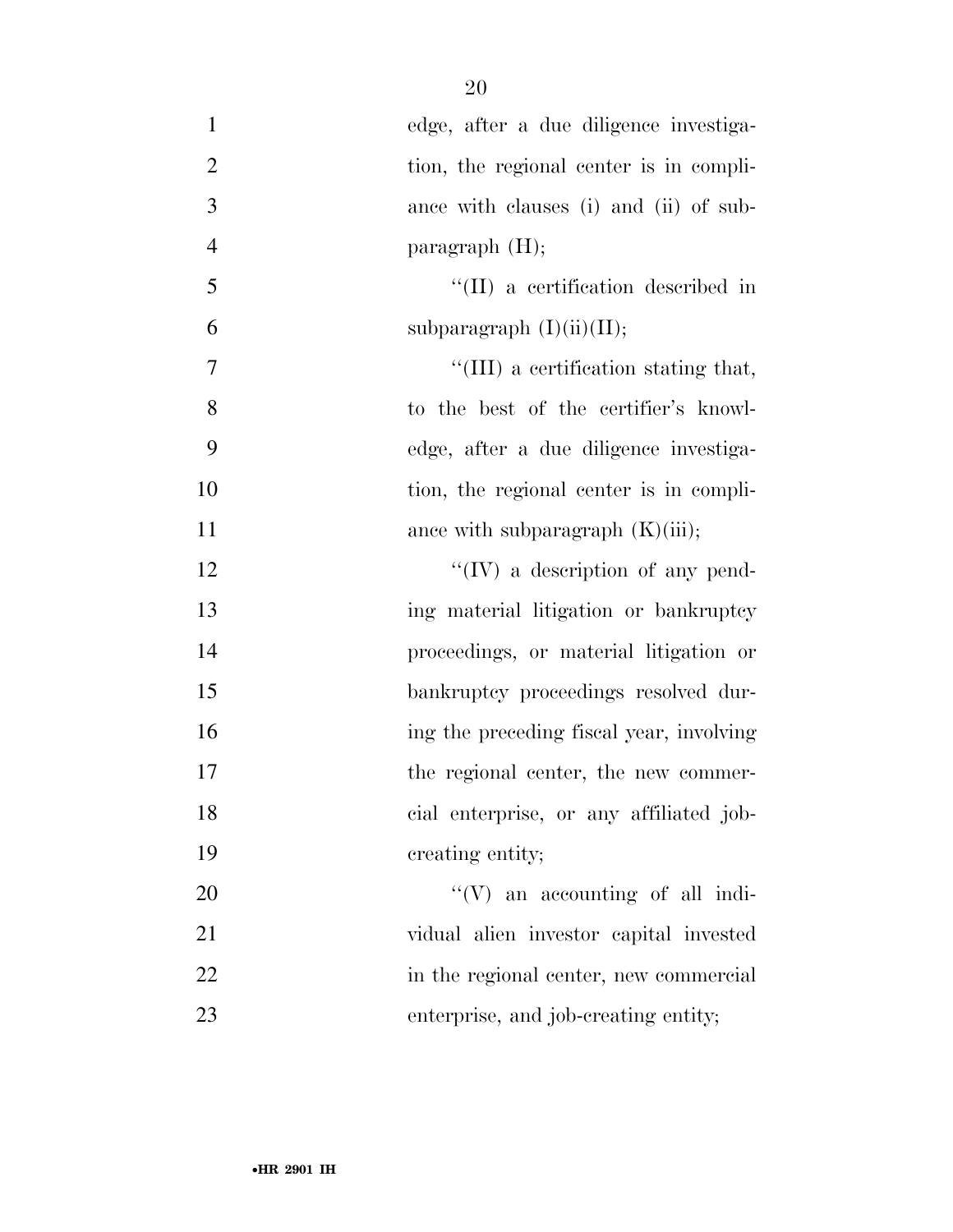edge, after a due diligence investigation, the regional center is in compliance with clauses (i) and (ii) of subparagraph (H);

''(II) a certification described in subparagraph (I)(ii)(II);

''(III) a certification stating that, to the best of the certifier's knowledge, after a due diligence investigation, the regional center is in compliance with subparagraph (K)(iii);

''(IV) a description of any pending material litigation or bankruptcy proceedings, or material litigation or bankruptcy proceedings resolved during the preceding fiscal year, involving the regional center, the new commercial enterprise, or any affiliated job-creating entity;

''(V) an accounting of all individual alien investor capital invested in the regional center, new commercial enterprise, and job-creating entity;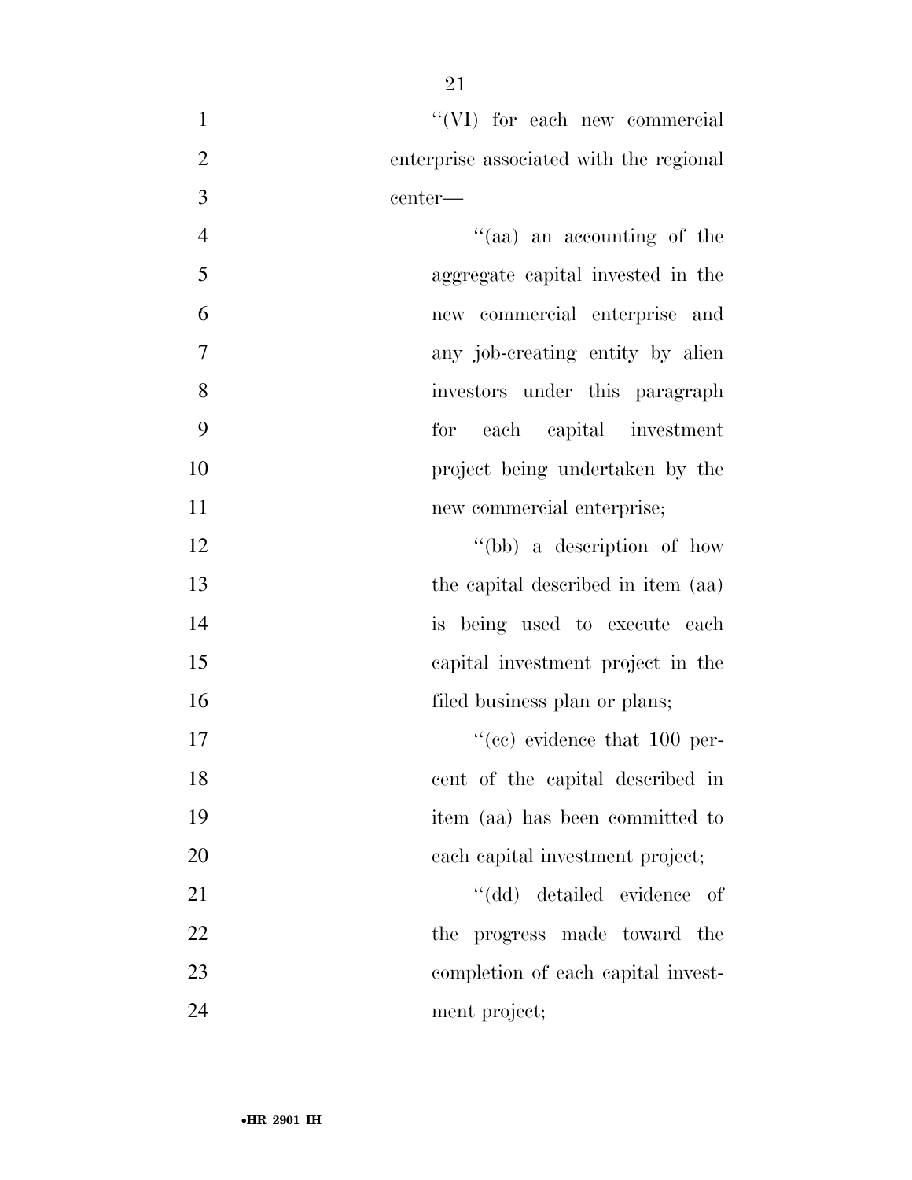"(VI) for each new commercial enterprise associated with the regional center—

"(aa) an accounting of the aggregate capital invested in the new commercial enterprise and any job-creating entity by alien investors under this paragraph for each capital investment project being undertaken by the new commercial enterprise;

"(bb) a description of how the capital described in item (aa) is being used to execute each capital investment project in the filed business plan or plans;

"(cc) evidence that 100 percent of the capital described in item (aa) has been committed to each capital investment project;

"(dd) detailed evidence of the progress made toward the completion of each capital investment project;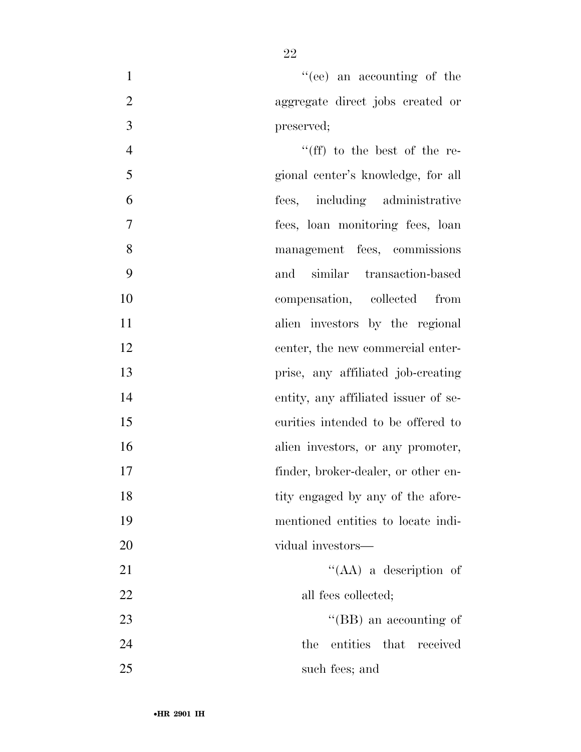''(ee) an accounting of the aggregate direct jobs created or preserved;

''(ff) to the best of the regional center's knowledge, for all fees, including administrative fees, loan monitoring fees, loan management fees, commissions and similar transaction-based compensation, collected from alien investors by the regional center, the new commercial enterprise, any affiliated job-creating entity, any affiliated issuer of securities intended to be offered to alien investors, or any promoter, finder, broker-dealer, or other entity engaged by any of the aforementioned entities to locate individual investors—

''(AA) a description of all fees collected;

''(BB) an accounting of the entities that received such fees; and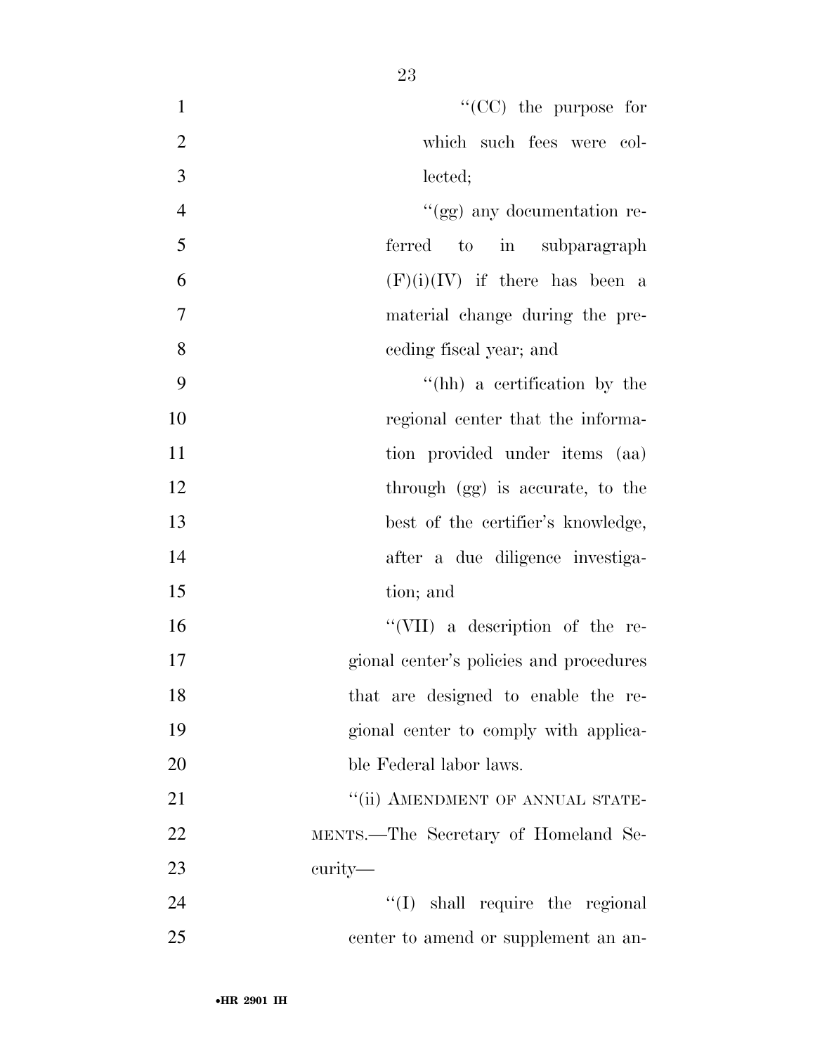''(CC) the purpose for which such fees were collected;

''(gg) any documentation referred to in subparagraph (F)(i)(IV) if there has been a material change during the preceding fiscal year; and

''(hh) a certification by the regional center that the information provided under items (aa) through (gg) is accurate, to the best of the certifier's knowledge, after a due diligence investigation; and

''(VII) a description of the regional center's policies and procedures that are designed to enable the regional center to comply with applicable Federal labor laws.

''(ii) AMENDMENT OF ANNUAL STATEMENTS.—The Secretary of Homeland Security—

''(I) shall require the regional center to amend or supplement an an-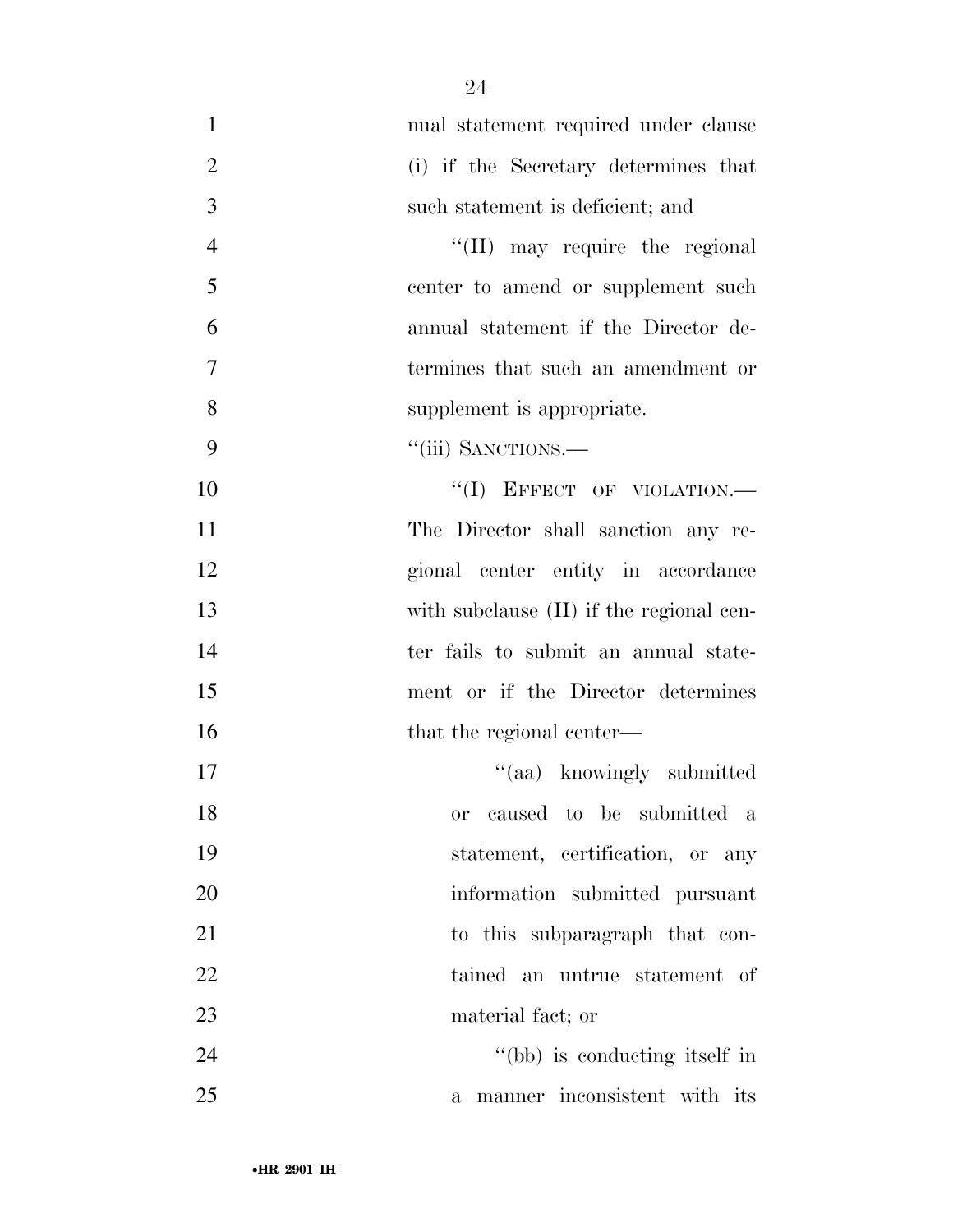nual statement required under clause (i) if the Secretary determines that such statement is deficient; and

''(II) may require the regional center to amend or supplement such annual statement if the Director determines that such an amendment or supplement is appropriate.

''(iii) SANCTIONS.—

''(I) EFFECT OF VIOLATION.— The Director shall sanction any regional center entity in accordance with subclause (II) if the regional center fails to submit an annual statement or if the Director determines that the regional center—

''(aa) knowingly submitted or caused to be submitted a statement, certification, or any information submitted pursuant to this subparagraph that contained an untrue statement of material fact; or

''(bb) is conducting itself in a manner inconsistent with its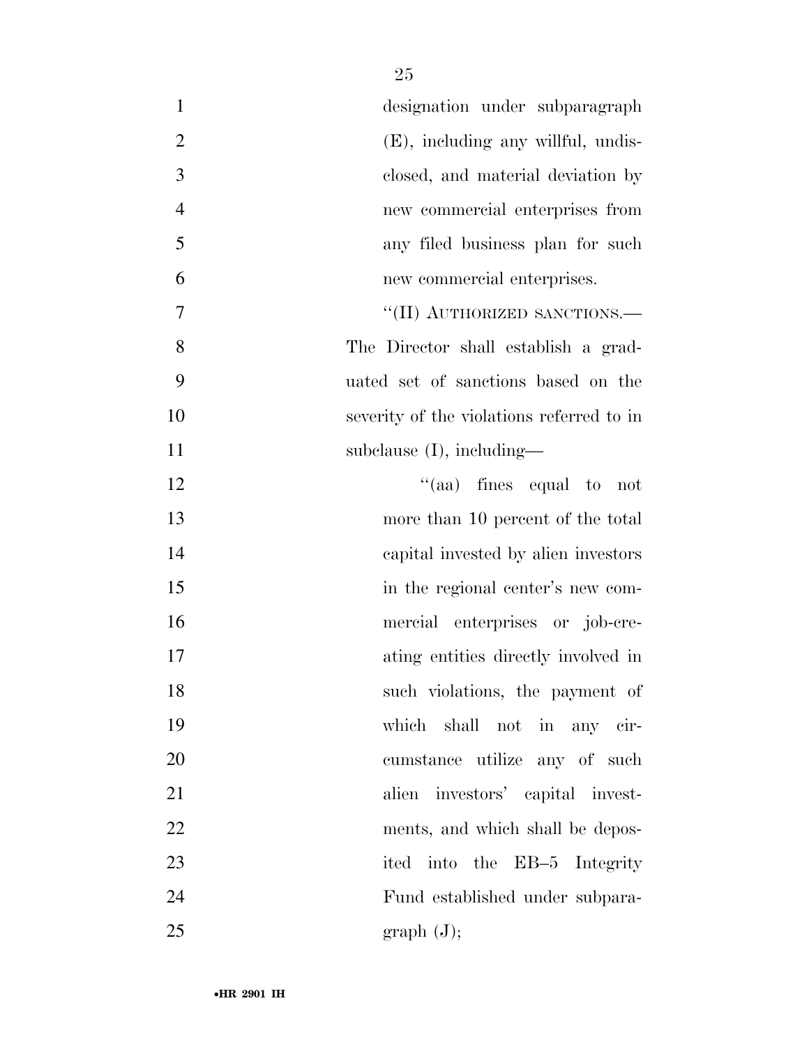designation under subparagraph (E), including any willful, undisclosed, and material deviation by new commercial enterprises from any filed business plan for such new commercial enterprises.

"(II) AUTHORIZED SANCTIONS.— The Director shall establish a graduated set of sanctions based on the severity of the violations referred to in subclause (I), including—

"(aa) fines equal to not more than 10 percent of the total capital invested by alien investors in the regional center's new commercial enterprises or job-creating entities directly involved in such violations, the payment of which shall not in any circumstance utilize any of such alien investors' capital investments, and which shall be deposited into the EB–5 Integrity Fund established under subparagraph (J);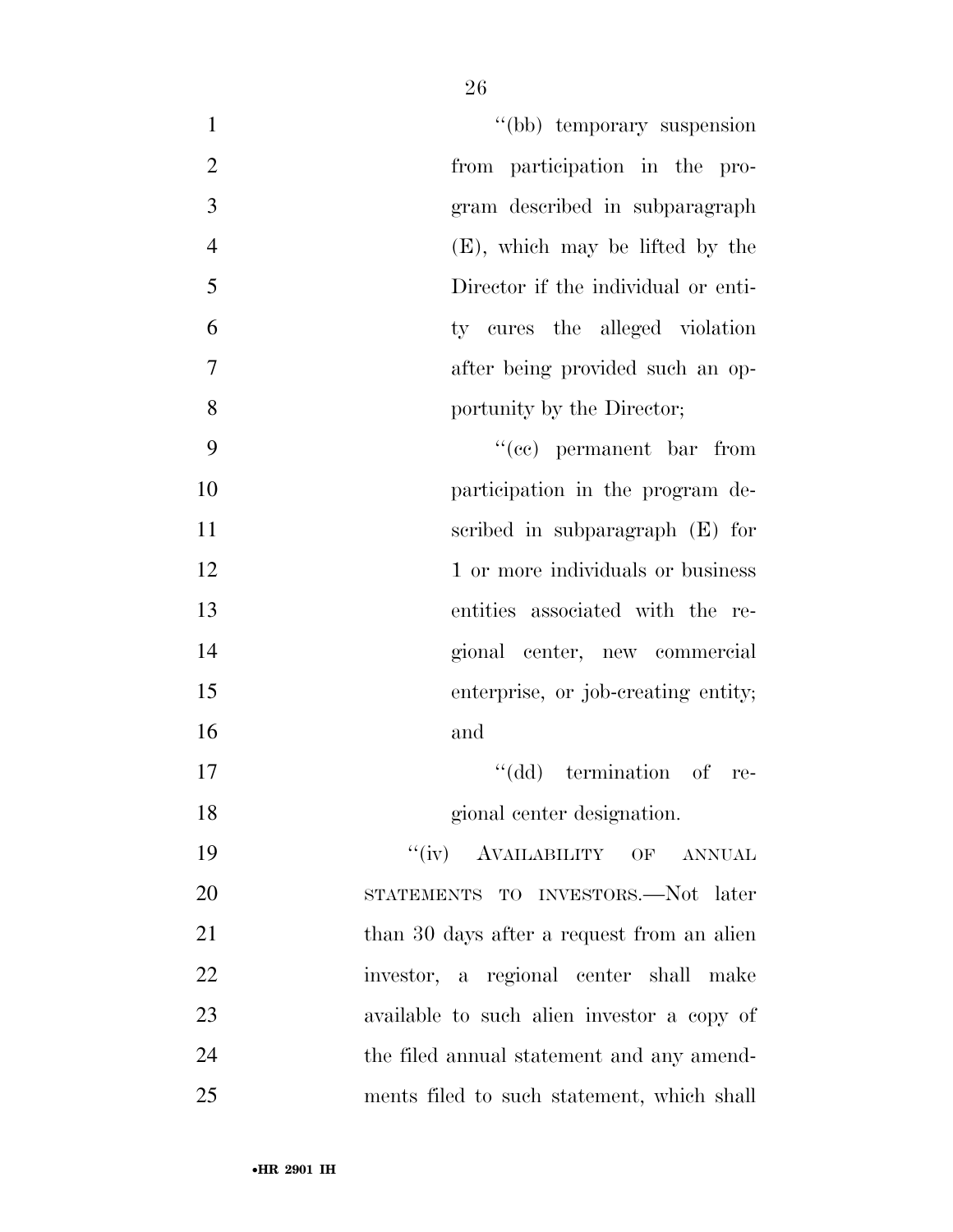"(bb) temporary suspension from participation in the program described in subparagraph (E), which may be lifted by the Director if the individual or entity cures the alleged violation after being provided such an opportunity by the Director;

"(cc) permanent bar from participation in the program described in subparagraph (E) for 1 or more individuals or business entities associated with the regional center, new commercial enterprise, or job-creating entity; and

"(dd) termination of regional center designation.

"(iv) AVAILABILITY OF ANNUAL STATEMENTS TO INVESTORS.—Not later than 30 days after a request from an alien investor, a regional center shall make available to such alien investor a copy of the filed annual statement and any amendments filed to such statement, which shall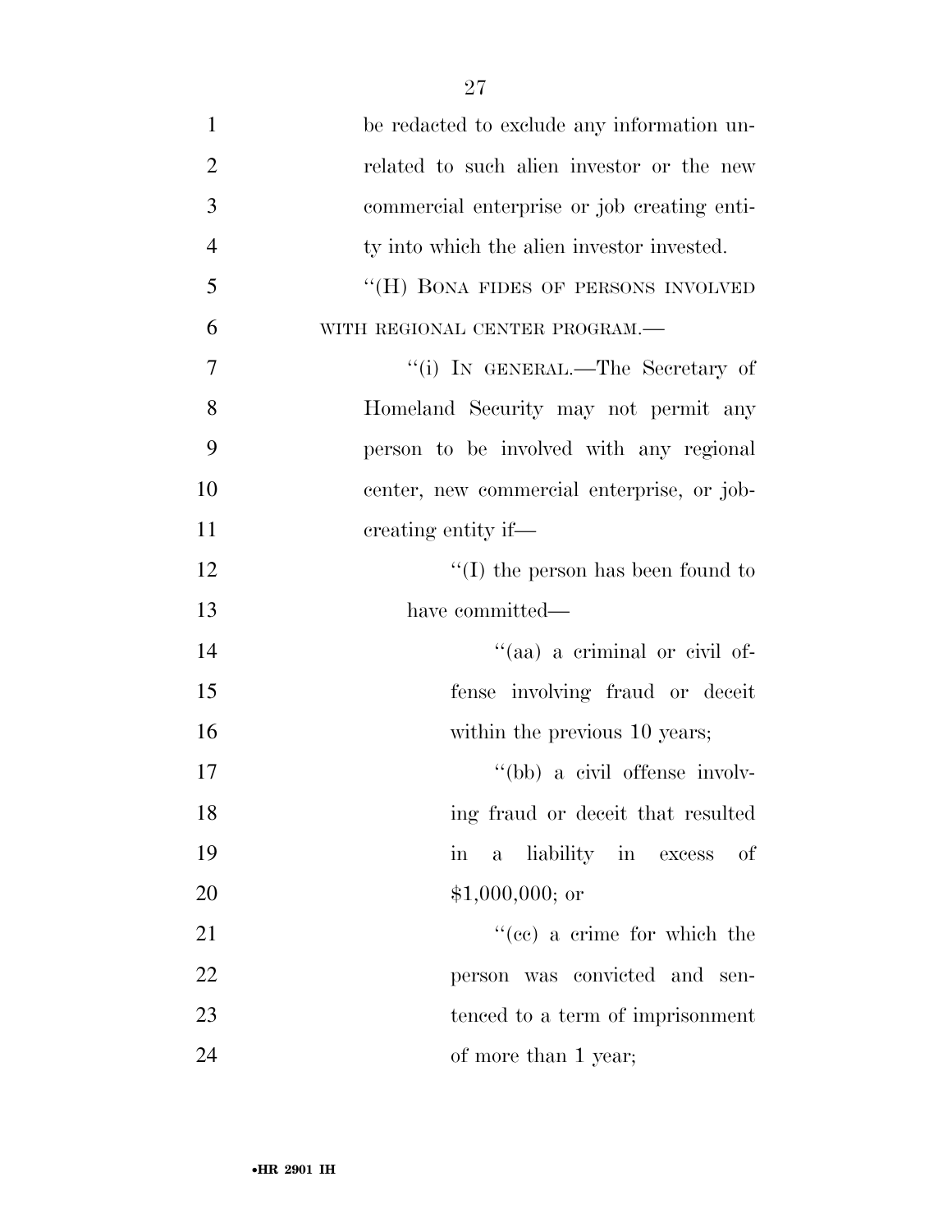be redacted to exclude any information unrelated to such alien investor or the new commercial enterprise or job creating entity into which the alien investor invested.

"(H) BONA FIDES OF PERSONS INVOLVED WITH REGIONAL CENTER PROGRAM.—

"(i) IN GENERAL.—The Secretary of Homeland Security may not permit any person to be involved with any regional center, new commercial enterprise, or job-creating entity if—

"(I) the person has been found to have committed—

"(aa) a criminal or civil offense involving fraud or deceit within the previous 10 years;

"(bb) a civil offense involving fraud or deceit that resulted in a liability in excess of $1,000,000; or

"(cc) a crime for which the person was convicted and sentenced to a term of imprisonment of more than 1 year;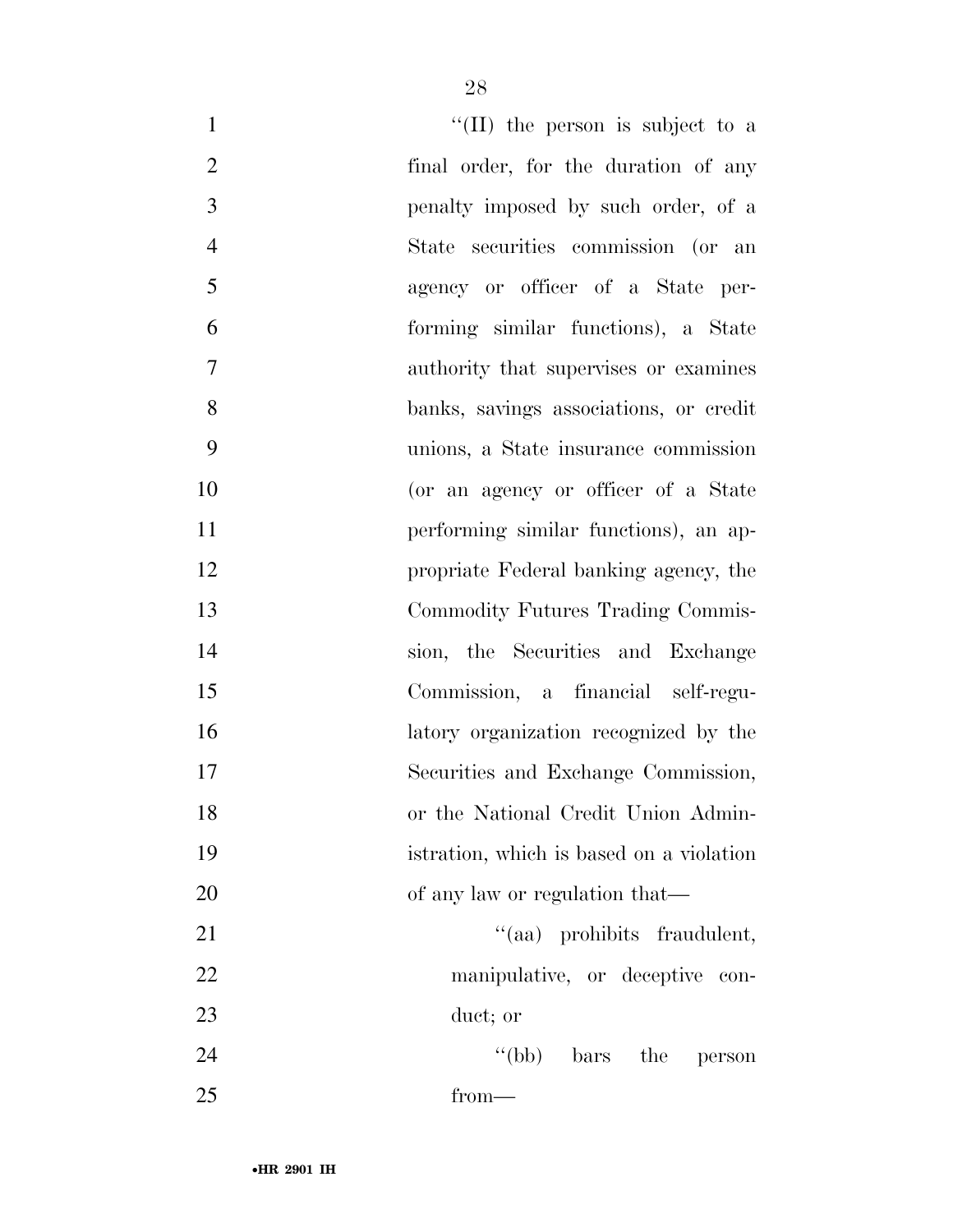''(II) the person is subject to a final order, for the duration of any penalty imposed by such order, of a State securities commission (or an agency or officer of a State performing similar functions), a State authority that supervises or examines banks, savings associations, or credit unions, a State insurance commission (or an agency or officer of a State performing similar functions), an appropriate Federal banking agency, the Commodity Futures Trading Commission, the Securities and Exchange Commission, a financial self-regulatory organization recognized by the Securities and Exchange Commission, or the National Credit Union Administration, which is based on a violation of any law or regulation that—

''(aa) prohibits fraudulent, manipulative, or deceptive conduct; or

''(bb) bars the person from—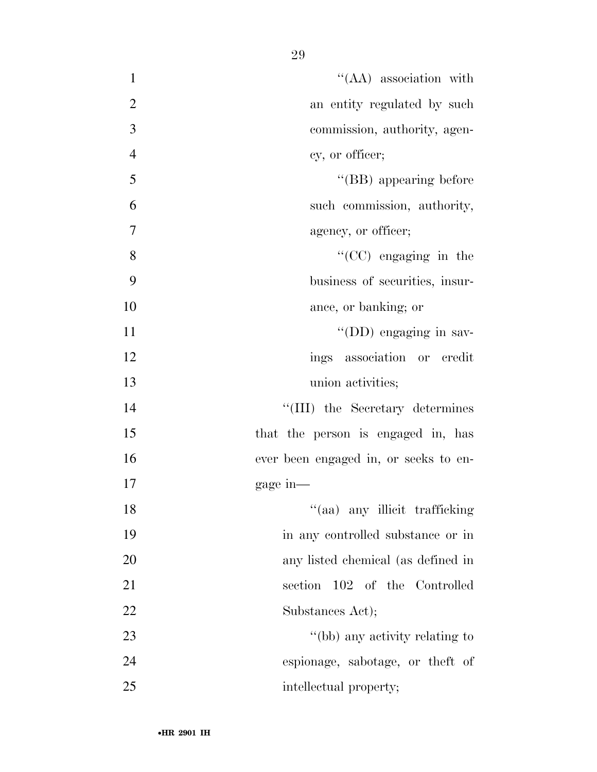''(AA) association with an entity regulated by such commission, authority, agency, or officer;

''(BB) appearing before such commission, authority, agency, or officer;

''(CC) engaging in the business of securities, insurance, or banking; or

''(DD) engaging in savings association or credit union activities;

''(III) the Secretary determines that the person is engaged in, has ever been engaged in, or seeks to engage in—

''(aa) any illicit trafficking in any controlled substance or in any listed chemical (as defined in section 102 of the Controlled Substances Act);

''(bb) any activity relating to espionage, sabotage, or theft of intellectual property;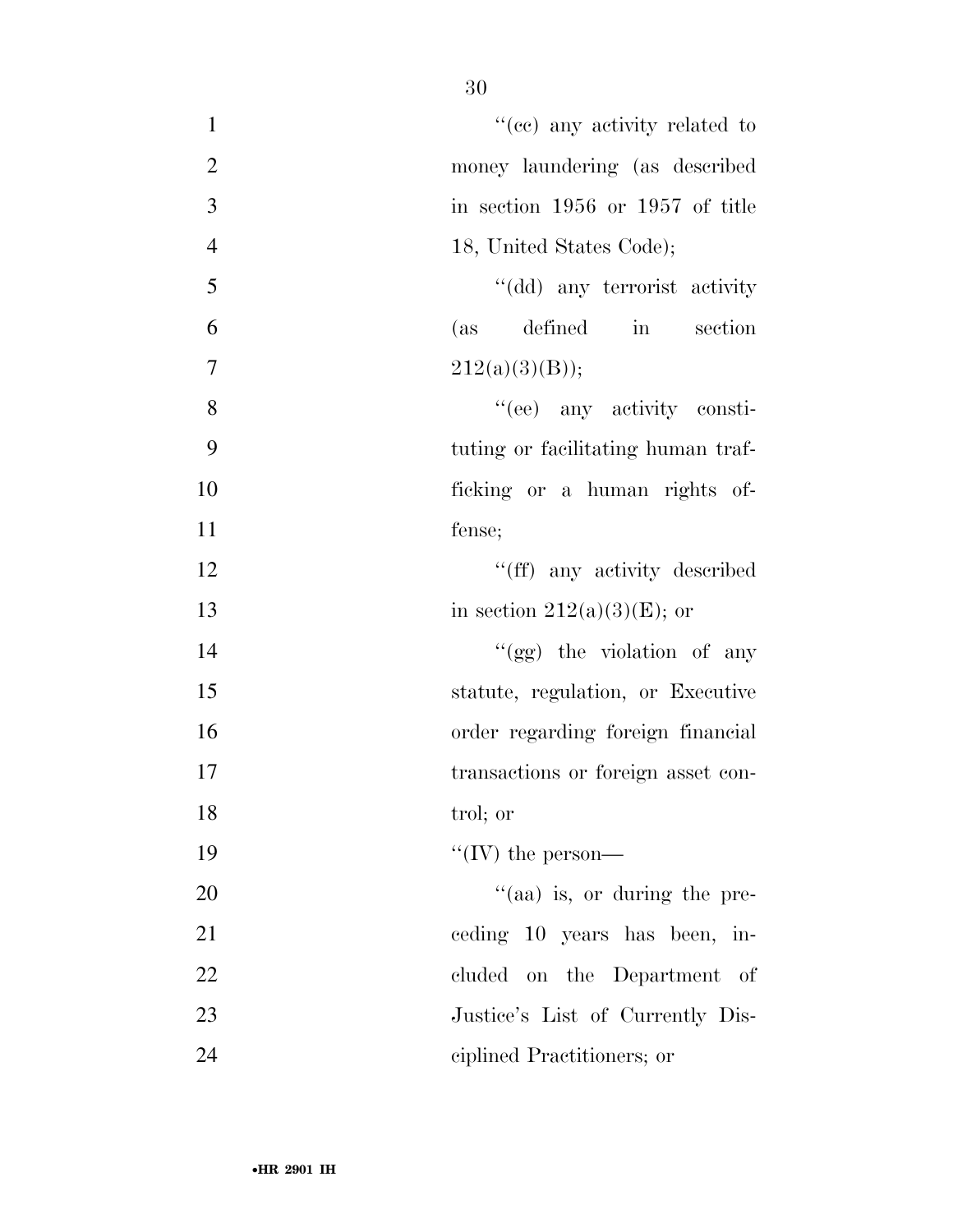"(cc) any activity related to money laundering (as described in section 1956 or 1957 of title 18, United States Code);

"(dd) any terrorist activity (as defined in section 212(a)(3)(B));

"(ee) any activity constituting or facilitating human trafficking or a human rights offense;

"(ff) any activity described in section 212(a)(3)(E); or

"(gg) the violation of any statute, regulation, or Executive order regarding foreign financial transactions or foreign asset control; or

"(IV) the person—

"(aa) is, or during the preceding 10 years has been, included on the Department of Justice's List of Currently Disciplined Practitioners; or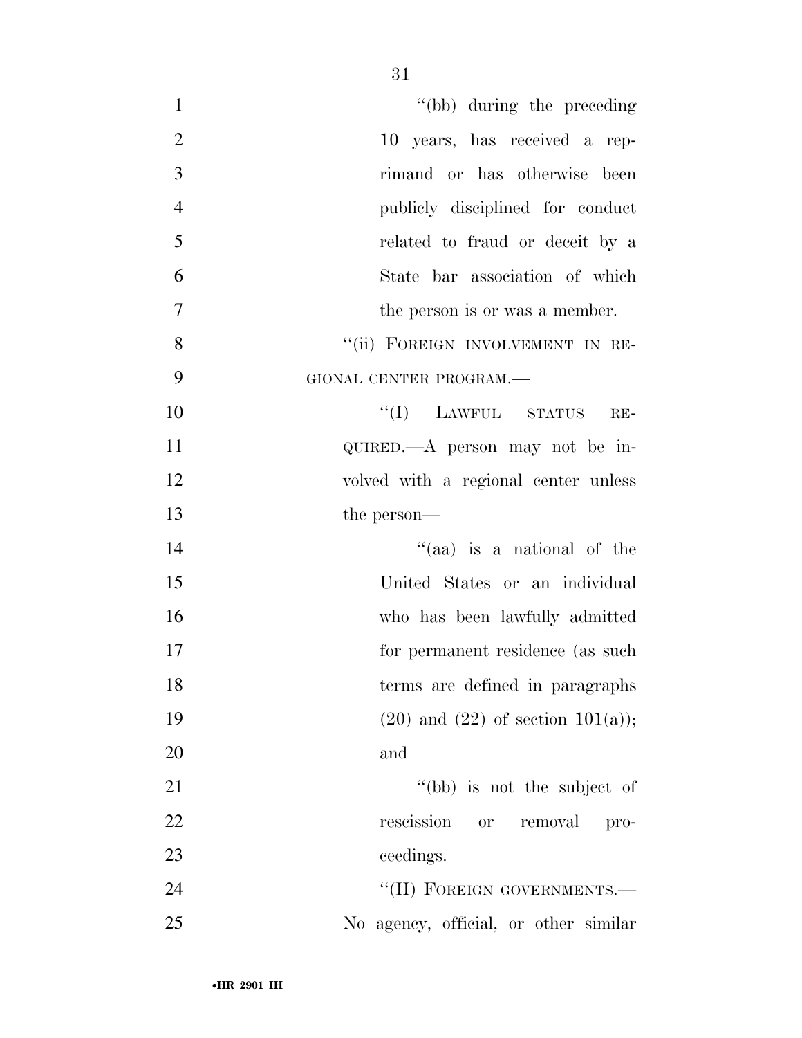"(bb) during the preceding 10 years, has received a reprimand or has otherwise been publicly disciplined for conduct related to fraud or deceit by a State bar association of which the person is or was a member.

"(ii) FOREIGN INVOLVEMENT IN REGIONAL CENTER PROGRAM.—

"(I) LAWFUL STATUS REQUIRED.—A person may not be involved with a regional center unless the person—

"(aa) is a national of the United States or an individual who has been lawfully admitted for permanent residence (as such terms are defined in paragraphs (20) and (22) of section 101(a)); and

"(bb) is not the subject of rescission or removal proceedings.

"(II) FOREIGN GOVERNMENTS.—No agency, official, or other similar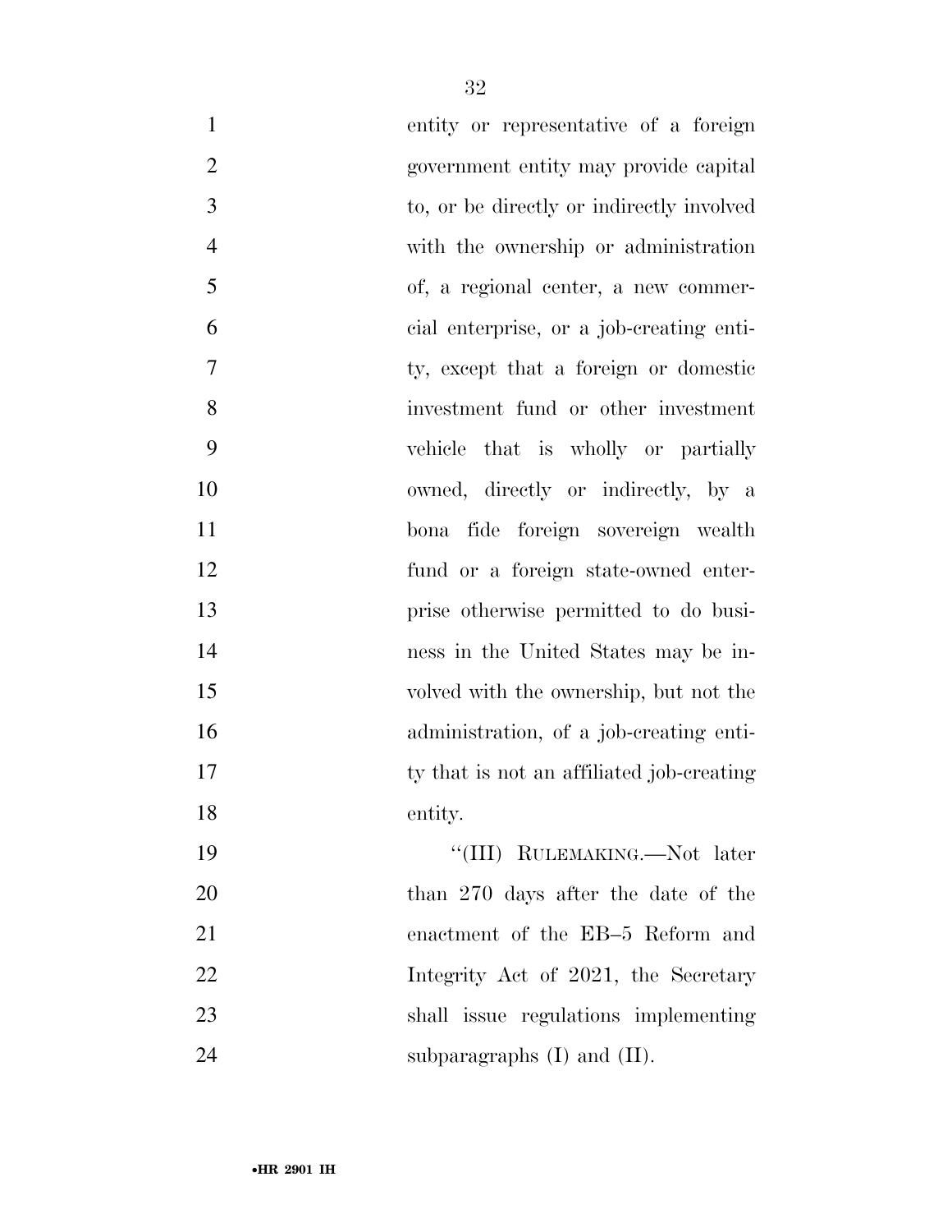entity or representative of a foreign government entity may provide capital to, or be directly or indirectly involved with the ownership or administration of, a regional center, a new commercial enterprise, or a job-creating entity, except that a foreign or domestic investment fund or other investment vehicle that is wholly or partially owned, directly or indirectly, by a bona fide foreign sovereign wealth fund or a foreign state-owned enterprise otherwise permitted to do business in the United States may be involved with the ownership, but not the administration, of a job-creating entity that is not an affiliated job-creating entity.

"(III) RULEMAKING.—Not later than 270 days after the date of the enactment of the EB–5 Reform and Integrity Act of 2021, the Secretary shall issue regulations implementing subparagraphs (I) and (II).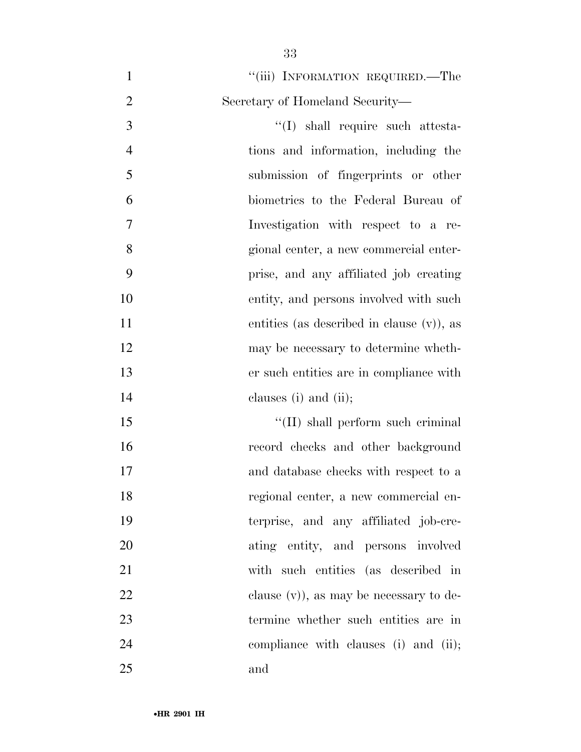"(iii) INFORMATION REQUIRED.—The Secretary of Homeland Security—

"(I) shall require such attestations and information, including the submission of fingerprints or other biometrics to the Federal Bureau of Investigation with respect to a regional center, a new commercial enterprise, and any affiliated job creating entity, and persons involved with such entities (as described in clause (v)), as may be necessary to determine whether such entities are in compliance with clauses (i) and (ii);

"(II) shall perform such criminal record checks and other background and database checks with respect to a regional center, a new commercial enterprise, and any affiliated job-creating entity, and persons involved with such entities (as described in clause (v)), as may be necessary to determine whether such entities are in compliance with clauses (i) and (ii); and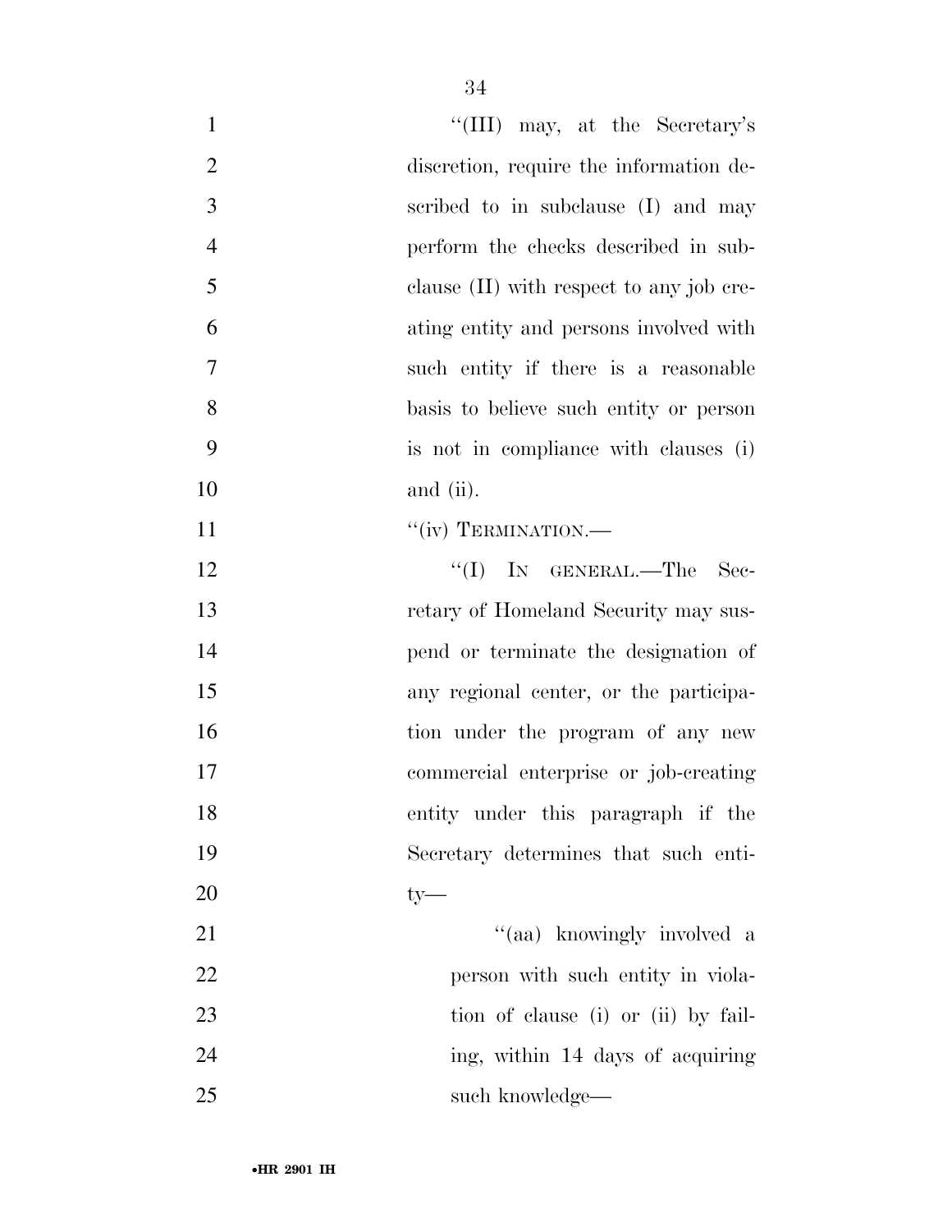"(III) may, at the Secretary's discretion, require the information described to in subclause (I) and may perform the checks described in subclause (II) with respect to any job creating entity and persons involved with such entity if there is a reasonable basis to believe such entity or person is not in compliance with clauses (i) and (ii).

"(iv) TERMINATION.—

"(I) IN GENERAL.—The Secretary of Homeland Security may suspend or terminate the designation of any regional center, or the participation under the program of any new commercial enterprise or job-creating entity under this paragraph if the Secretary determines that such entity—

"(aa) knowingly involved a person with such entity in violation of clause (i) or (ii) by failing, within 14 days of acquiring such knowledge—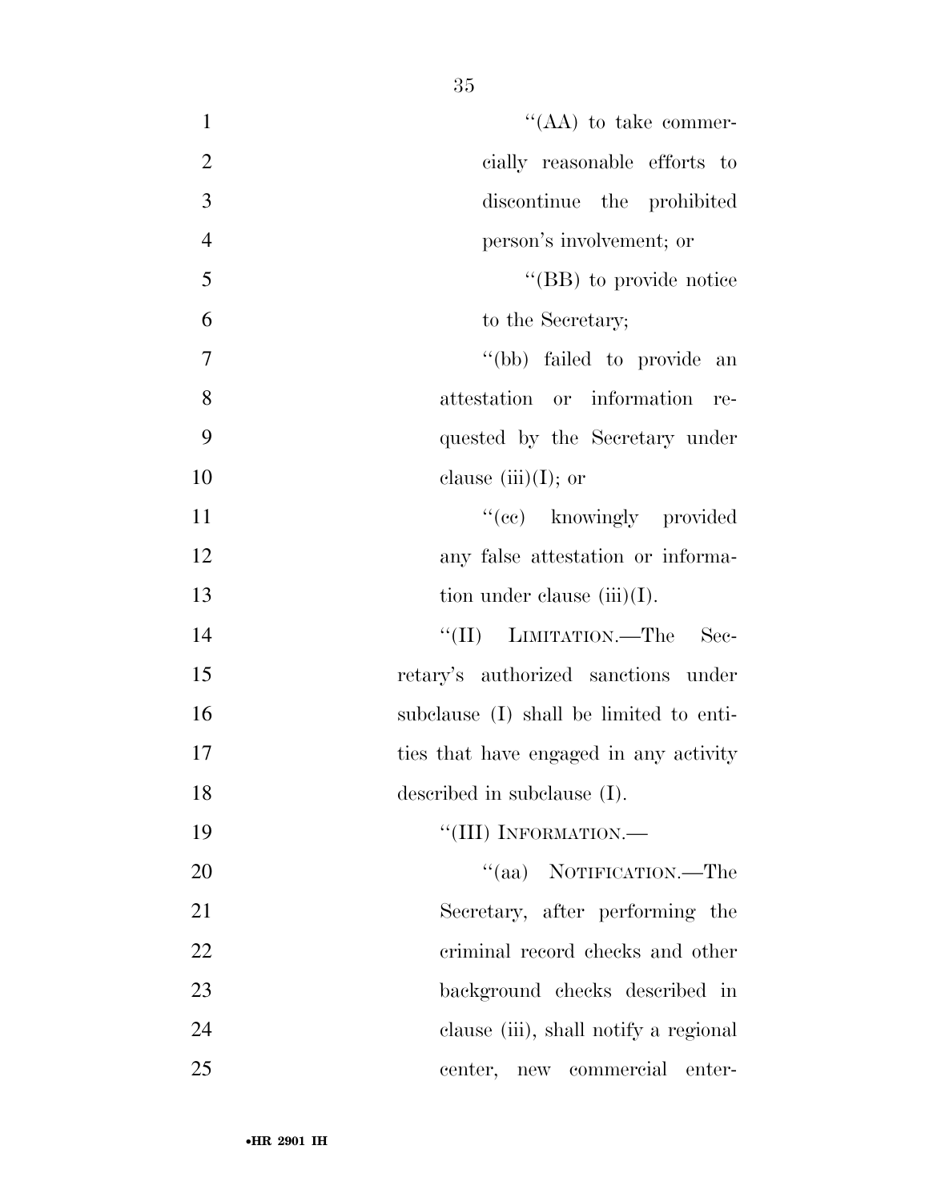''(AA) to take commercially reasonable efforts to discontinue the prohibited person's involvement; or

''(BB) to provide notice to the Secretary;

''(bb) failed to provide an attestation or information requested by the Secretary under clause (iii)(I); or

''(cc) knowingly provided any false attestation or information under clause (iii)(I).

''(II) LIMITATION.—The Secretary's authorized sanctions under subclause (I) shall be limited to entities that have engaged in any activity described in subclause (I).

''(III) INFORMATION.—

''(aa) NOTIFICATION.—The Secretary, after performing the criminal record checks and other background checks described in clause (iii), shall notify a regional center, new commercial enter-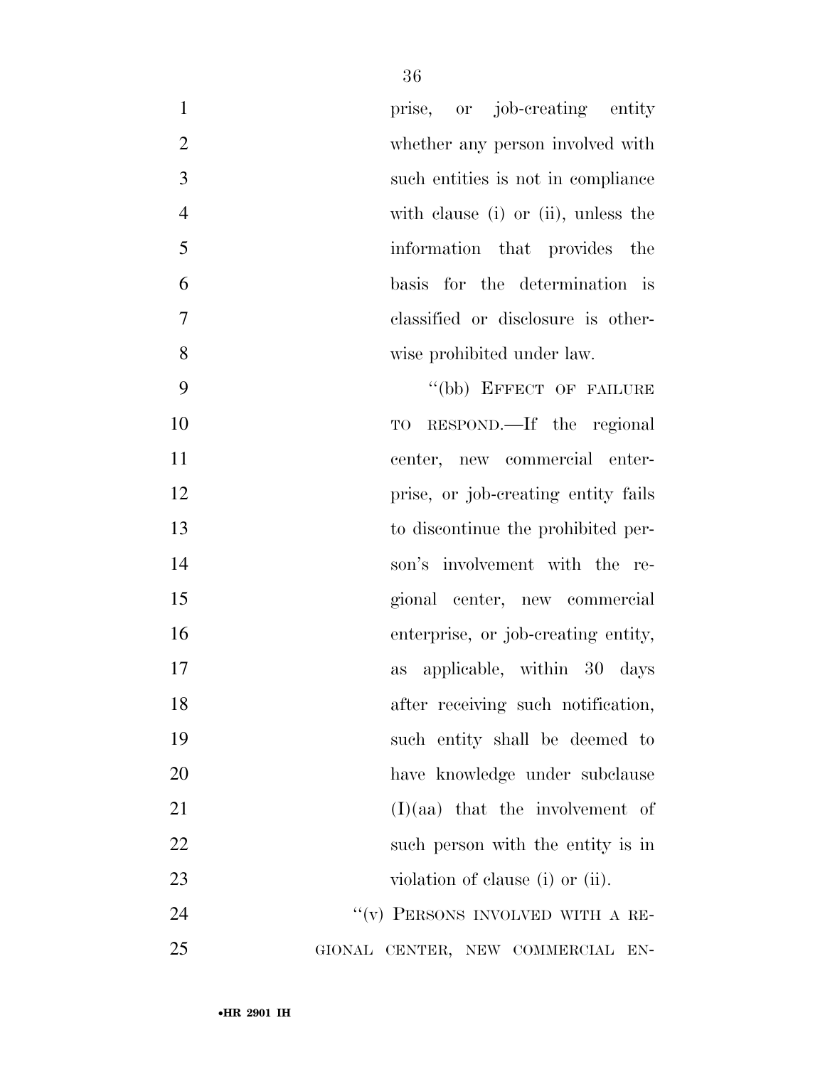prise, or job-creating entity whether any person involved with such entities is not in compliance with clause (i) or (ii), unless the information that provides the basis for the determination is classified or disclosure is otherwise prohibited under law.

"(bb) EFFECT OF FAILURE TO RESPOND.—If the regional center, new commercial enterprise, or job-creating entity fails to discontinue the prohibited person's involvement with the regional center, new commercial enterprise, or job-creating entity, as applicable, within 30 days after receiving such notification, such entity shall be deemed to have knowledge under subclause (I)(aa) that the involvement of such person with the entity is in violation of clause (i) or (ii).

"(v) PERSONS INVOLVED WITH A REGIONAL CENTER, NEW COMMERCIAL EN-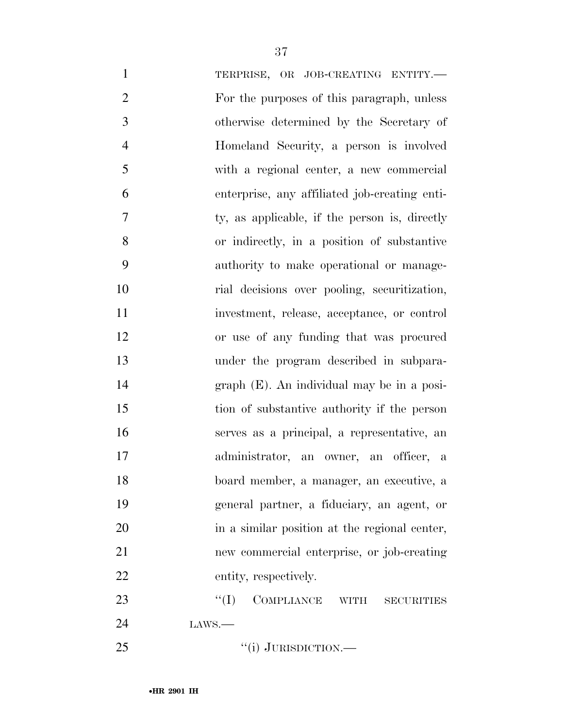TERPRISE, OR JOB-CREATING ENTITY.— For the purposes of this paragraph, unless otherwise determined by the Secretary of Homeland Security, a person is involved with a regional center, a new commercial enterprise, any affiliated job-creating entity, as applicable, if the person is, directly or indirectly, in a position of substantive authority to make operational or managerial decisions over pooling, securitization, investment, release, acceptance, or control or use of any funding that was procured under the program described in subparagraph (E). An individual may be in a position of substantive authority if the person serves as a principal, a representative, an administrator, an owner, an officer, a board member, a manager, an executive, a general partner, a fiduciary, an agent, or in a similar position at the regional center, new commercial enterprise, or job-creating entity, respectively.

"(I) COMPLIANCE WITH SECURITIES LAWS.—

"(i) JURISDICTION.—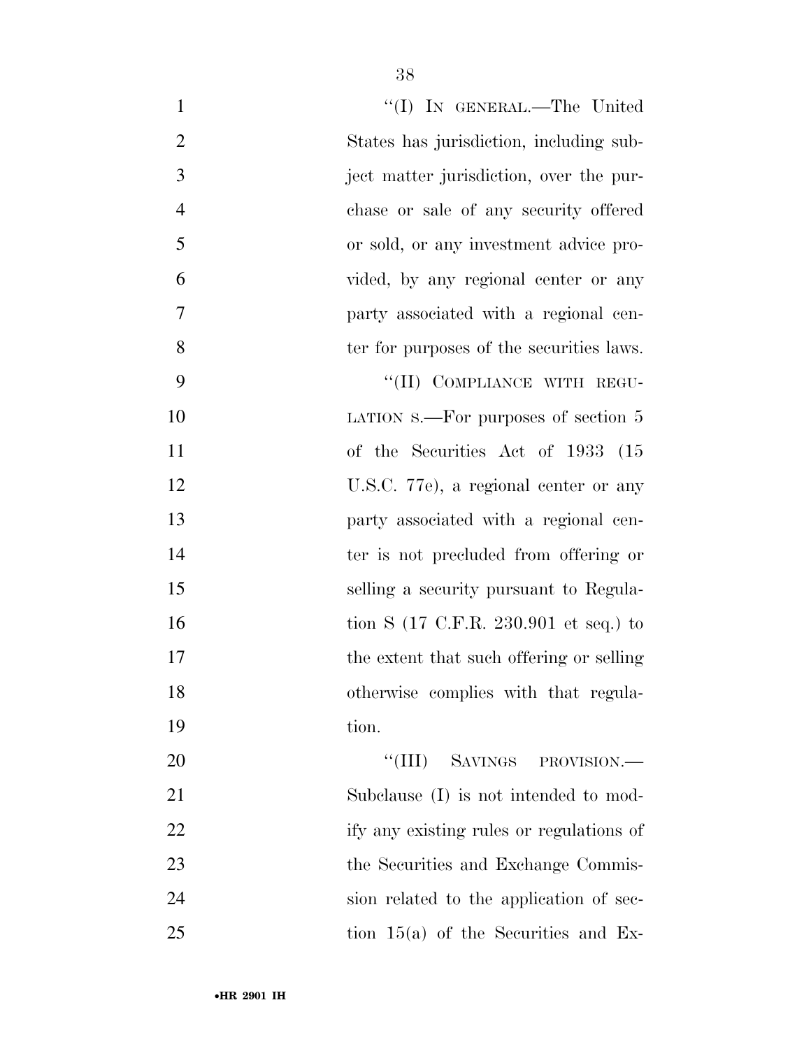"(I) IN GENERAL.—The United States has jurisdiction, including subject matter jurisdiction, over the purchase or sale of any security offered or sold, or any investment advice provided, by any regional center or any party associated with a regional center for purposes of the securities laws.

"(II) COMPLIANCE WITH REGULATION S.—For purposes of section 5 of the Securities Act of 1933 (15 U.S.C. 77e), a regional center or any party associated with a regional center is not precluded from offering or selling a security pursuant to Regulation S (17 C.F.R. 230.901 et seq.) to the extent that such offering or selling otherwise complies with that regulation.

"(III) SAVINGS PROVISION.—Subclause (I) is not intended to modify any existing rules or regulations of the Securities and Exchange Commission related to the application of section 15(a) of the Securities and Ex-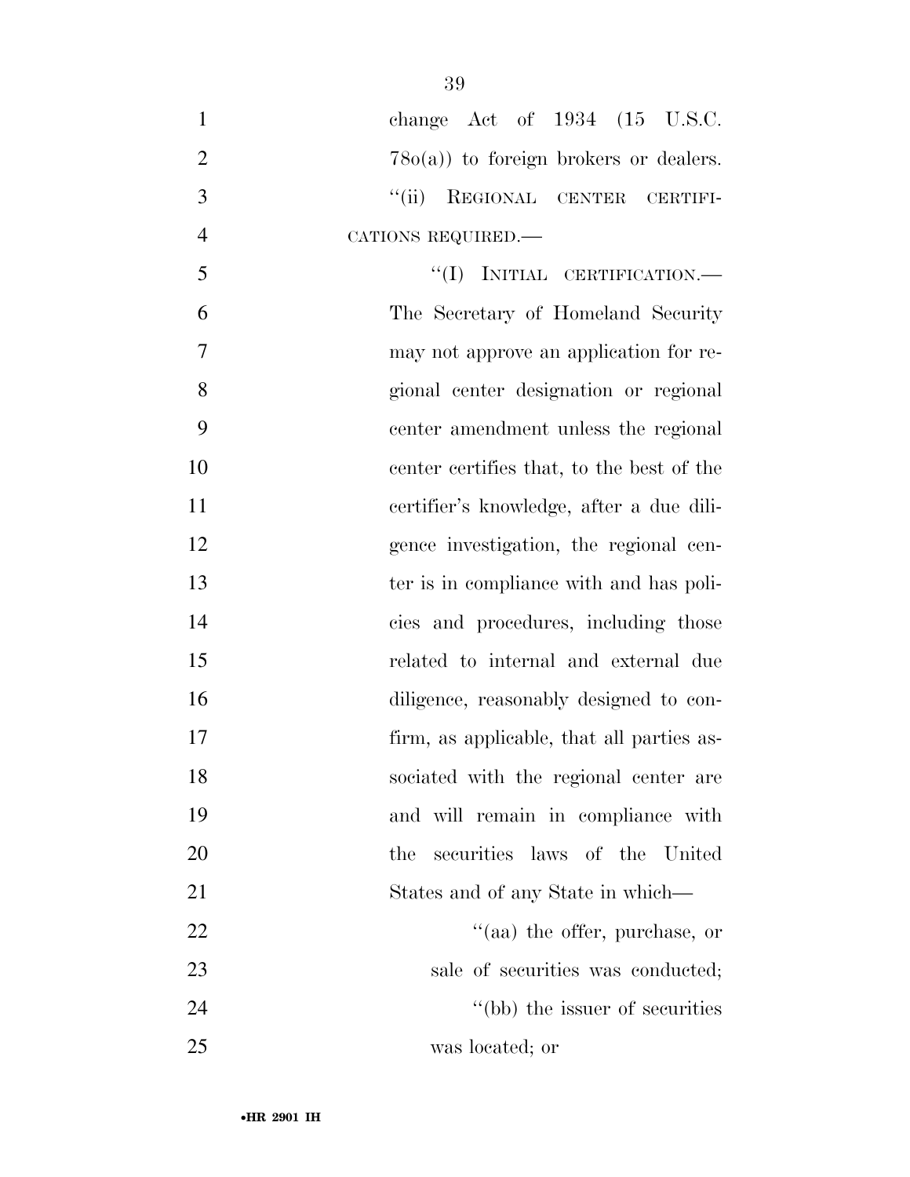change Act of 1934 (15 U.S.C. 78o(a)) to foreign brokers or dealers.

"(ii) REGIONAL CENTER CERTIFICATIONS REQUIRED.—

"(I) INITIAL CERTIFICATION.— The Secretary of Homeland Security may not approve an application for regional center designation or regional center amendment unless the regional center certifies that, to the best of the certifier's knowledge, after a due diligence investigation, the regional center is in compliance with and has policies and procedures, including those related to internal and external due diligence, reasonably designed to confirm, as applicable, that all parties associated with the regional center are and will remain in compliance with the securities laws of the United States and of any State in which—

"(aa) the offer, purchase, or sale of securities was conducted;

"(bb) the issuer of securities was located; or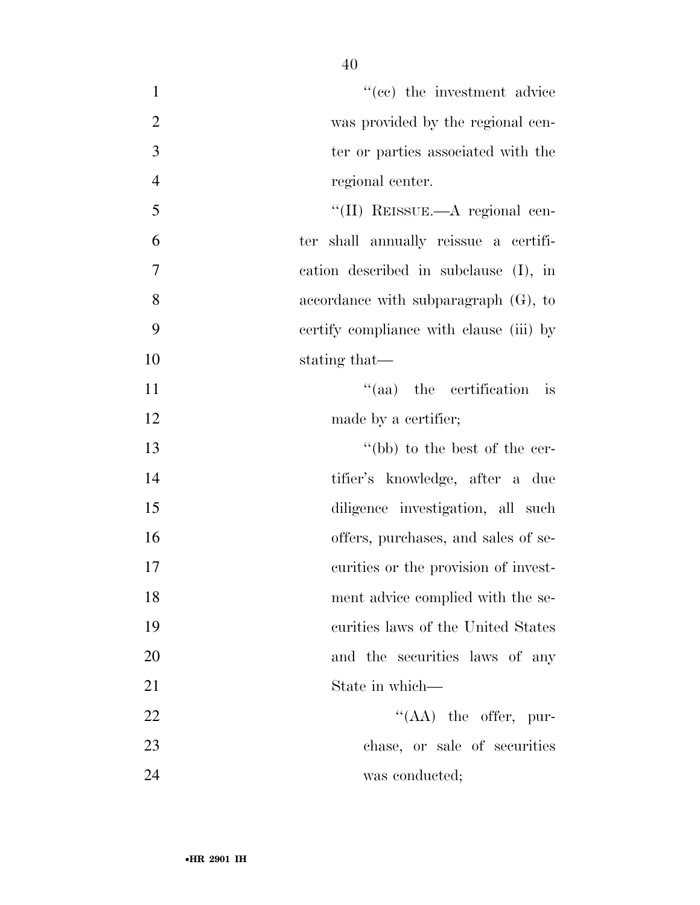"(cc) the investment advice was provided by the regional center or parties associated with the regional center.

"(II) REISSUE.—A regional center shall annually reissue a certification described in subclause (I), in accordance with subparagraph (G), to certify compliance with clause (iii) by stating that—

"(aa) the certification is made by a certifier;

"(bb) to the best of the certifier's knowledge, after a due diligence investigation, all such offers, purchases, and sales of securities or the provision of investment advice complied with the securities laws of the United States and the securities laws of any State in which—

"(AA) the offer, purchase, or sale of securities was conducted;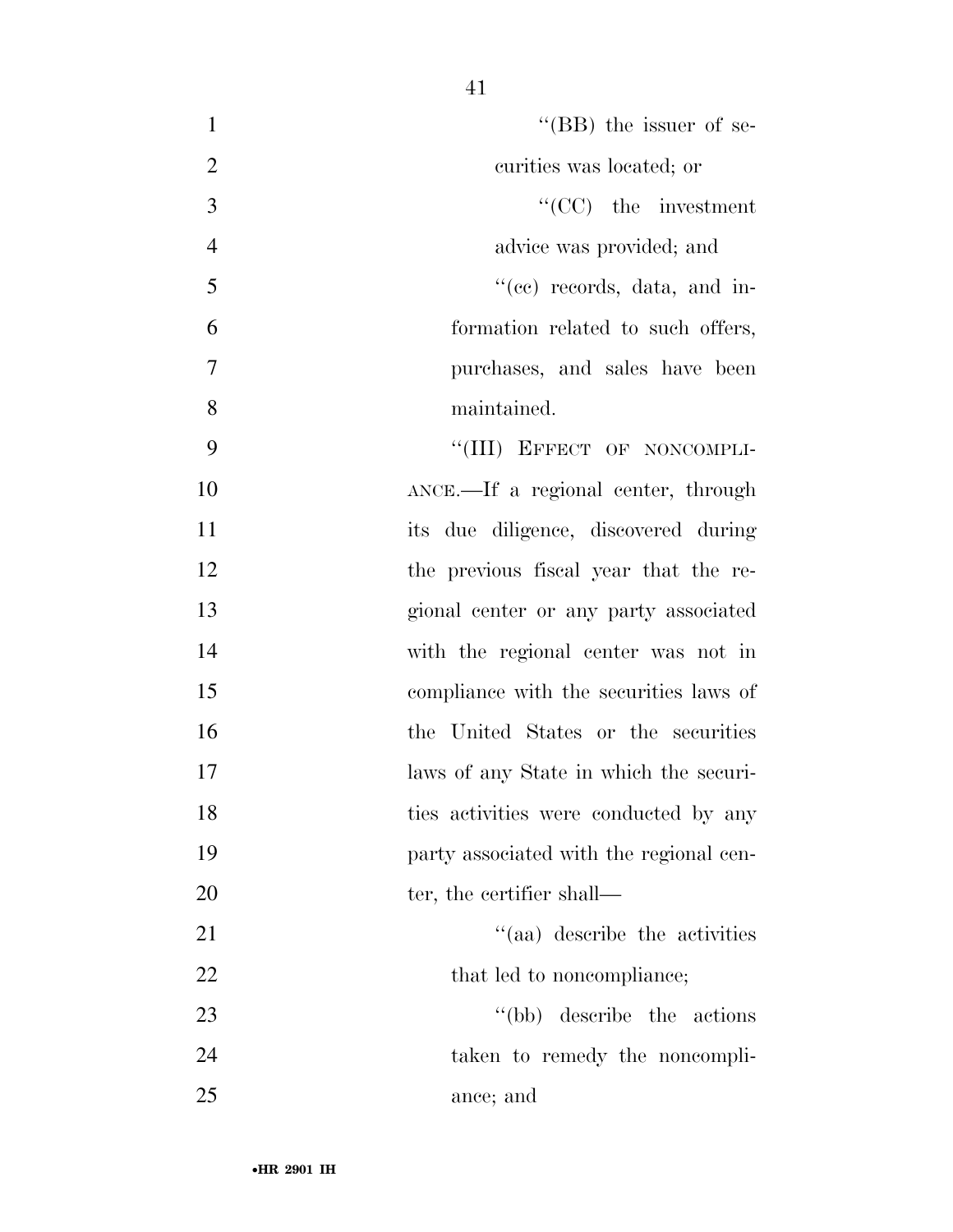"(BB) the issuer of securities was located; or

"(CC) the investment advice was provided; and

"(cc) records, data, and information related to such offers, purchases, and sales have been maintained.

"(III) EFFECT OF NONCOMPLIANCE.—If a regional center, through its due diligence, discovered during the previous fiscal year that the regional center or any party associated with the regional center was not in compliance with the securities laws of the United States or the securities laws of any State in which the securities activities were conducted by any party associated with the regional center, the certifier shall—

"(aa) describe the activities that led to noncompliance;

"(bb) describe the actions taken to remedy the noncompliance; and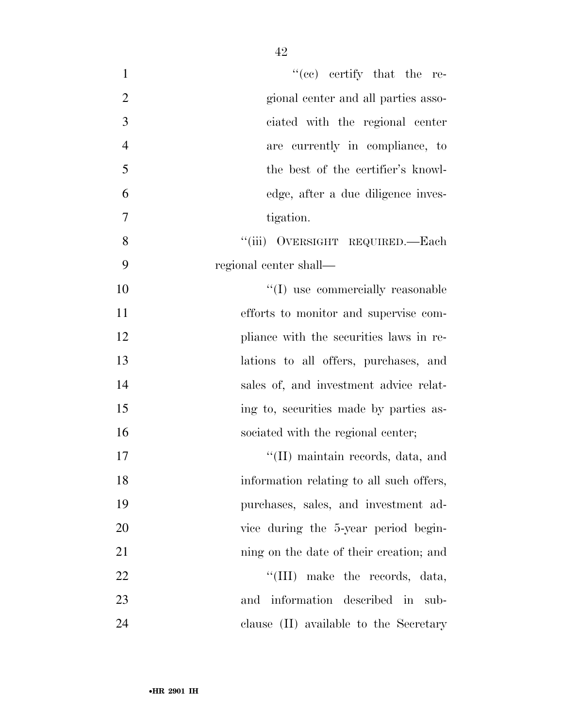"(cc) certify that the regional center and all parties associated with the regional center are currently in compliance, to the best of the certifier's knowledge, after a due diligence investigation.

"(iii) OVERSIGHT REQUIRED.—Each regional center shall—

"(I) use commercially reasonable efforts to monitor and supervise compliance with the securities laws in relations to all offers, purchases, and sales of, and investment advice relating to, securities made by parties associated with the regional center;

"(II) maintain records, data, and information relating to all such offers, purchases, sales, and investment advice during the 5-year period beginning on the date of their creation; and

"(III) make the records, data, and information described in subclause (II) available to the Secretary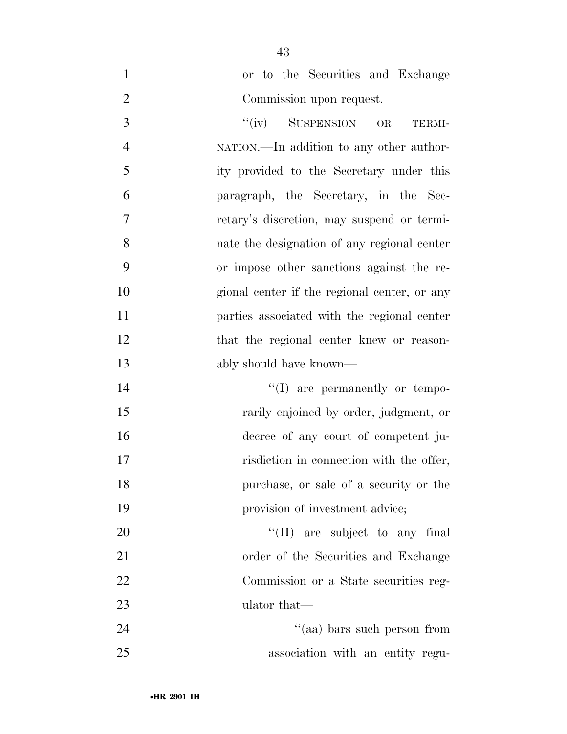or to the Securities and Exchange Commission upon request.

"(iv) SUSPENSION OR TERMINATION.—In addition to any other authority provided to the Secretary under this paragraph, the Secretary, in the Secretary's discretion, may suspend or terminate the designation of any regional center or impose other sanctions against the regional center if the regional center, or any parties associated with the regional center that the regional center knew or reasonably should have known—

"(I) are permanently or temporarily enjoined by order, judgment, or decree of any court of competent jurisdiction in connection with the offer, purchase, or sale of a security or the provision of investment advice;

"(II) are subject to any final order of the Securities and Exchange Commission or a State securities regulator that—

"(aa) bars such person from association with an entity regu-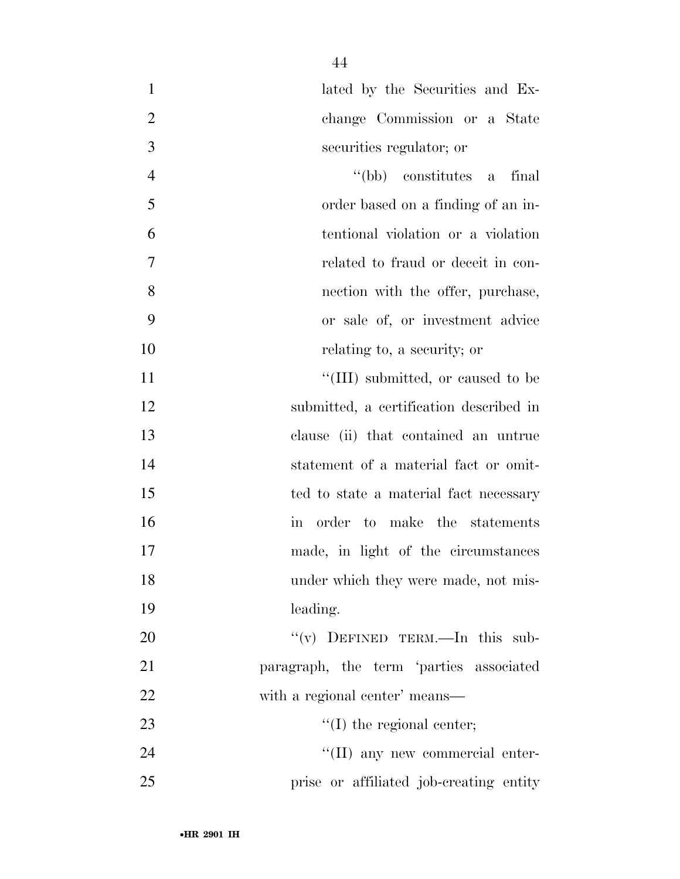lated by the Securities and Exchange Commission or a State securities regulator; or

''(bb) constitutes a final order based on a finding of an intentional violation or a violation related to fraud or deceit in connection with the offer, purchase, or sale of, or investment advice relating to, a security; or

''(III) submitted, or caused to be submitted, a certification described in clause (ii) that contained an untrue statement of a material fact or omitted to state a material fact necessary in order to make the statements made, in light of the circumstances under which they were made, not misleading.

''(v) DEFINED TERM.—In this subparagraph, the term 'parties associated with a regional center' means—

''(I) the regional center;

''(II) any new commercial enterprise or affiliated job-creating entity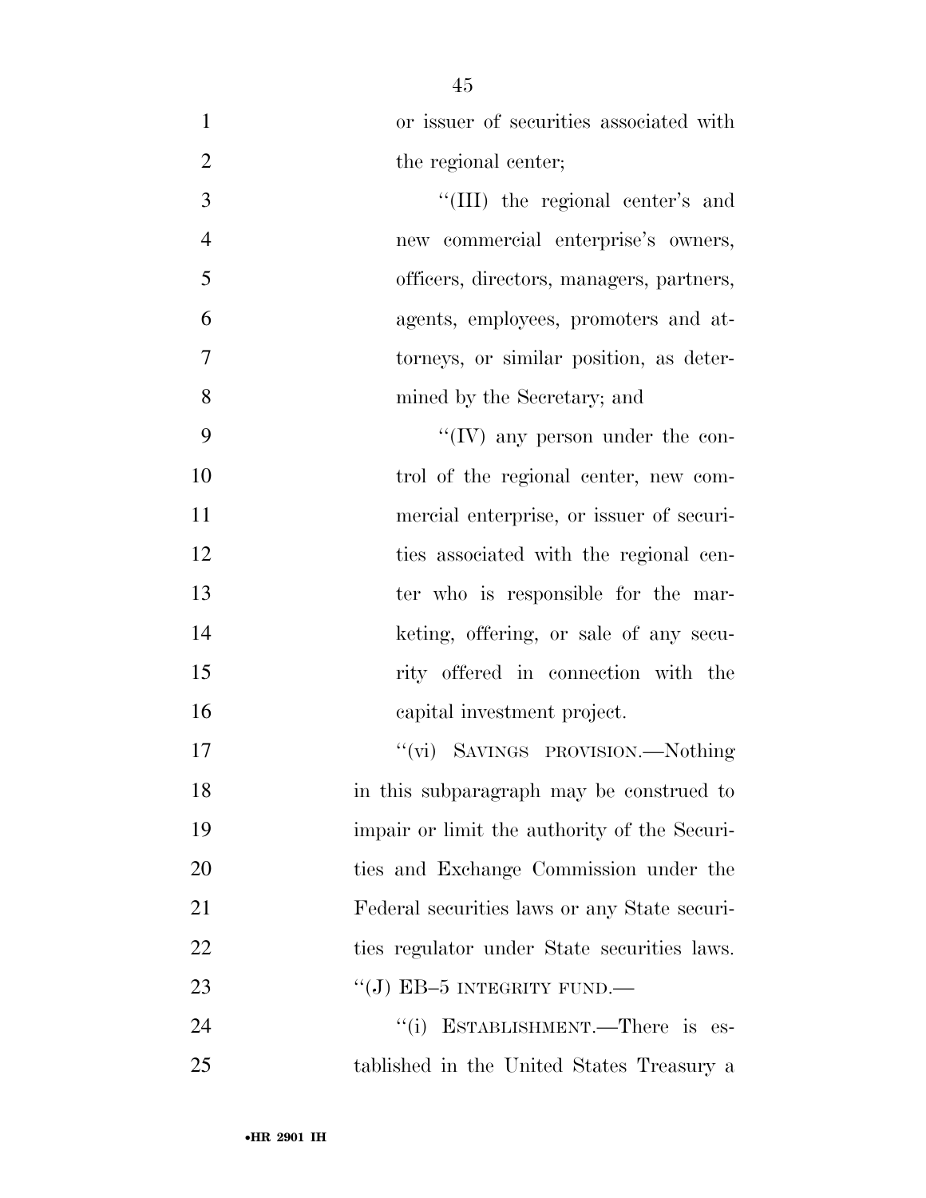or issuer of securities associated with the regional center;

''(III) the regional center's and new commercial enterprise's owners, officers, directors, managers, partners, agents, employees, promoters and attorneys, or similar position, as determined by the Secretary; and

''(IV) any person under the control of the regional center, new commercial enterprise, or issuer of securities associated with the regional center who is responsible for the marketing, offering, or sale of any security offered in connection with the capital investment project.

''(vi) SAVINGS PROVISION.—Nothing in this subparagraph may be construed to impair or limit the authority of the Securities and Exchange Commission under the Federal securities laws or any State securities regulator under State securities laws.

''(J) EB–5 INTEGRITY FUND.—

''(i) ESTABLISHMENT.—There is established in the United States Treasury a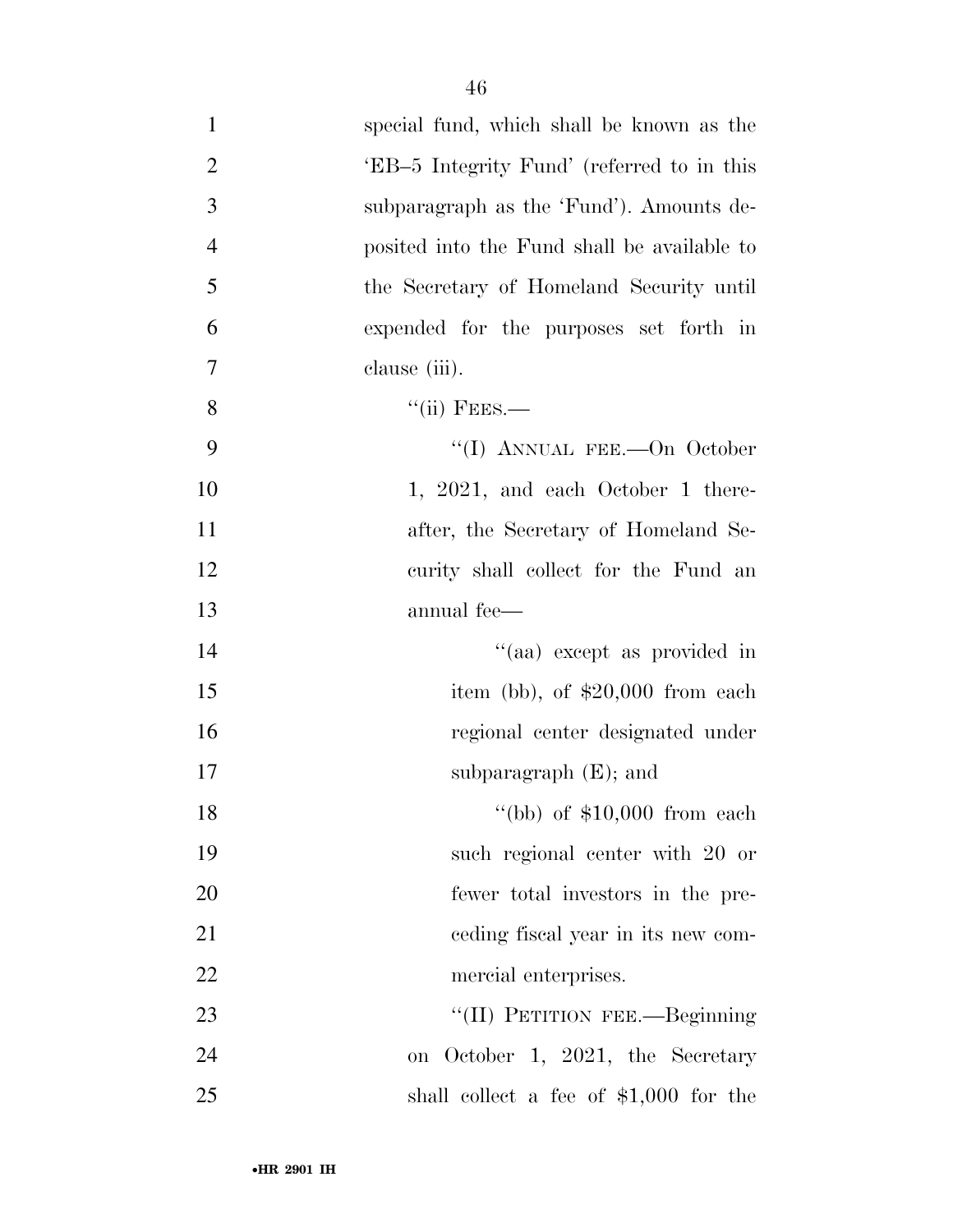special fund, which shall be known as the 'EB–5 Integrity Fund' (referred to in this subparagraph as the 'Fund'). Amounts deposited into the Fund shall be available to the Secretary of Homeland Security until expended for the purposes set forth in clause (iii).

"(ii) FEES.—

"(I) ANNUAL FEE.—On October 1, 2021, and each October 1 thereafter, the Secretary of Homeland Security shall collect for the Fund an annual fee—

"(aa) except as provided in item (bb), of $20,000 from each regional center designated under subparagraph (E); and

"(bb) of $10,000 from each such regional center with 20 or fewer total investors in the preceding fiscal year in its new commercial enterprises.

"(II) PETITION FEE.—Beginning on October 1, 2021, the Secretary shall collect a fee of $1,000 for the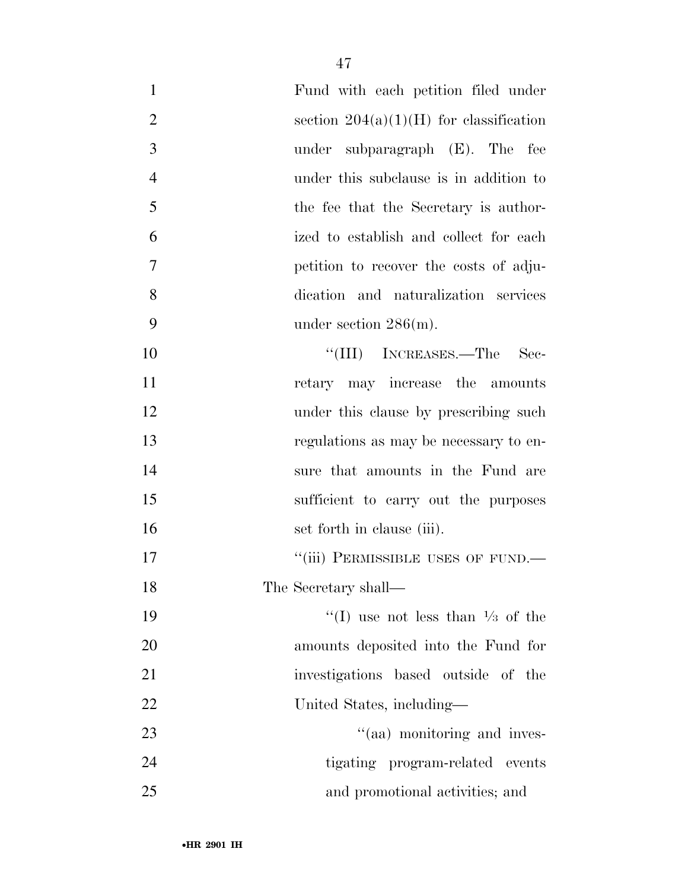Fund with each petition filed under section 204(a)(1)(H) for classification under subparagraph (E). The fee under this subclause is in addition to the fee that the Secretary is authorized to establish and collect for each petition to recover the costs of adjudication and naturalization services under section 286(m).

"(III) INCREASES.—The Secretary may increase the amounts under this clause by prescribing such regulations as may be necessary to ensure that amounts in the Fund are sufficient to carry out the purposes set forth in clause (iii).

"(iii) PERMISSIBLE USES OF FUND.—The Secretary shall—

"(I) use not less than ⅓ of the amounts deposited into the Fund for investigations based outside of the United States, including—

"(aa) monitoring and investigating program-related events and promotional activities; and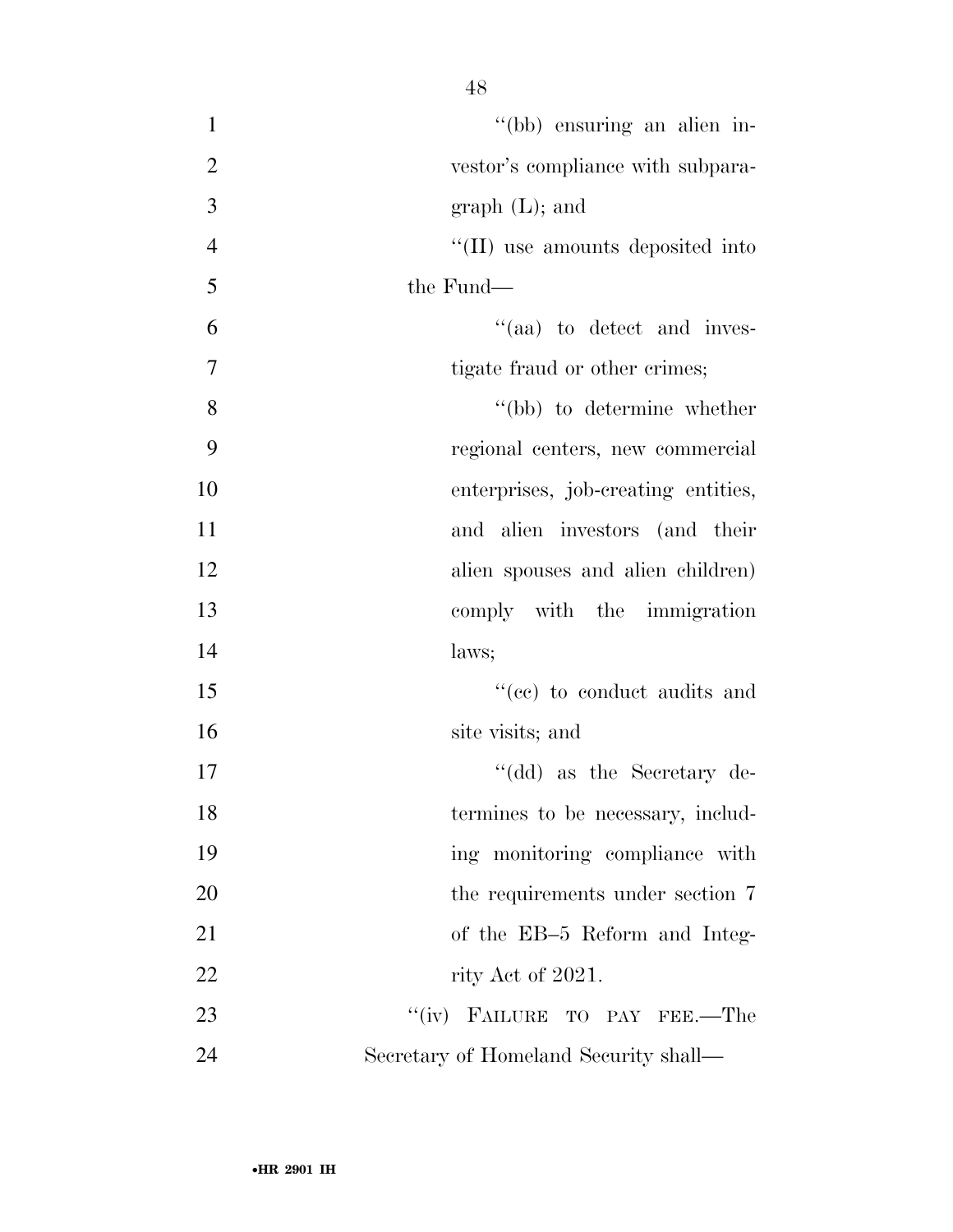"(bb) ensuring an alien investor's compliance with subparagraph (L); and

"(II) use amounts deposited into the Fund—

"(aa) to detect and investigate fraud or other crimes;

"(bb) to determine whether regional centers, new commercial enterprises, job-creating entities, and alien investors (and their alien spouses and alien children) comply with the immigration laws;

"(cc) to conduct audits and site visits; and

"(dd) as the Secretary determines to be necessary, including monitoring compliance with the requirements under section 7 of the EB–5 Reform and Integrity Act of 2021.

"(iv) FAILURE TO PAY FEE.—The Secretary of Homeland Security shall—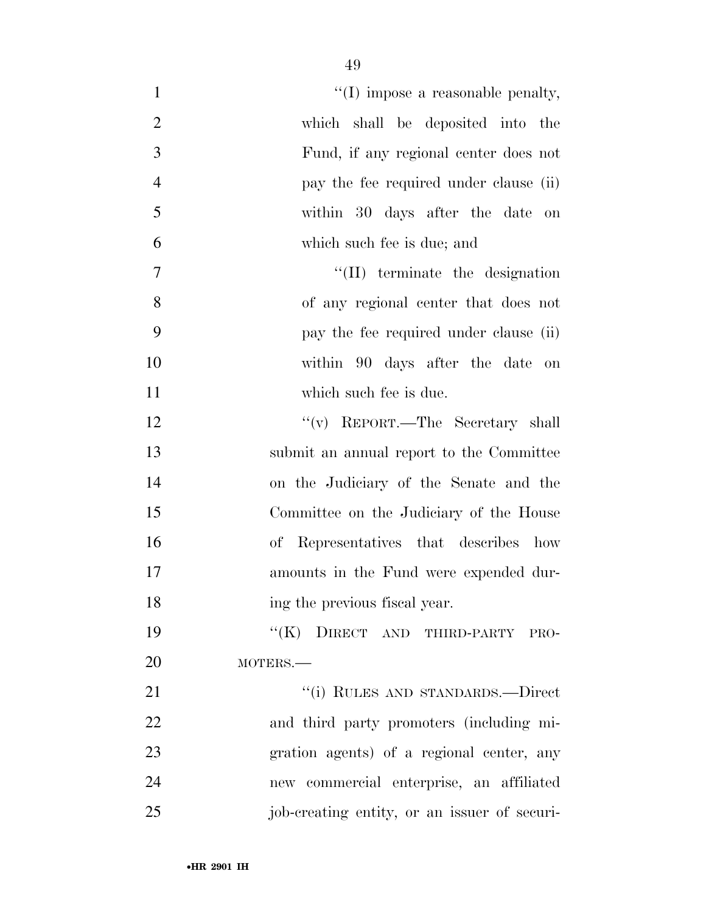"(I) impose a reasonable penalty, which shall be deposited into the Fund, if any regional center does not pay the fee required under clause (ii) within 30 days after the date on which such fee is due; and

"(II) terminate the designation of any regional center that does not pay the fee required under clause (ii) within 90 days after the date on which such fee is due.

"(v) REPORT.—The Secretary shall submit an annual report to the Committee on the Judiciary of the Senate and the Committee on the Judiciary of the House of Representatives that describes how amounts in the Fund were expended during the previous fiscal year.

"(K) DIRECT AND THIRD-PARTY PROMOTERS.—

"(i) RULES AND STANDARDS.—Direct and third party promoters (including migration agents) of a regional center, any new commercial enterprise, an affiliated job-creating entity, or an issuer of securi-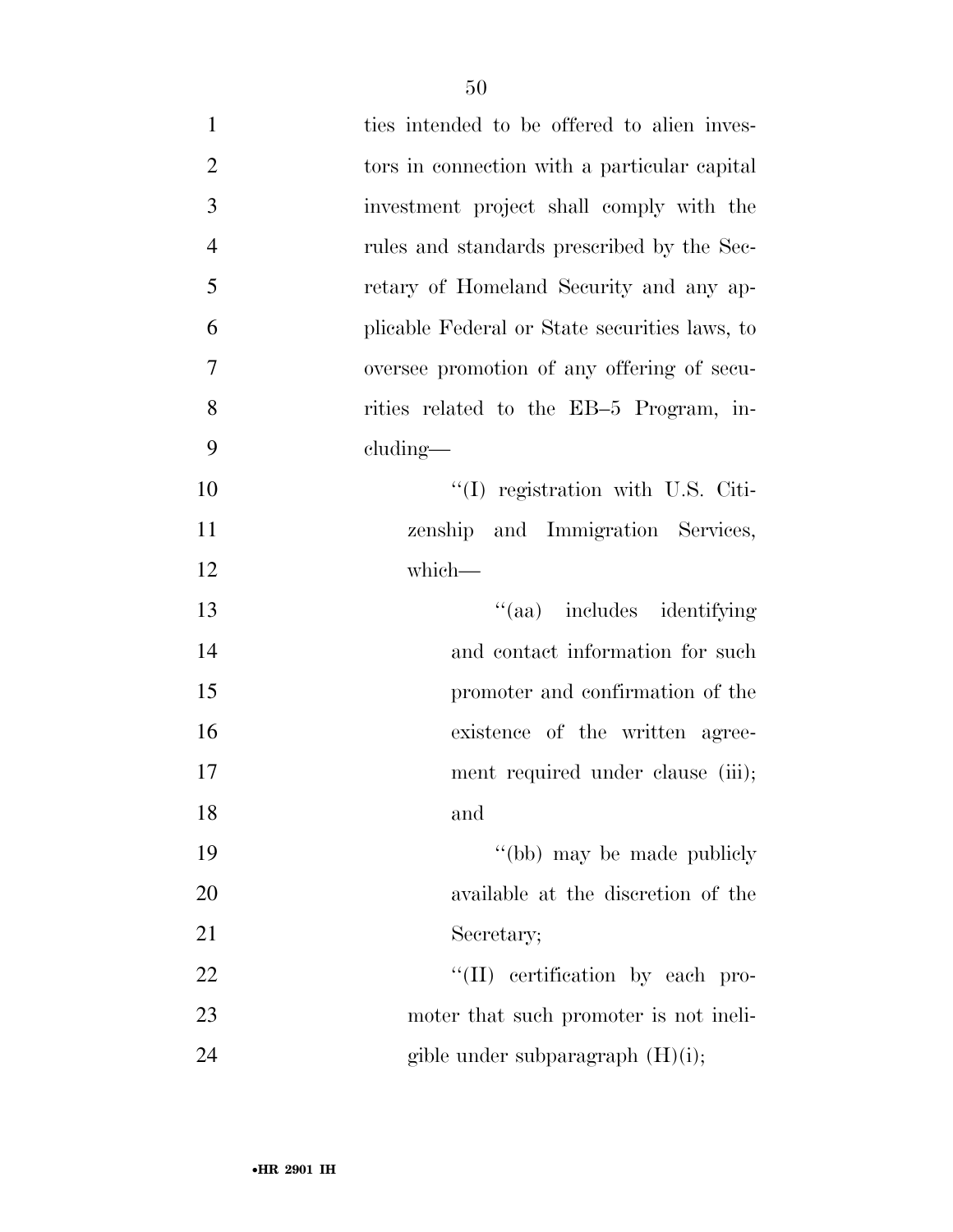ties intended to be offered to alien investors in connection with a particular capital investment project shall comply with the rules and standards prescribed by the Secretary of Homeland Security and any applicable Federal or State securities laws, to oversee promotion of any offering of securities related to the EB–5 Program, including—

"(I) registration with U.S. Citizenship and Immigration Services, which—

"(aa) includes identifying and contact information for such promoter and confirmation of the existence of the written agreement required under clause (iii); and

"(bb) may be made publicly available at the discretion of the Secretary;

"(II) certification by each promoter that such promoter is not ineligible under subparagraph (H)(i);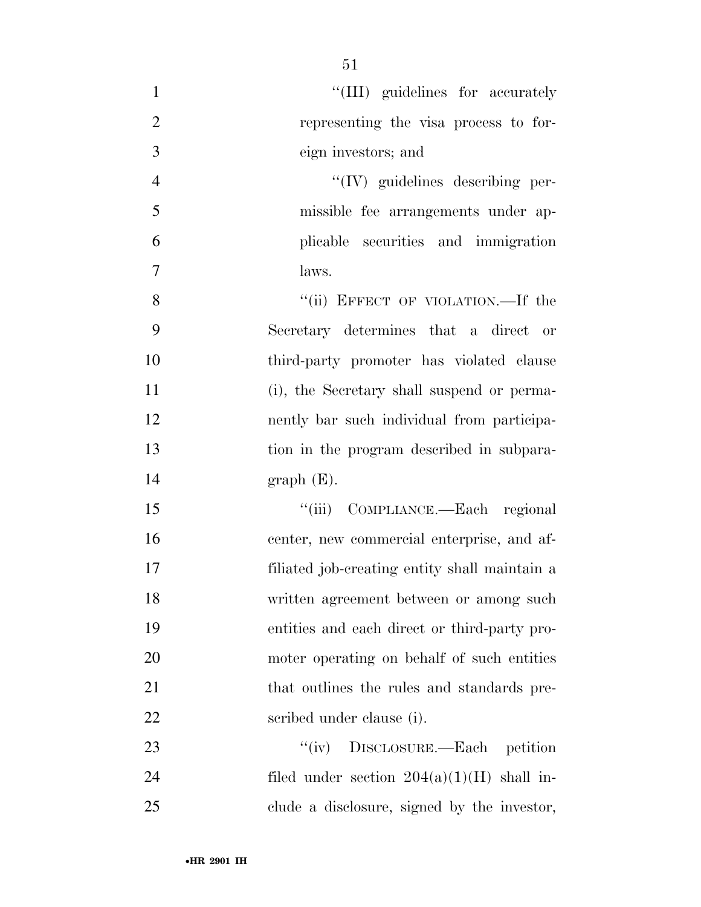"(III) guidelines for accurately representing the visa process to foreign investors; and

"(IV) guidelines describing permissible fee arrangements under applicable securities and immigration laws.

"(ii) EFFECT OF VIOLATION.—If the Secretary determines that a direct or third-party promoter has violated clause (i), the Secretary shall suspend or permanently bar such individual from participation in the program described in subparagraph (E).

"(iii) COMPLIANCE.—Each regional center, new commercial enterprise, and affiliated job-creating entity shall maintain a written agreement between or among such entities and each direct or third-party promoter operating on behalf of such entities that outlines the rules and standards prescribed under clause (i).

"(iv) DISCLOSURE.—Each petition filed under section 204(a)(1)(H) shall include a disclosure, signed by the investor,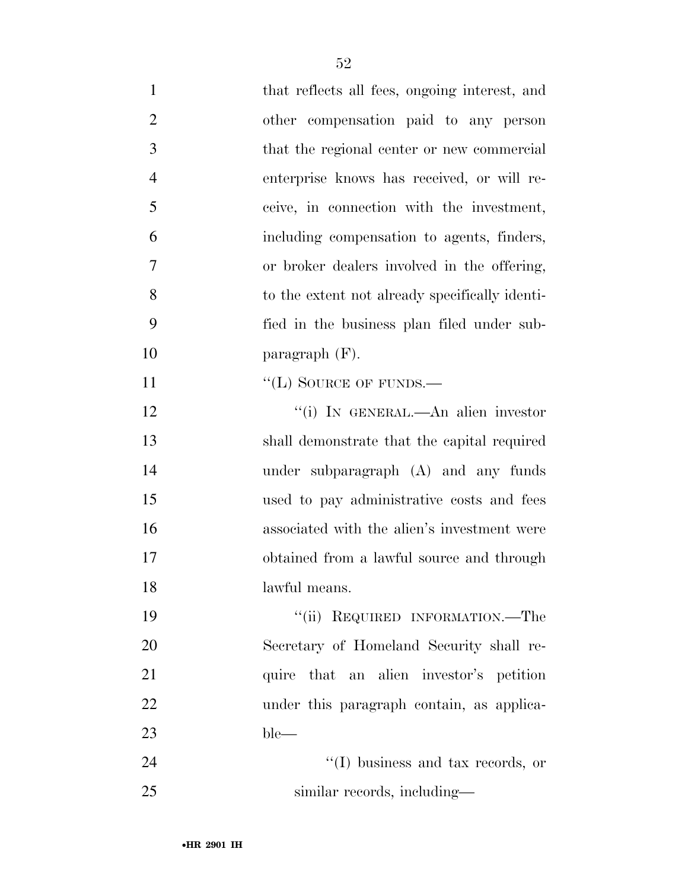that reflects all fees, ongoing interest, and other compensation paid to any person that the regional center or new commercial enterprise knows has received, or will receive, in connection with the investment, including compensation to agents, finders, or broker dealers involved in the offering, to the extent not already specifically identified in the business plan filed under subparagraph (F).

''(L) SOURCE OF FUNDS.—

''(i) IN GENERAL.—An alien investor shall demonstrate that the capital required under subparagraph (A) and any funds used to pay administrative costs and fees associated with the alien's investment were obtained from a lawful source and through lawful means.

''(ii) REQUIRED INFORMATION.—The Secretary of Homeland Security shall require that an alien investor's petition under this paragraph contain, as applicable—

''(I) business and tax records, or similar records, including—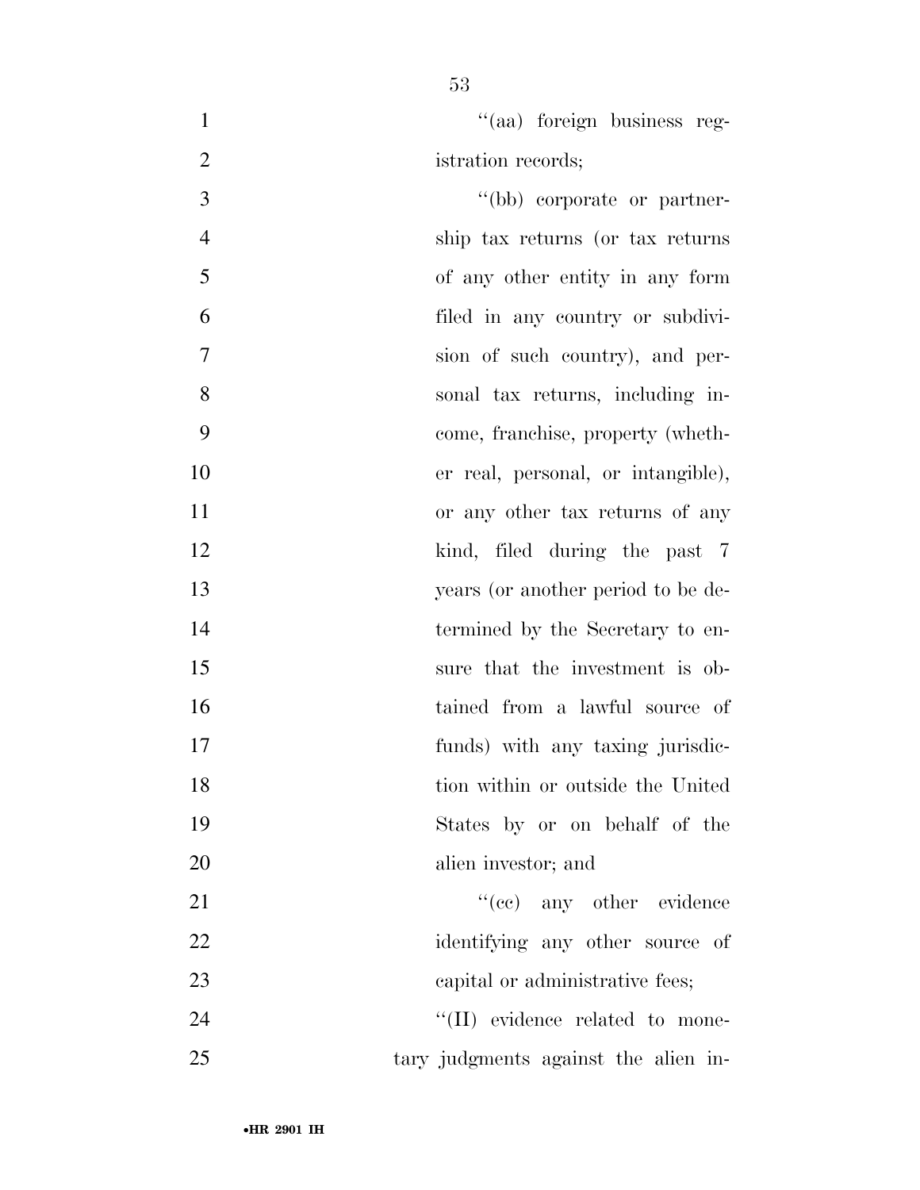"(aa) foreign business registration records;

"(bb) corporate or partnership tax returns (or tax returns of any other entity in any form filed in any country or subdivision of such country), and personal tax returns, including income, franchise, property (whether real, personal, or intangible), or any other tax returns of any kind, filed during the past 7 years (or another period to be determined by the Secretary to ensure that the investment is obtained from a lawful source of funds) with any taxing jurisdiction within or outside the United States by or on behalf of the alien investor; and

"(cc) any other evidence identifying any other source of capital or administrative fees;

"(II) evidence related to monetary judgments against the alien in-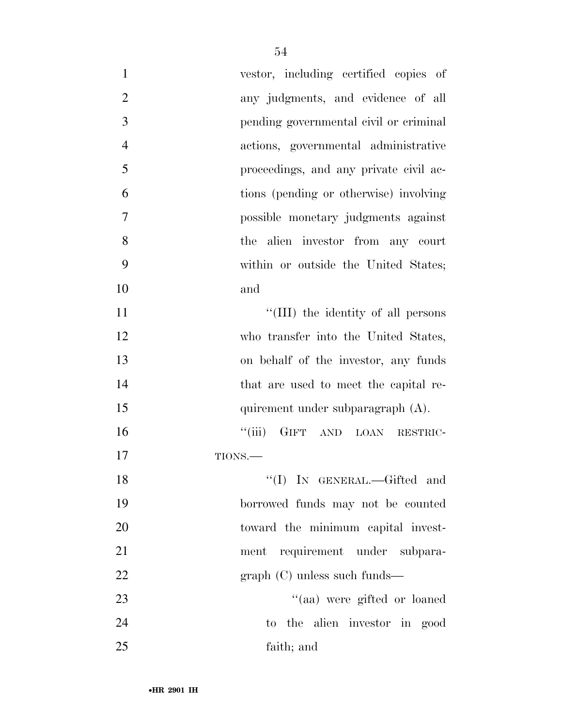vestor, including certified copies of any judgments, and evidence of all pending governmental civil or criminal actions, governmental administrative proceedings, and any private civil actions (pending or otherwise) involving possible monetary judgments against the alien investor from any court within or outside the United States; and

"(III) the identity of all persons who transfer into the United States, on behalf of the investor, any funds that are used to meet the capital requirement under subparagraph (A).

"(iii) GIFT AND LOAN RESTRICTIONS.—

"(I) IN GENERAL.—Gifted and borrowed funds may not be counted toward the minimum capital investment requirement under subparagraph (C) unless such funds—

"(aa) were gifted or loaned to the alien investor in good faith; and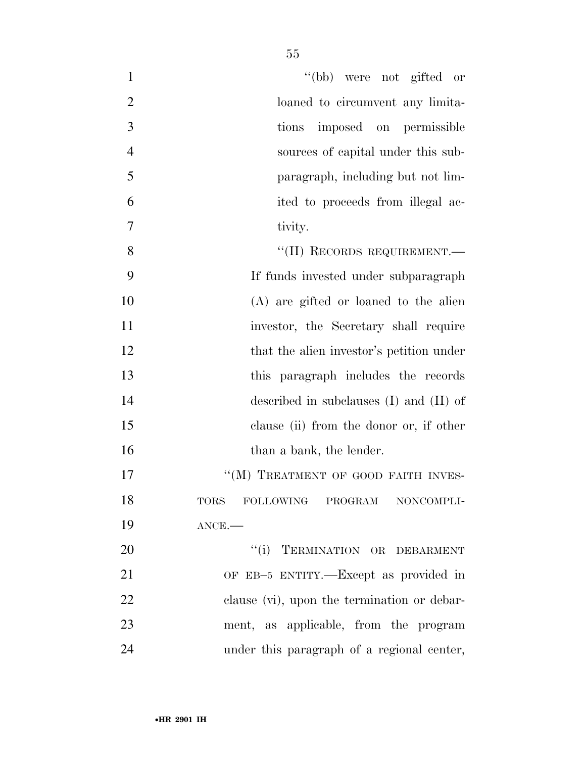"(bb) were not gifted or loaned to circumvent any limitations imposed on permissible sources of capital under this subparagraph, including but not limited to proceeds from illegal activity.

"(II) RECORDS REQUIREMENT.—If funds invested under subparagraph (A) are gifted or loaned to the alien investor, the Secretary shall require that the alien investor's petition under this paragraph includes the records described in subclauses (I) and (II) of clause (ii) from the donor or, if other than a bank, the lender.

"(M) TREATMENT OF GOOD FAITH INVESTORS FOLLOWING PROGRAM NONCOMPLIANCE.—

"(i) TERMINATION OR DEBARMENT OF EB–5 ENTITY.—Except as provided in clause (vi), upon the termination or debarment, as applicable, from the program under this paragraph of a regional center,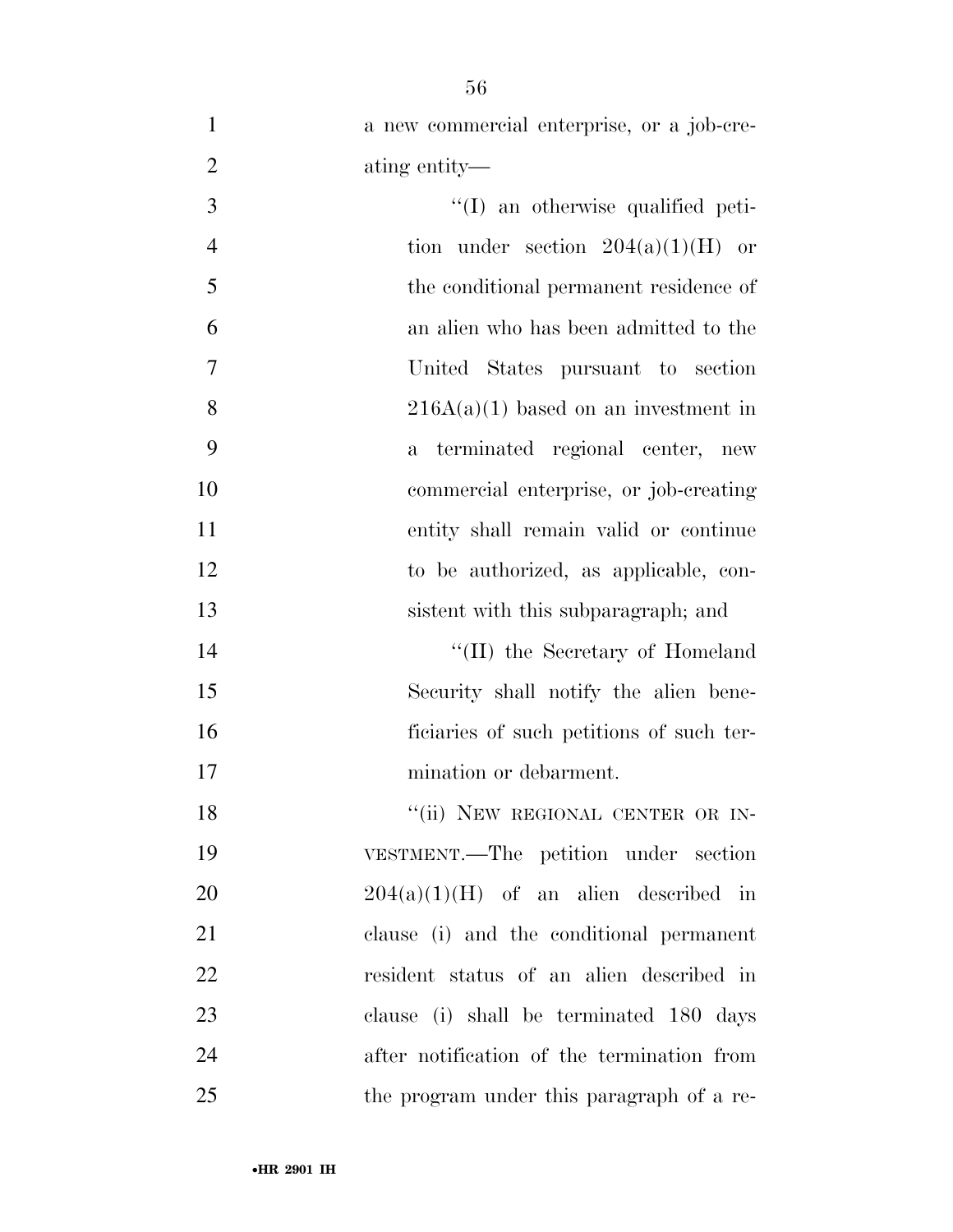a new commercial enterprise, or a job-creating entity—

''(I) an otherwise qualified petition under section 204(a)(1)(H) or the conditional permanent residence of an alien who has been admitted to the United States pursuant to section 216A(a)(1) based on an investment in a terminated regional center, new commercial enterprise, or job-creating entity shall remain valid or continue to be authorized, as applicable, consistent with this subparagraph; and

''(II) the Secretary of Homeland Security shall notify the alien beneficiaries of such petitions of such termination or debarment.

''(ii) NEW REGIONAL CENTER OR INVESTMENT.—The petition under section 204(a)(1)(H) of an alien described in clause (i) and the conditional permanent resident status of an alien described in clause (i) shall be terminated 180 days after notification of the termination from the program under this paragraph of a re-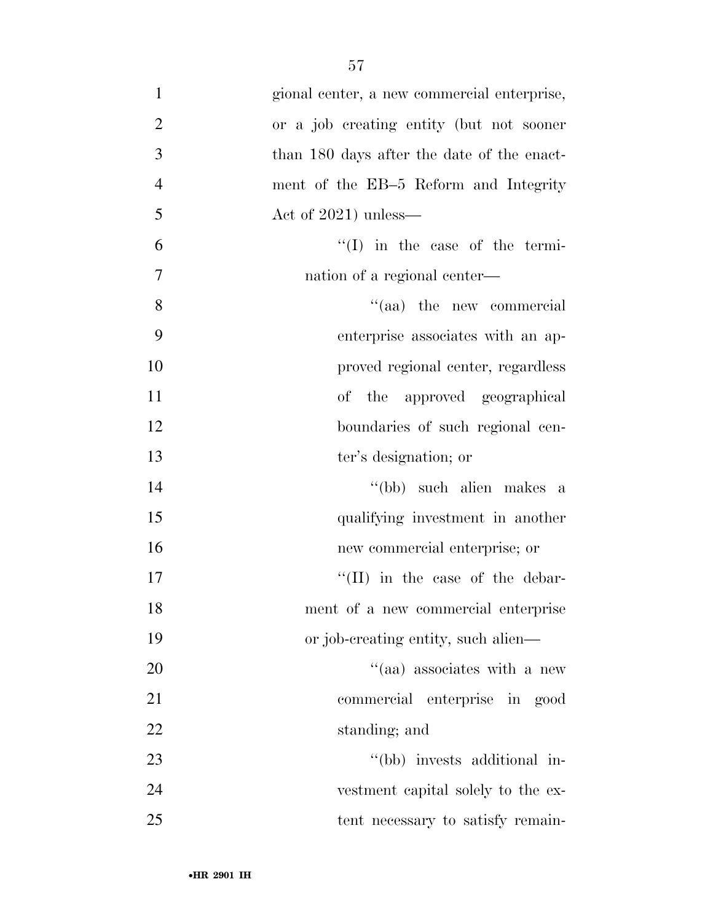gional center, a new commercial enterprise, or a job creating entity (but not sooner than 180 days after the date of the enactment of the EB–5 Reform and Integrity Act of 2021) unless—

''(I) in the case of the termination of a regional center—

''(aa) the new commercial enterprise associates with an approved regional center, regardless of the approved geographical boundaries of such regional center's designation; or

''(bb) such alien makes a qualifying investment in another new commercial enterprise; or

''(II) in the case of the debarment of a new commercial enterprise or job-creating entity, such alien—

''(aa) associates with a new commercial enterprise in good standing; and

''(bb) invests additional investment capital solely to the extent necessary to satisfy remain-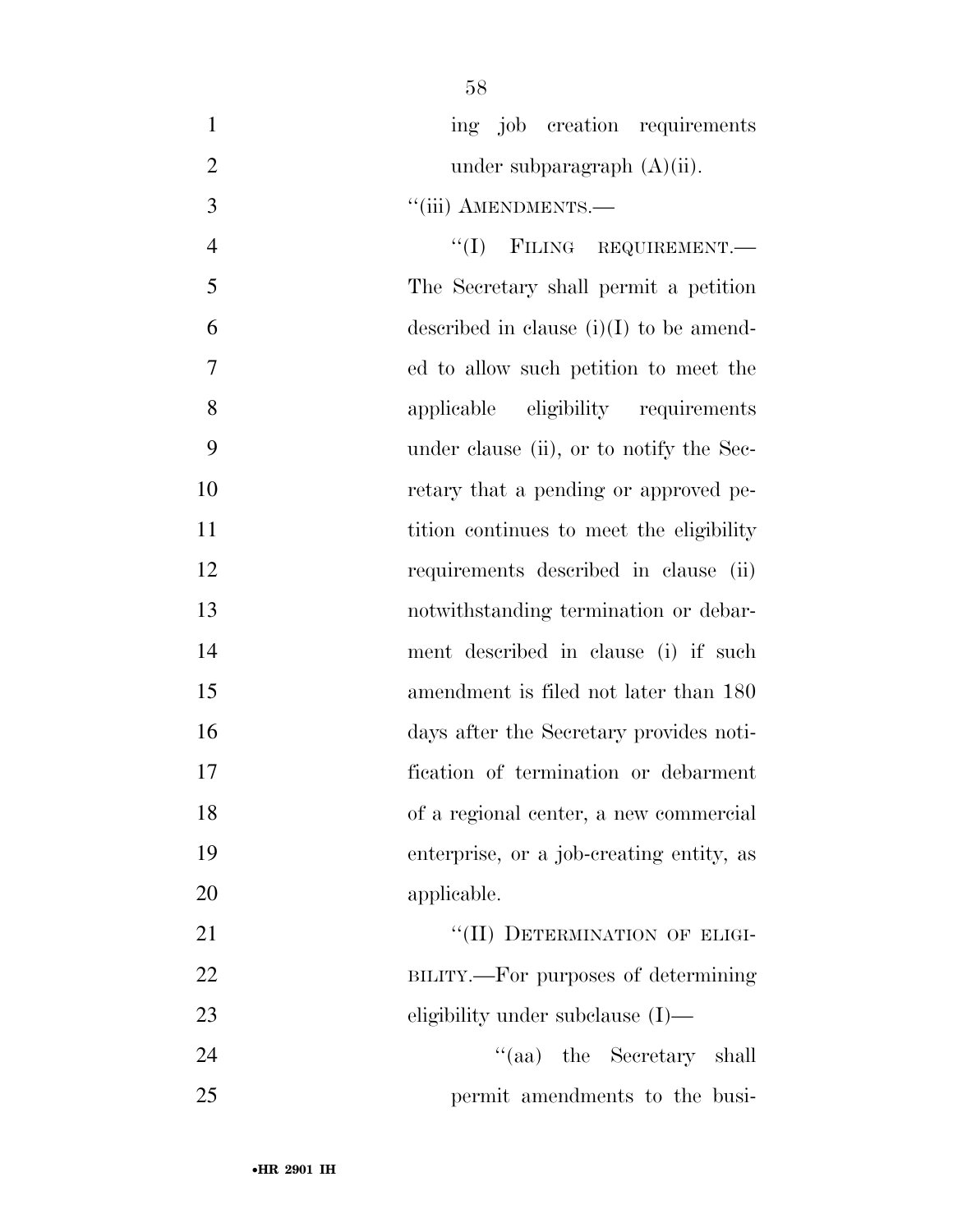ing job creation requirements under subparagraph (A)(ii).

"(iii) AMENDMENTS.—

"(I) FILING REQUIREMENT.— The Secretary shall permit a petition described in clause (i)(I) to be amended to allow such petition to meet the applicable eligibility requirements under clause (ii), or to notify the Secretary that a pending or approved petition continues to meet the eligibility requirements described in clause (ii) notwithstanding termination or debarment described in clause (i) if such amendment is filed not later than 180 days after the Secretary provides notification of termination or debarment of a regional center, a new commercial enterprise, or a job-creating entity, as applicable.

"(II) DETERMINATION OF ELIGIBILITY.—For purposes of determining eligibility under subclause (I)—

"(aa) the Secretary shall permit amendments to the busi-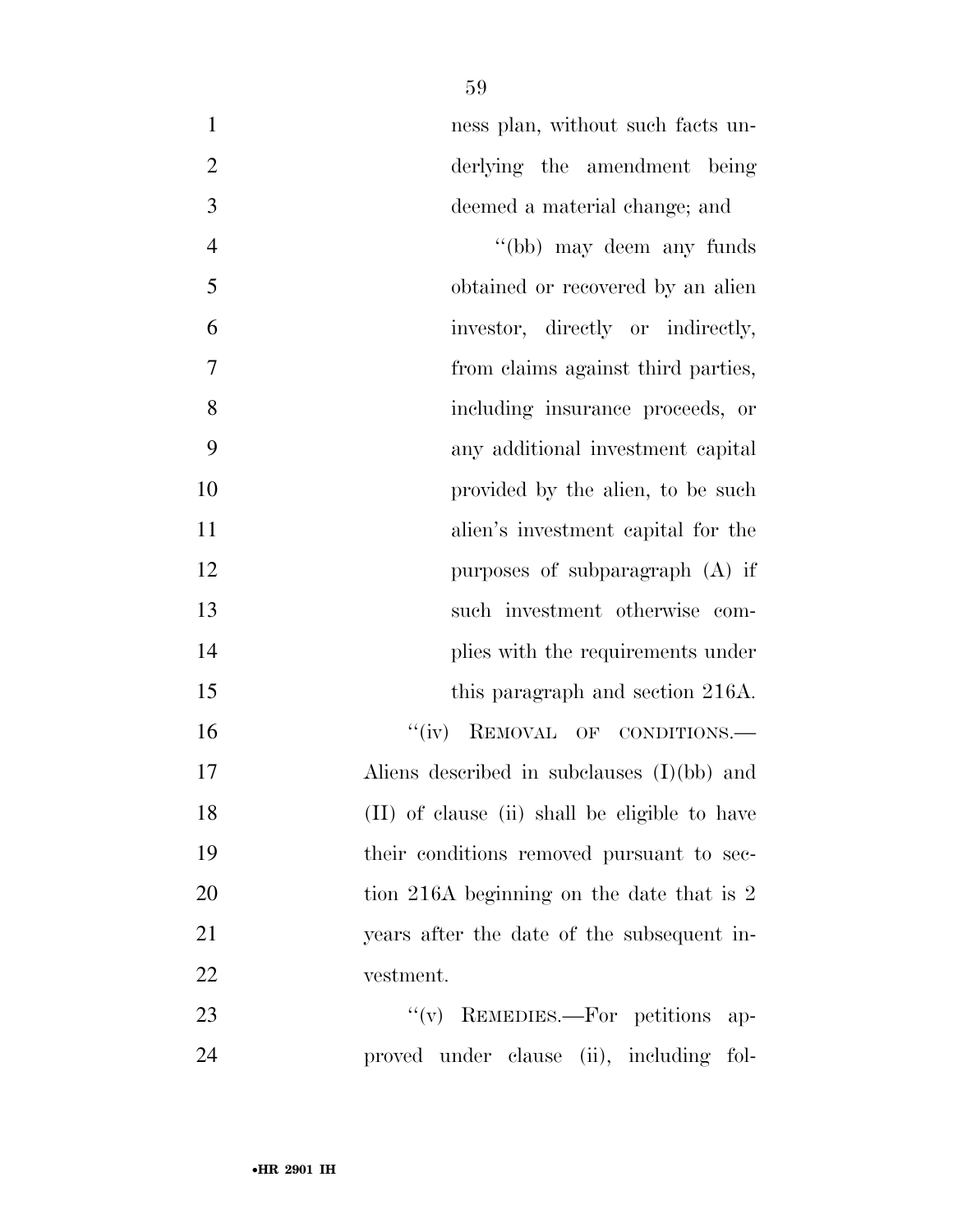ness plan, without such facts underlying the amendment being deemed a material change; and

''(bb) may deem any funds obtained or recovered by an alien investor, directly or indirectly, from claims against third parties, including insurance proceeds, or any additional investment capital provided by the alien, to be such alien's investment capital for the purposes of subparagraph (A) if such investment otherwise complies with the requirements under this paragraph and section 216A.

''(iv) REMOVAL OF CONDITIONS.—Aliens described in subclauses (I)(bb) and (II) of clause (ii) shall be eligible to have their conditions removed pursuant to section 216A beginning on the date that is 2 years after the date of the subsequent investment.

''(v) REMEDIES.—For petitions approved under clause (ii), including fol-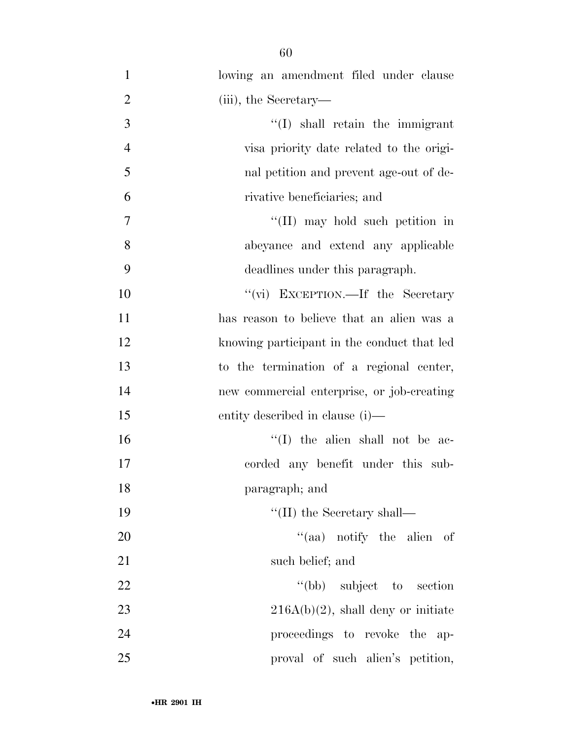lowing an amendment filed under clause (iii), the Secretary—

"(I) shall retain the immigrant visa priority date related to the original petition and prevent age-out of derivative beneficiaries; and

"(II) may hold such petition in abeyance and extend any applicable deadlines under this paragraph.

"(vi) EXCEPTION.—If the Secretary has reason to believe that an alien was a knowing participant in the conduct that led to the termination of a regional center, new commercial enterprise, or job-creating entity described in clause (i)—

"(I) the alien shall not be accorded any benefit under this subparagraph; and

"(II) the Secretary shall—

"(aa) notify the alien of such belief; and

"(bb) subject to section 216A(b)(2), shall deny or initiate proceedings to revoke the approval of such alien's petition,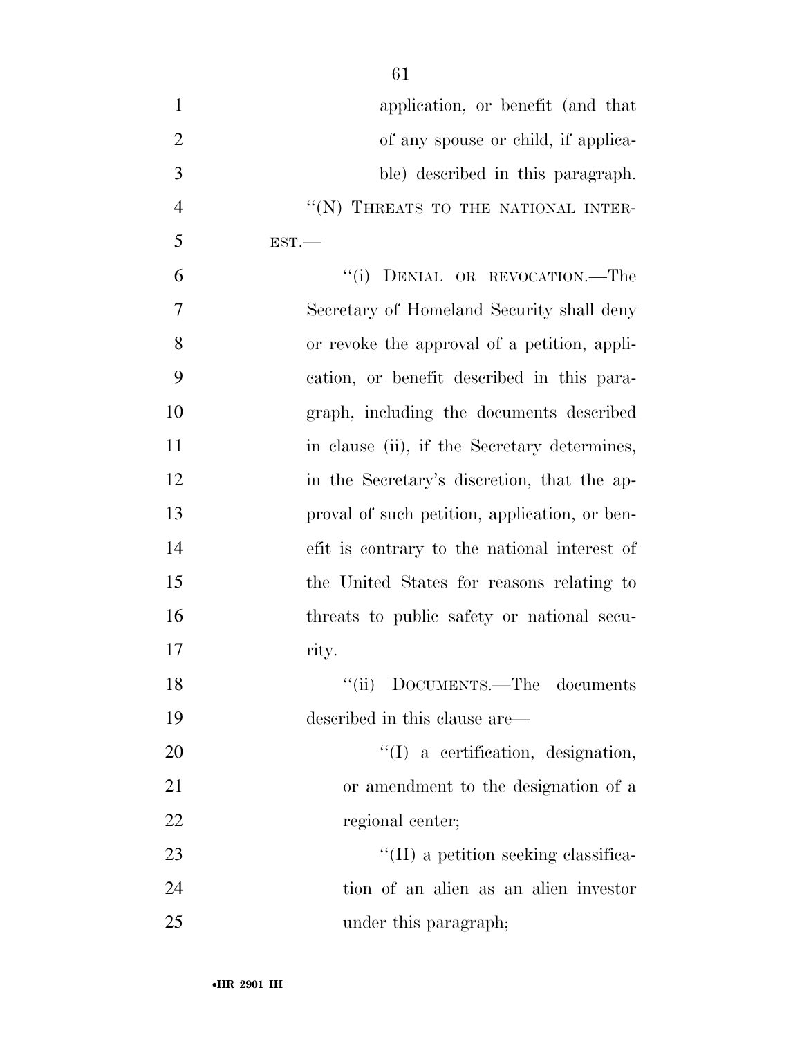application, or benefit (and that of any spouse or child, if applicable) described in this paragraph.

"(N) THREATS TO THE NATIONAL INTEREST.—

"(i) DENIAL OR REVOCATION.—The Secretary of Homeland Security shall deny or revoke the approval of a petition, application, or benefit described in this paragraph, including the documents described in clause (ii), if the Secretary determines, in the Secretary's discretion, that the approval of such petition, application, or benefit is contrary to the national interest of the United States for reasons relating to threats to public safety or national security.

"(ii) DOCUMENTS.—The documents described in this clause are—

"(I) a certification, designation, or amendment to the designation of a regional center;

"(II) a petition seeking classification of an alien as an alien investor under this paragraph;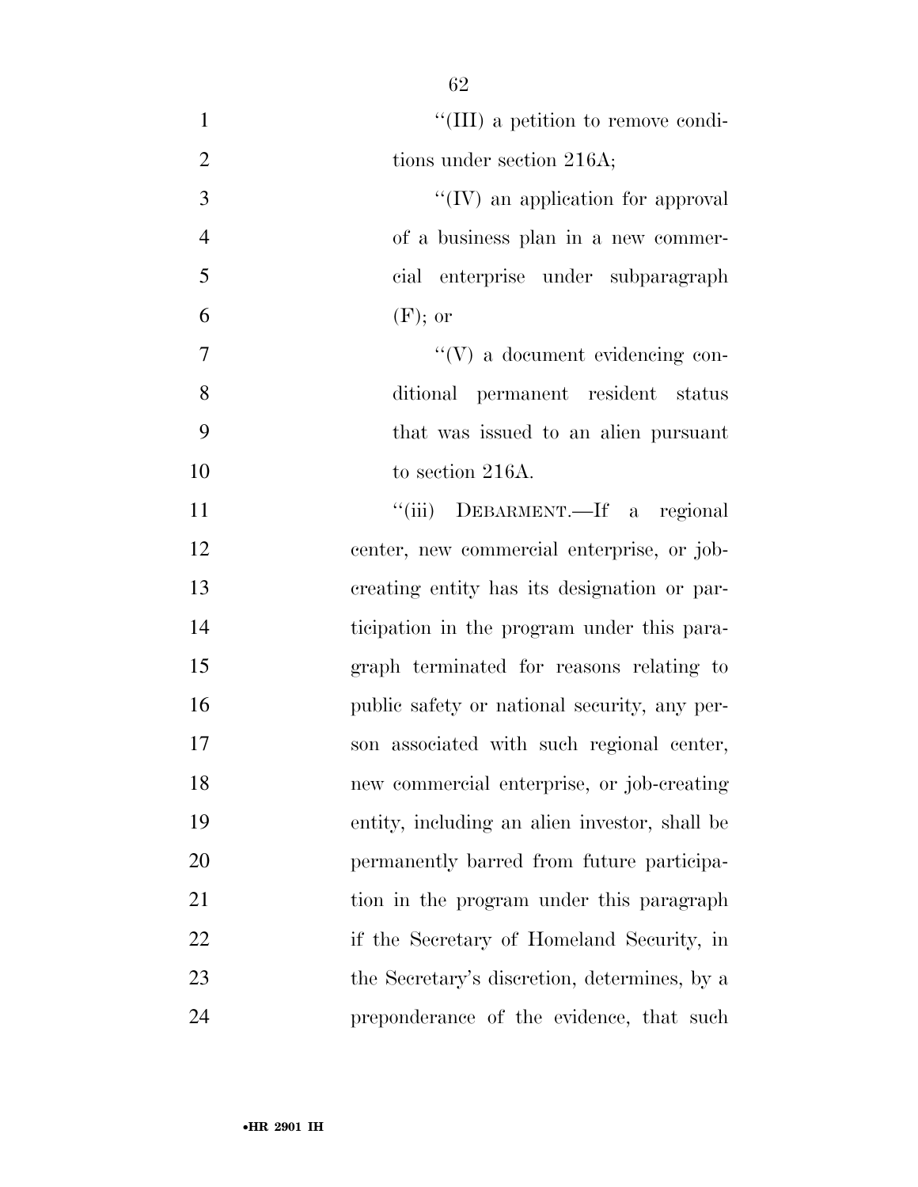"(III) a petition to remove conditions under section 216A;

"(IV) an application for approval of a business plan in a new commercial enterprise under subparagraph (F); or

"(V) a document evidencing conditional permanent resident status that was issued to an alien pursuant to section 216A.

"(iii) DEBARMENT.—If a regional center, new commercial enterprise, or job-creating entity has its designation or participation in the program under this paragraph terminated for reasons relating to public safety or national security, any person associated with such regional center, new commercial enterprise, or job-creating entity, including an alien investor, shall be permanently barred from future participation in the program under this paragraph if the Secretary of Homeland Security, in the Secretary's discretion, determines, by a preponderance of the evidence, that such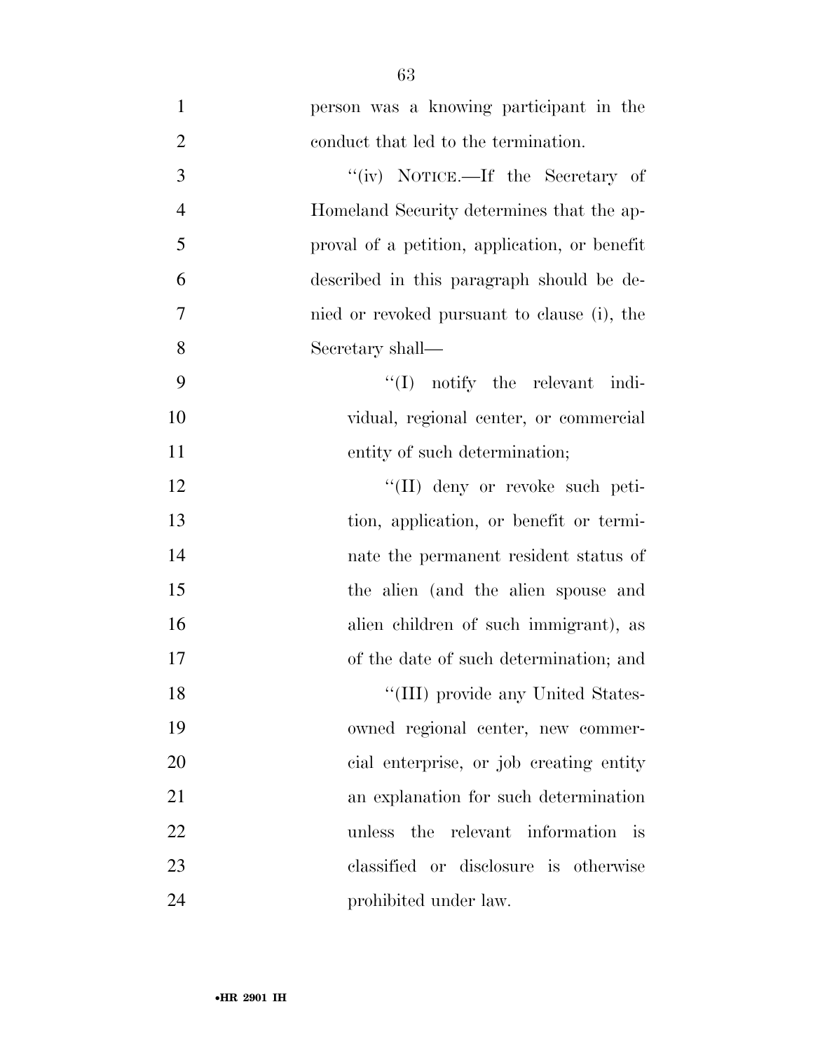person was a knowing participant in the conduct that led to the termination.

"(iv) NOTICE.—If the Secretary of Homeland Security determines that the approval of a petition, application, or benefit described in this paragraph should be denied or revoked pursuant to clause (i), the Secretary shall—

"(I) notify the relevant individual, regional center, or commercial entity of such determination;

"(II) deny or revoke such petition, application, or benefit or terminate the permanent resident status of the alien (and the alien spouse and alien children of such immigrant), as of the date of such determination; and

"(III) provide any United States-owned regional center, new commercial enterprise, or job creating entity an explanation for such determination unless the relevant information is classified or disclosure is otherwise prohibited under law.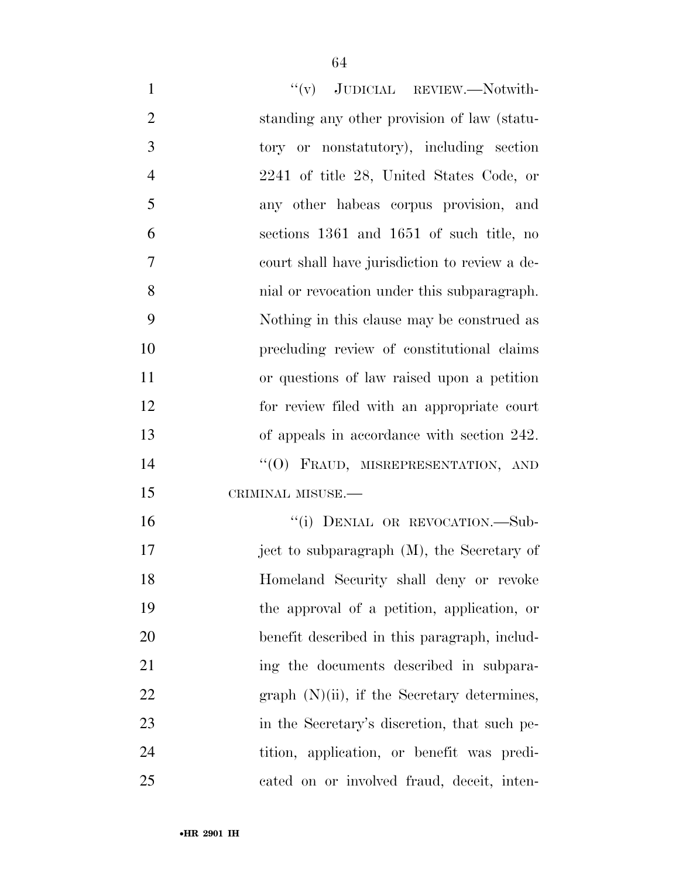"(v) JUDICIAL REVIEW.—Notwithstanding any other provision of law (statutory or nonstatutory), including section 2241 of title 28, United States Code, or any other habeas corpus provision, and sections 1361 and 1651 of such title, no court shall have jurisdiction to review a denial or revocation under this subparagraph. Nothing in this clause may be construed as precluding review of constitutional claims or questions of law raised upon a petition for review filed with an appropriate court of appeals in accordance with section 242.

"(O) FRAUD, MISREPRESENTATION, AND CRIMINAL MISUSE.—

"(i) DENIAL OR REVOCATION.—Subject to subparagraph (M), the Secretary of Homeland Security shall deny or revoke the approval of a petition, application, or benefit described in this paragraph, including the documents described in subparagraph (N)(ii), if the Secretary determines, in the Secretary's discretion, that such petition, application, or benefit was predicated on or involved fraud, deceit, inten-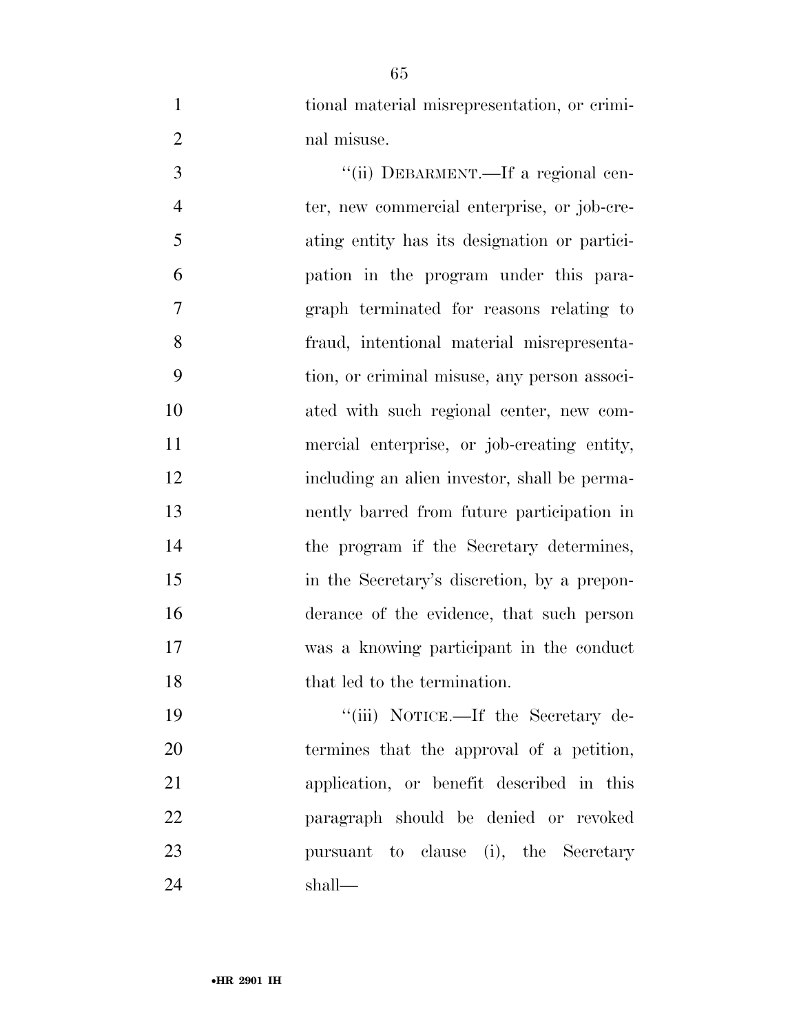tional material misrepresentation, or criminal misuse.

"(ii) DEBARMENT.—If a regional center, new commercial enterprise, or job-creating entity has its designation or participation in the program under this paragraph terminated for reasons relating to fraud, intentional material misrepresentation, or criminal misuse, any person associated with such regional center, new commercial enterprise, or job-creating entity, including an alien investor, shall be permanently barred from future participation in the program if the Secretary determines, in the Secretary's discretion, by a preponderance of the evidence, that such person was a knowing participant in the conduct that led to the termination.

"(iii) NOTICE.—If the Secretary determines that the approval of a petition, application, or benefit described in this paragraph should be denied or revoked pursuant to clause (i), the Secretary shall—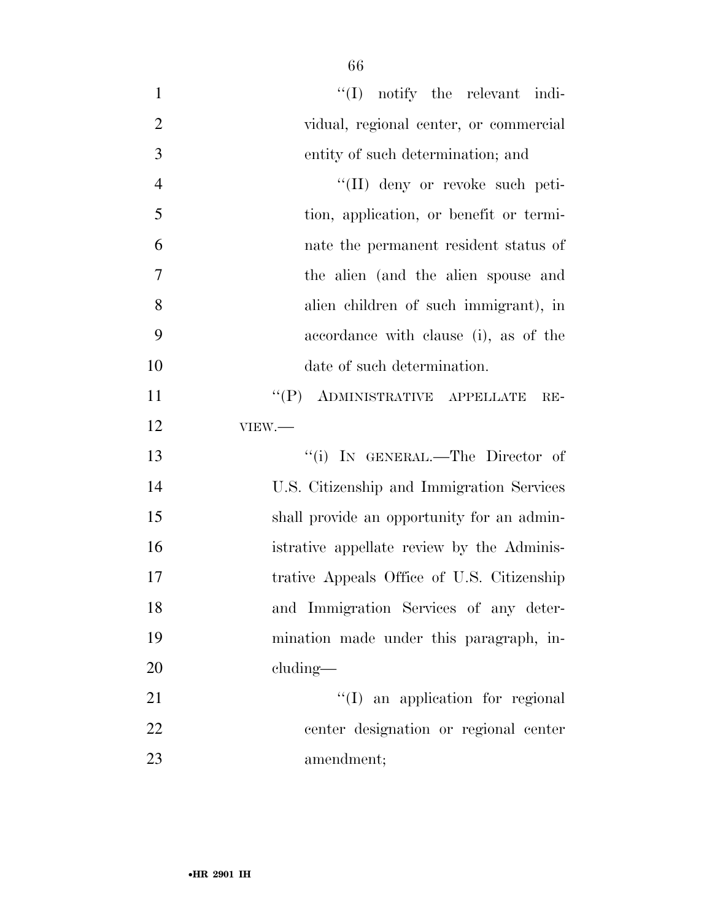"(I) notify the relevant individual, regional center, or commercial entity of such determination; and

"(II) deny or revoke such petition, application, or benefit or terminate the permanent resident status of the alien (and the alien spouse and alien children of such immigrant), in accordance with clause (i), as of the date of such determination.

"(P) ADMINISTRATIVE APPELLATE REVIEW.—

"(i) IN GENERAL.—The Director of U.S. Citizenship and Immigration Services shall provide an opportunity for an administrative appellate review by the Administrative Appeals Office of U.S. Citizenship and Immigration Services of any determination made under this paragraph, including—

"(I) an application for regional center designation or regional center amendment;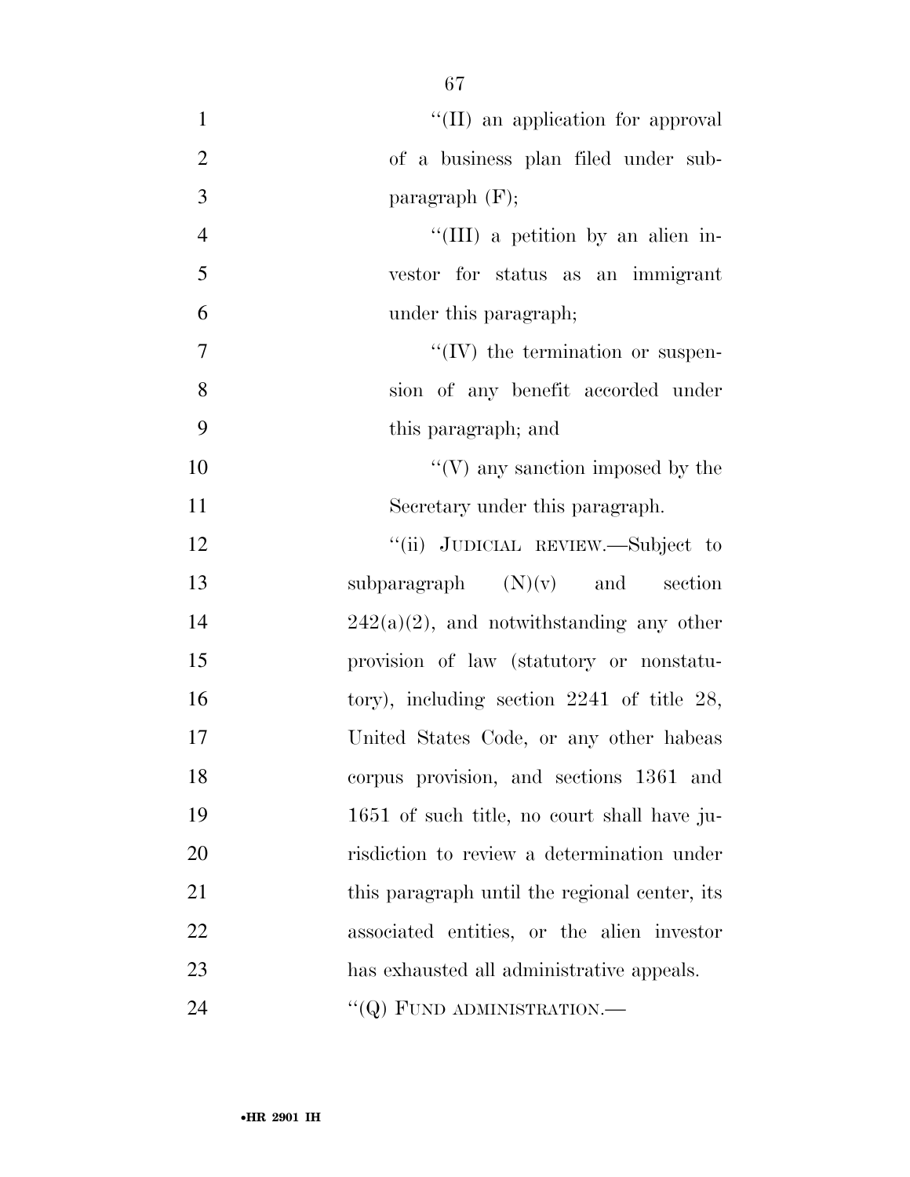"(II) an application for approval of a business plan filed under subparagraph (F);

"(III) a petition by an alien investor for status as an immigrant under this paragraph;

"(IV) the termination or suspension of any benefit accorded under this paragraph; and

"(V) any sanction imposed by the Secretary under this paragraph.

"(ii) JUDICIAL REVIEW.—Subject to subparagraph (N)(v) and section 242(a)(2), and notwithstanding any other provision of law (statutory or nonstatutory), including section 2241 of title 28, United States Code, or any other habeas corpus provision, and sections 1361 and 1651 of such title, no court shall have jurisdiction to review a determination under this paragraph until the regional center, its associated entities, or the alien investor has exhausted all administrative appeals.

"(Q) FUND ADMINISTRATION.—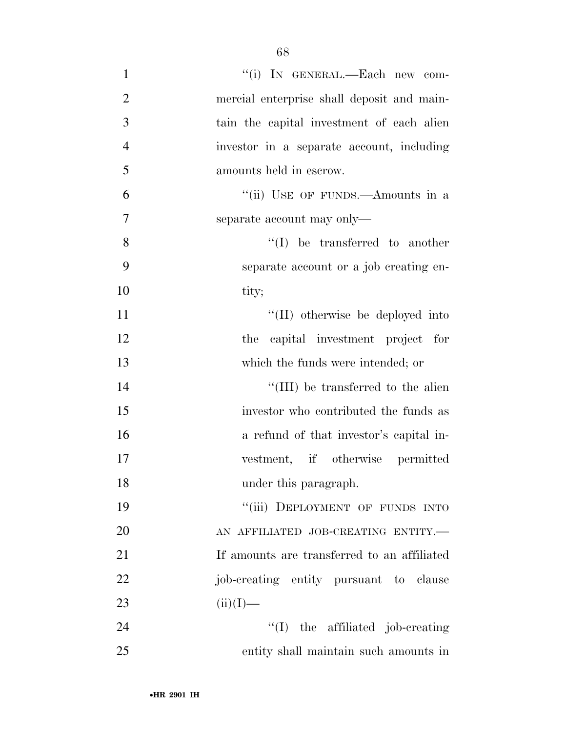"(i) IN GENERAL.—Each new commercial enterprise shall deposit and maintain the capital investment of each alien investor in a separate account, including amounts held in escrow.

"(ii) USE OF FUNDS.—Amounts in a separate account may only—

"(I) be transferred to another separate account or a job creating entity;

"(II) otherwise be deployed into the capital investment project for which the funds were intended; or

"(III) be transferred to the alien investor who contributed the funds as a refund of that investor's capital investment, if otherwise permitted under this paragraph.

"(iii) DEPLOYMENT OF FUNDS INTO AN AFFILIATED JOB-CREATING ENTITY.— If amounts are transferred to an affiliated job-creating entity pursuant to clause (ii)(I)—

"(I) the affiliated job-creating entity shall maintain such amounts in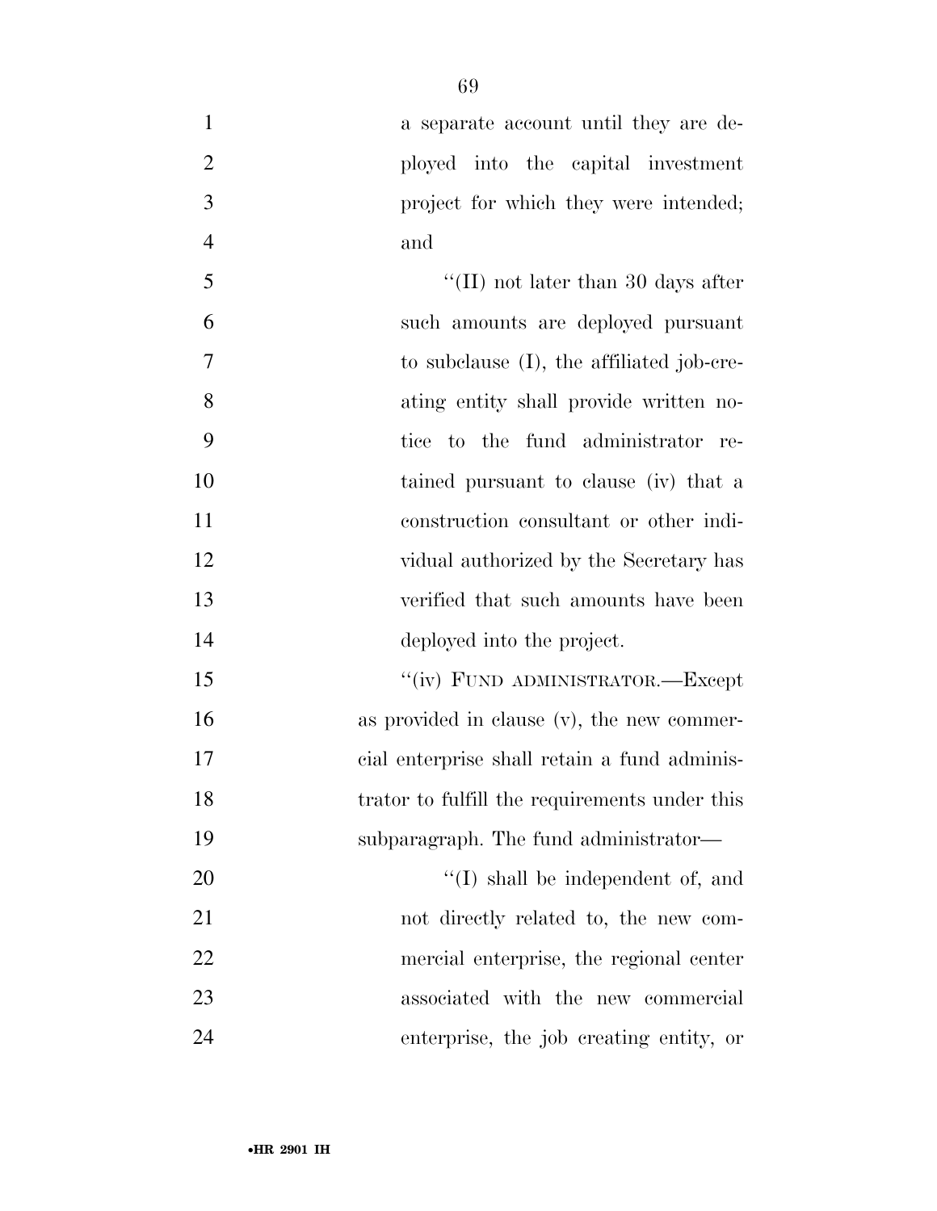a separate account until they are deployed into the capital investment project for which they were intended; and

"(II) not later than 30 days after such amounts are deployed pursuant to subclause (I), the affiliated job-creating entity shall provide written notice to the fund administrator retained pursuant to clause (iv) that a construction consultant or other individual authorized by the Secretary has verified that such amounts have been deployed into the project.

"(iv) FUND ADMINISTRATOR.—Except as provided in clause (v), the new commercial enterprise shall retain a fund administrator to fulfill the requirements under this subparagraph. The fund administrator—

"(I) shall be independent of, and not directly related to, the new commercial enterprise, the regional center associated with the new commercial enterprise, the job creating entity, or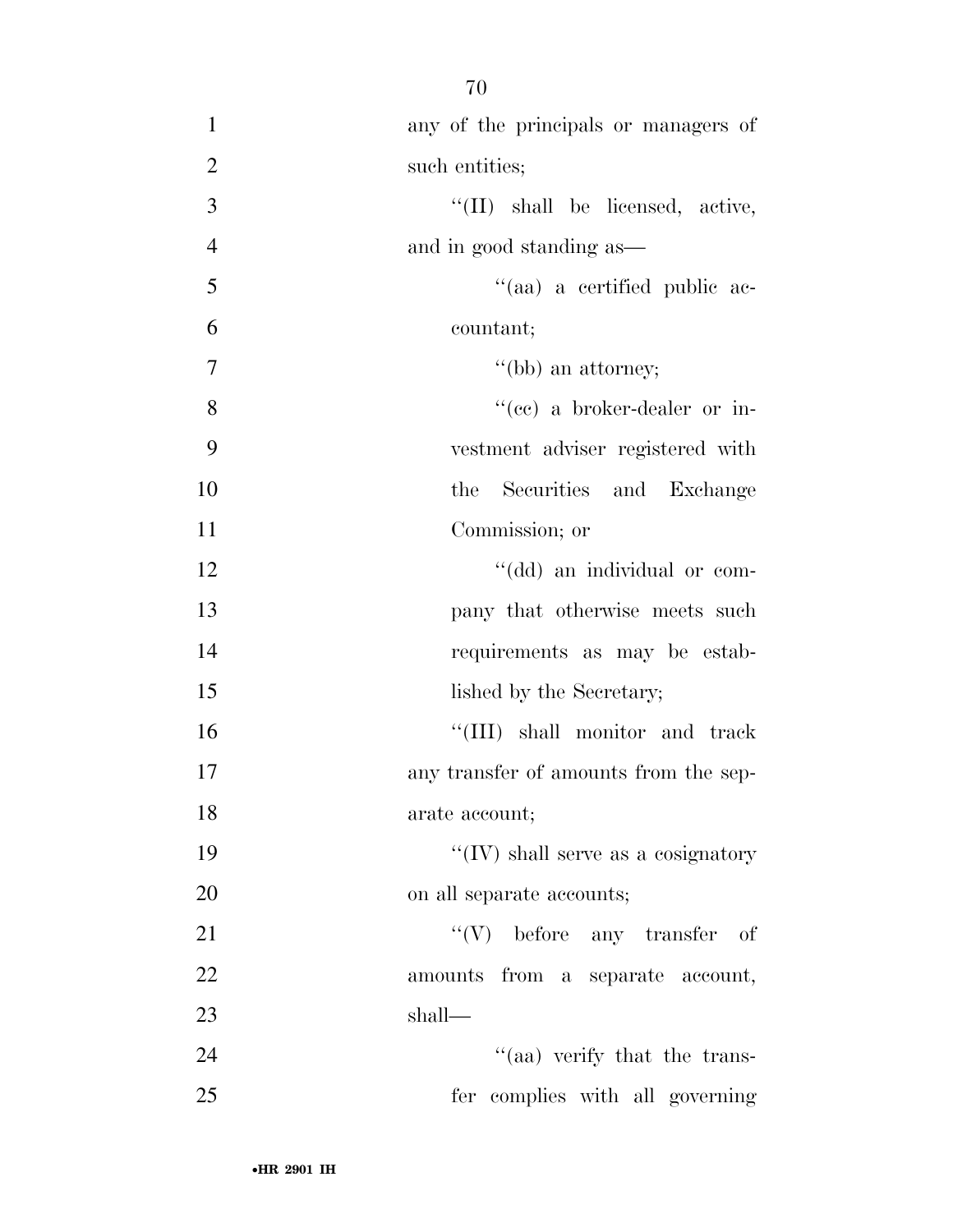any of the principals or managers of such entities;

''(II) shall be licensed, active, and in good standing as—

''(aa) a certified public accountant;

''(bb) an attorney;

''(cc) a broker-dealer or investment adviser registered with the Securities and Exchange Commission; or

''(dd) an individual or company that otherwise meets such requirements as may be established by the Secretary;

''(III) shall monitor and track any transfer of amounts from the separate account;

''(IV) shall serve as a cosignatory on all separate accounts;

''(V) before any transfer of amounts from a separate account, shall—

''(aa) verify that the transfer complies with all governing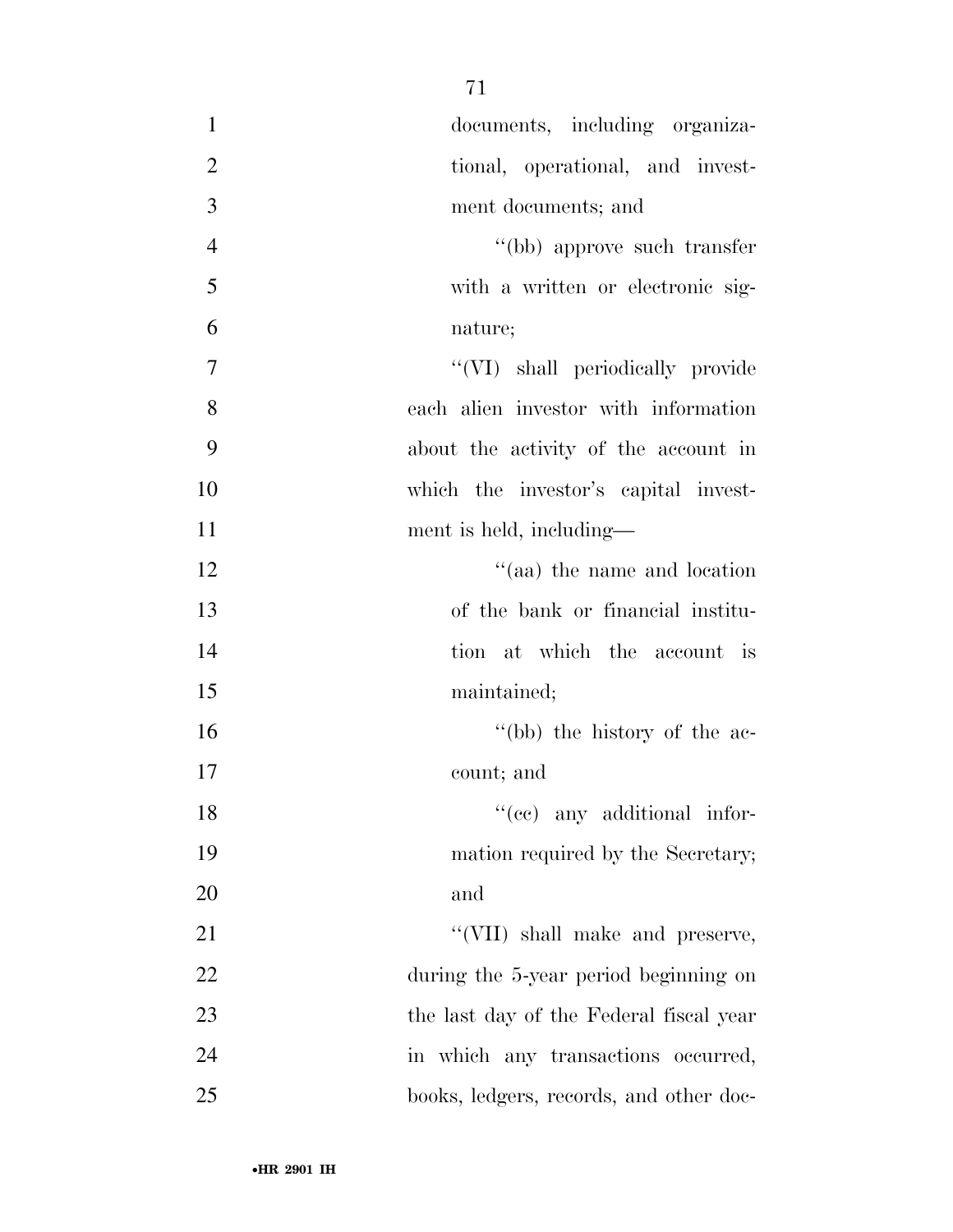documents, including organizational, operational, and investment documents; and

''(bb) approve such transfer with a written or electronic signature;

''(VI) shall periodically provide each alien investor with information about the activity of the account in which the investor's capital investment is held, including—

''(aa) the name and location of the bank or financial institution at which the account is maintained;

''(bb) the history of the account; and

''(cc) any additional information required by the Secretary; and

''(VII) shall make and preserve, during the 5-year period beginning on the last day of the Federal fiscal year in which any transactions occurred, books, ledgers, records, and other doc-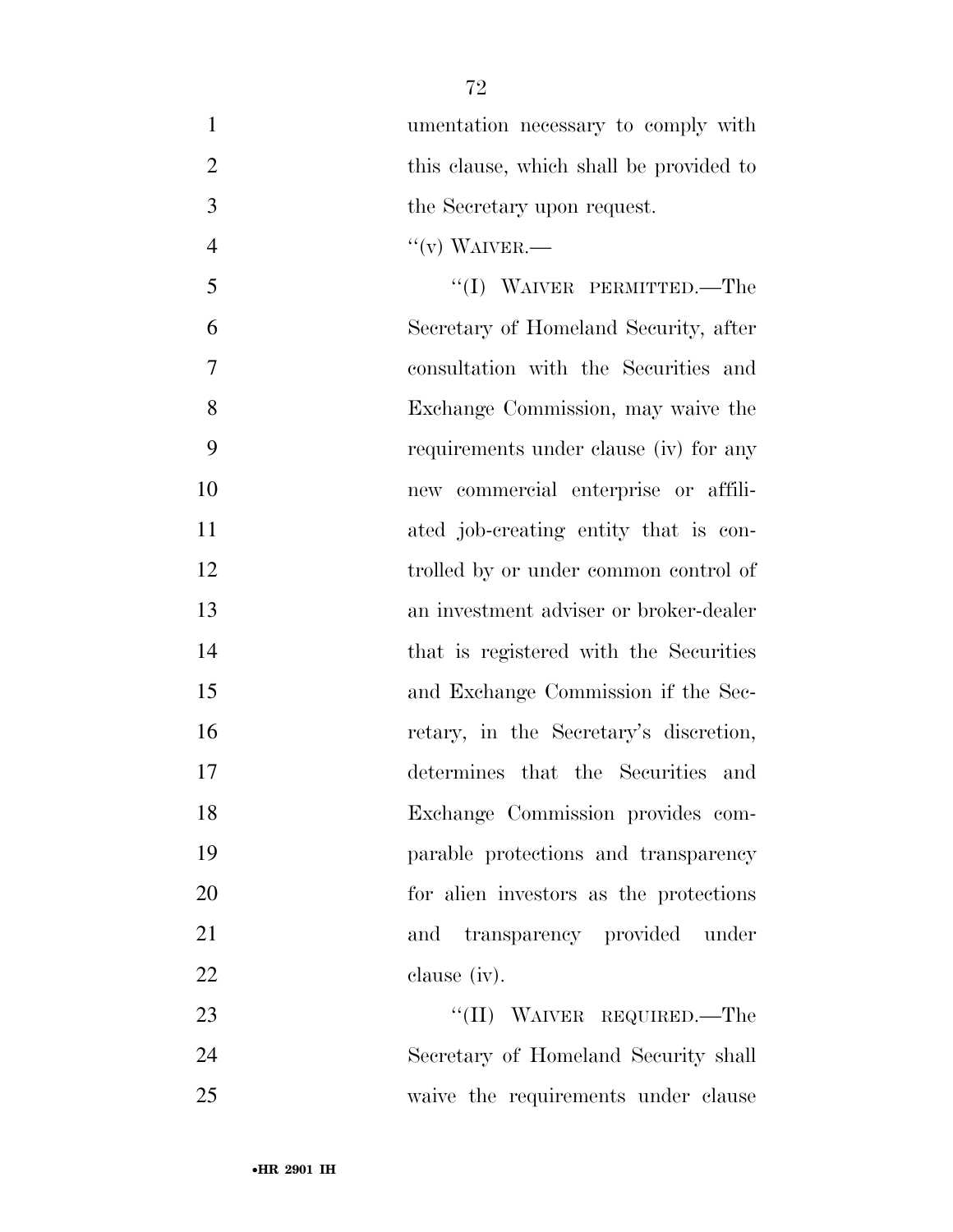umentation necessary to comply with this clause, which shall be provided to the Secretary upon request.

''(v) WAIVER.—

''(I) WAIVER PERMITTED.—The Secretary of Homeland Security, after consultation with the Securities and Exchange Commission, may waive the requirements under clause (iv) for any new commercial enterprise or affiliated job-creating entity that is controlled by or under common control of an investment adviser or broker-dealer that is registered with the Securities and Exchange Commission if the Secretary, in the Secretary's discretion, determines that the Securities and Exchange Commission provides comparable protections and transparency for alien investors as the protections and transparency provided under clause (iv).

''(II) WAIVER REQUIRED.—The Secretary of Homeland Security shall waive the requirements under clause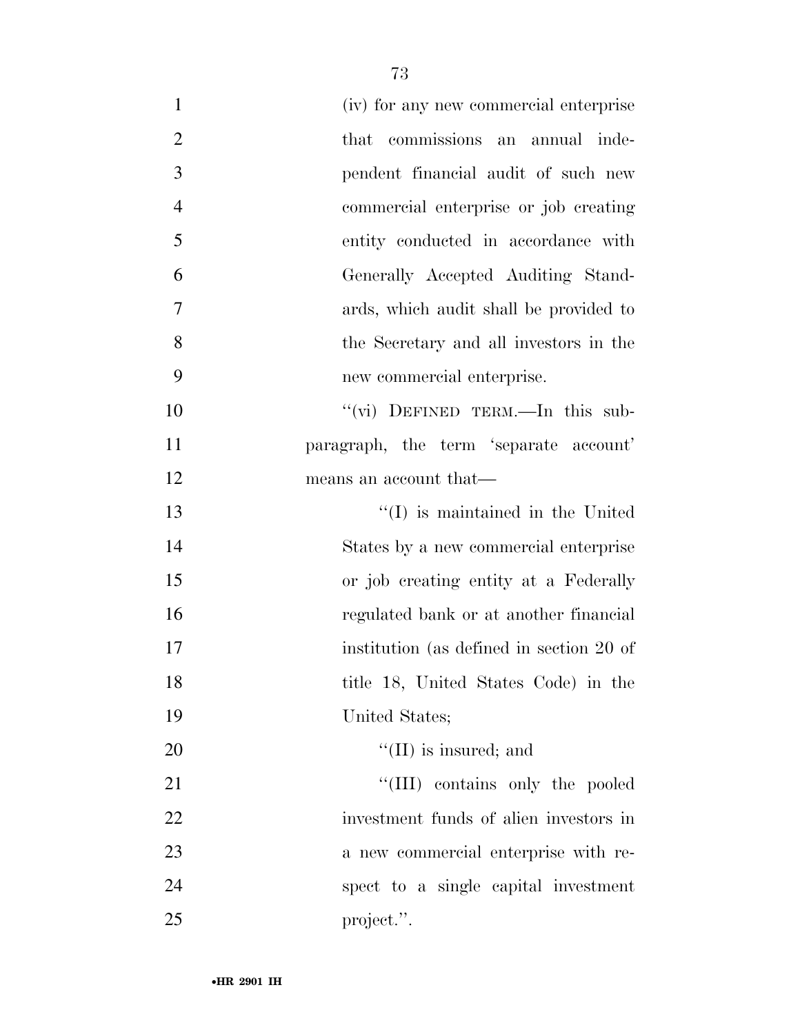(iv) for any new commercial enterprise that commissions an annual independent financial audit of such new commercial enterprise or job creating entity conducted in accordance with Generally Accepted Auditing Standards, which audit shall be provided to the Secretary and all investors in the new commercial enterprise.

''(vi) DEFINED TERM.—In this subparagraph, the term 'separate account' means an account that—

''(I) is maintained in the United States by a new commercial enterprise or job creating entity at a Federally regulated bank or at another financial institution (as defined in section 20 of title 18, United States Code) in the United States;

''(II) is insured; and

''(III) contains only the pooled investment funds of alien investors in a new commercial enterprise with respect to a single capital investment project.''.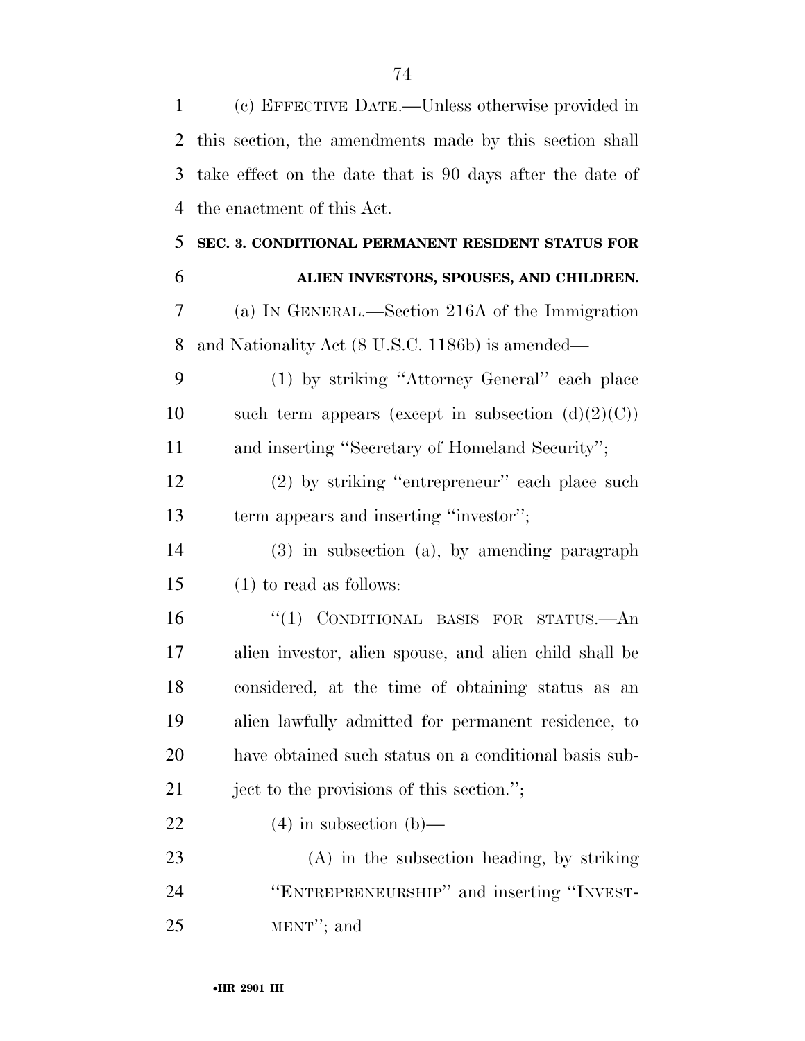(c) EFFECTIVE DATE.—Unless otherwise provided in this section, the amendments made by this section shall take effect on the date that is 90 days after the date of the enactment of this Act.

**SEC. 3. CONDITIONAL PERMANENT RESIDENT STATUS FOR ALIEN INVESTORS, SPOUSES, AND CHILDREN.**

(a) IN GENERAL.—Section 216A of the Immigration and Nationality Act (8 U.S.C. 1186b) is amended—

(1) by striking ''Attorney General'' each place such term appears (except in subsection (d)(2)(C)) and inserting ''Secretary of Homeland Security'';

(2) by striking ''entrepreneur'' each place such term appears and inserting ''investor'';

(3) in subsection (a), by amending paragraph (1) to read as follows:

''(1) CONDITIONAL BASIS FOR STATUS.—An alien investor, alien spouse, and alien child shall be considered, at the time of obtaining status as an alien lawfully admitted for permanent residence, to have obtained such status on a conditional basis subject to the provisions of this section.'';

(4) in subsection (b)—

(A) in the subsection heading, by striking ''ENTREPRENEURSHIP'' and inserting ''INVESTMENT''; and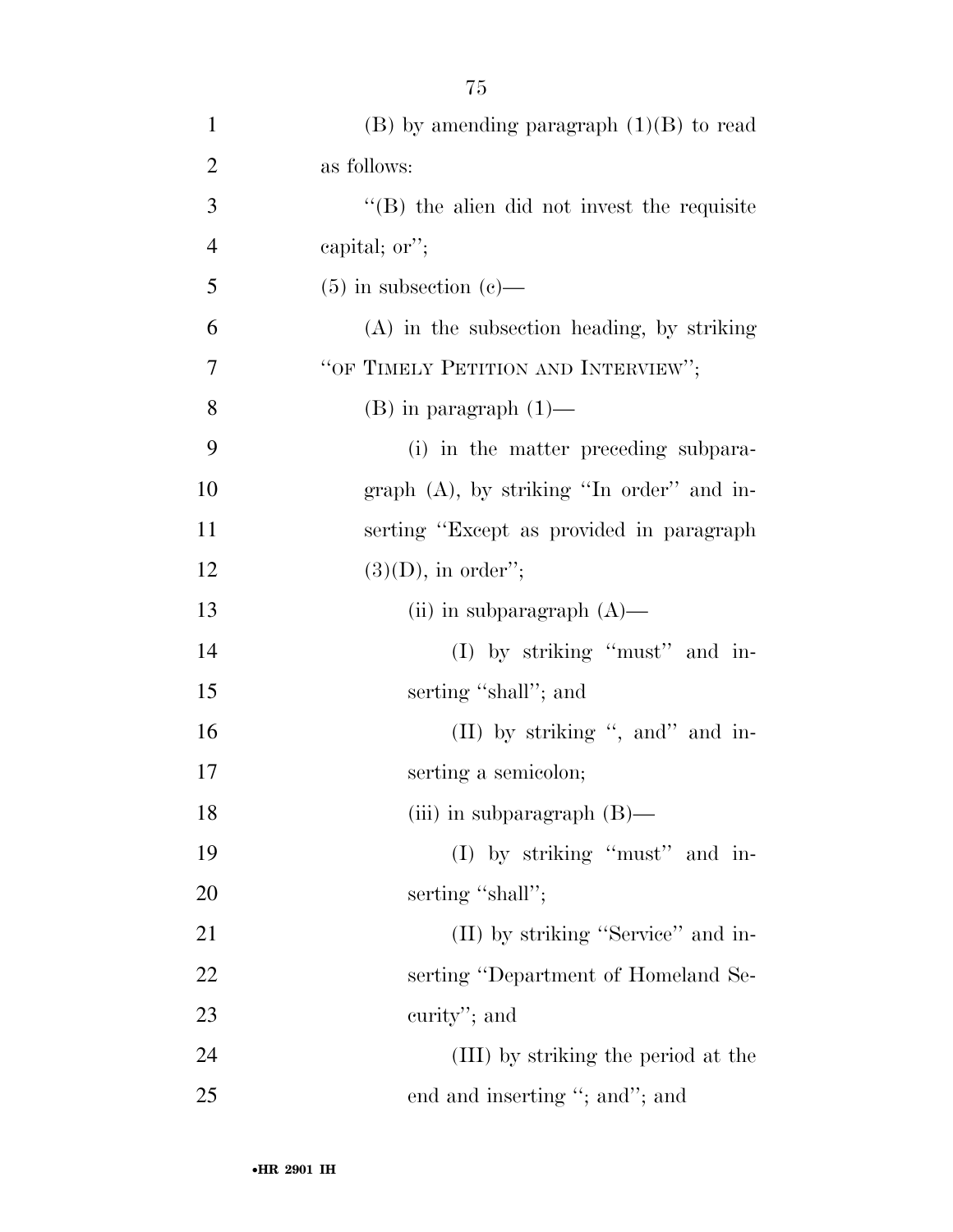(B) by amending paragraph (1)(B) to read as follows:

"(B) the alien did not invest the requisite capital; or";

(5) in subsection (c)—

(A) in the subsection heading, by striking "OF TIMELY PETITION AND INTERVIEW";

(B) in paragraph (1)—

(i) in the matter preceding subparagraph (A), by striking "In order" and inserting "Except as provided in paragraph (3)(D), in order";

(ii) in subparagraph (A)—

(I) by striking "must" and inserting "shall"; and

(II) by striking ", and" and inserting a semicolon;

(iii) in subparagraph (B)—

(I) by striking "must" and inserting "shall";

(II) by striking "Service" and inserting "Department of Homeland Security"; and

(III) by striking the period at the end and inserting "; and"; and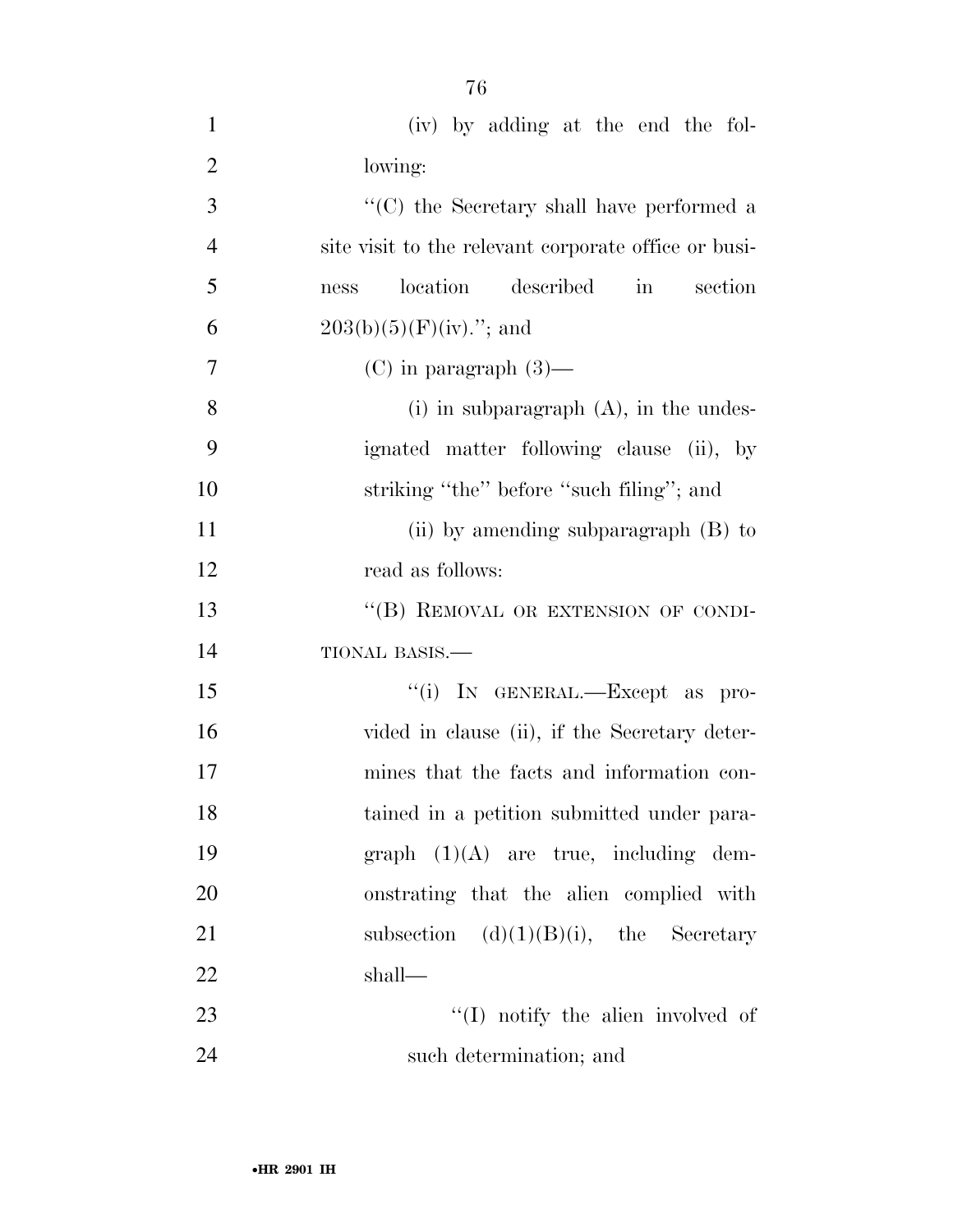(iv) by adding at the end the following:

"(C) the Secretary shall have performed a site visit to the relevant corporate office or business location described in section 203(b)(5)(F)(iv)."; and

(C) in paragraph (3)—

(i) in subparagraph (A), in the undesignated matter following clause (ii), by striking "the" before "such filing"; and

(ii) by amending subparagraph (B) to read as follows:

"(B) REMOVAL OR EXTENSION OF CONDITIONAL BASIS.—

"(i) IN GENERAL.—Except as provided in clause (ii), if the Secretary determines that the facts and information contained in a petition submitted under paragraph (1)(A) are true, including demonstrating that the alien complied with subsection (d)(1)(B)(i), the Secretary shall—

"(I) notify the alien involved of such determination; and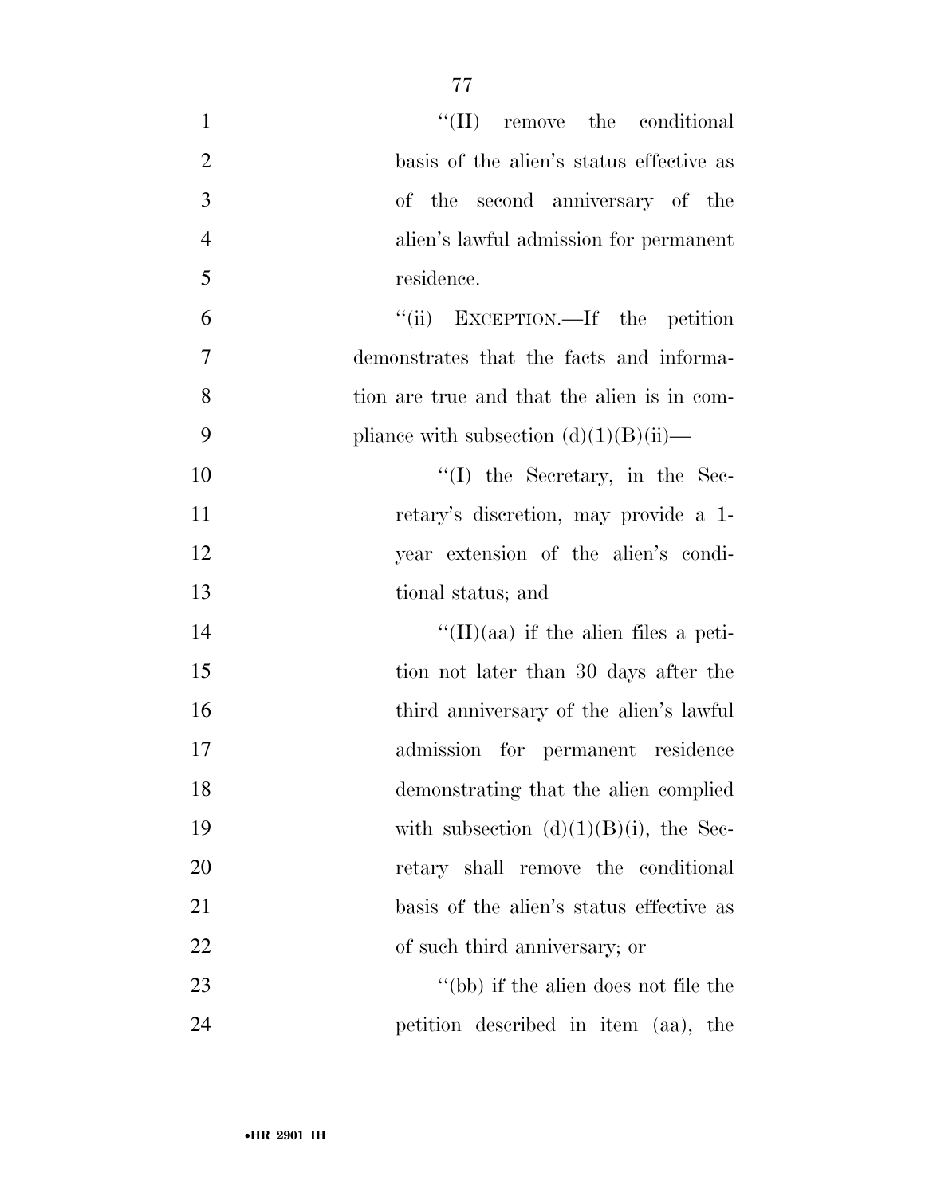"(II) remove the conditional basis of the alien's status effective as of the second anniversary of the alien's lawful admission for permanent residence.

"(ii) EXCEPTION.—If the petition demonstrates that the facts and information are true and that the alien is in compliance with subsection (d)(1)(B)(ii)—

"(I) the Secretary, in the Secretary's discretion, may provide a 1-year extension of the alien's conditional status; and

"(II)(aa) if the alien files a petition not later than 30 days after the third anniversary of the alien's lawful admission for permanent residence demonstrating that the alien complied with subsection (d)(1)(B)(i), the Secretary shall remove the conditional basis of the alien's status effective as of such third anniversary; or

"(bb) if the alien does not file the petition described in item (aa), the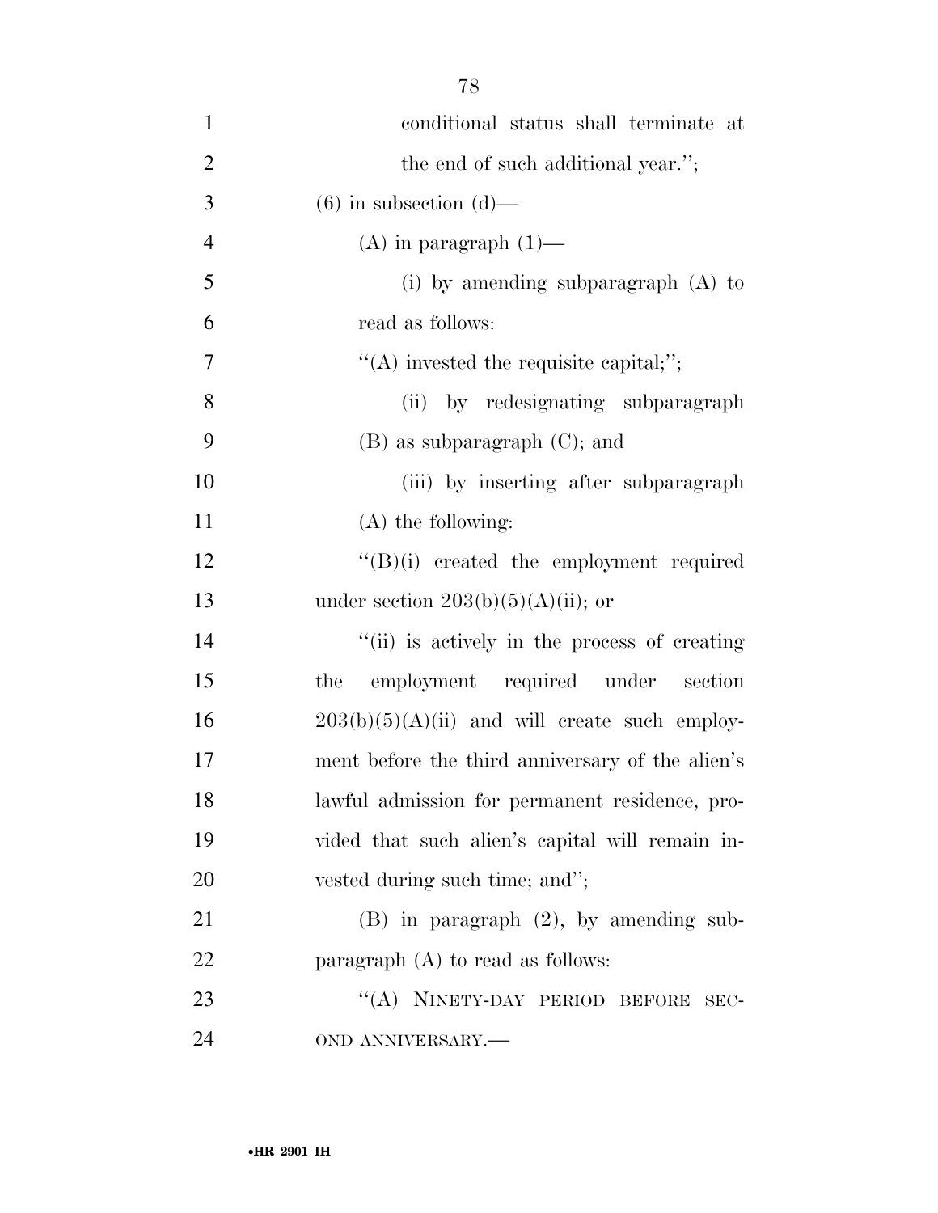conditional status shall terminate at the end of such additional year.'';

(6) in subsection (d)—

(A) in paragraph (1)—

(i) by amending subparagraph (A) to read as follows:

''(A) invested the requisite capital;'';

(ii) by redesignating subparagraph (B) as subparagraph (C); and

(iii) by inserting after subparagraph (A) the following:

''(B)(i) created the employment required under section 203(b)(5)(A)(ii); or

''(ii) is actively in the process of creating the employment required under section 203(b)(5)(A)(ii) and will create such employment before the third anniversary of the alien's lawful admission for permanent residence, provided that such alien's capital will remain invested during such time; and'';

(B) in paragraph (2), by amending subparagraph (A) to read as follows:

''(A) NINETY-DAY PERIOD BEFORE SECOND ANNIVERSARY.—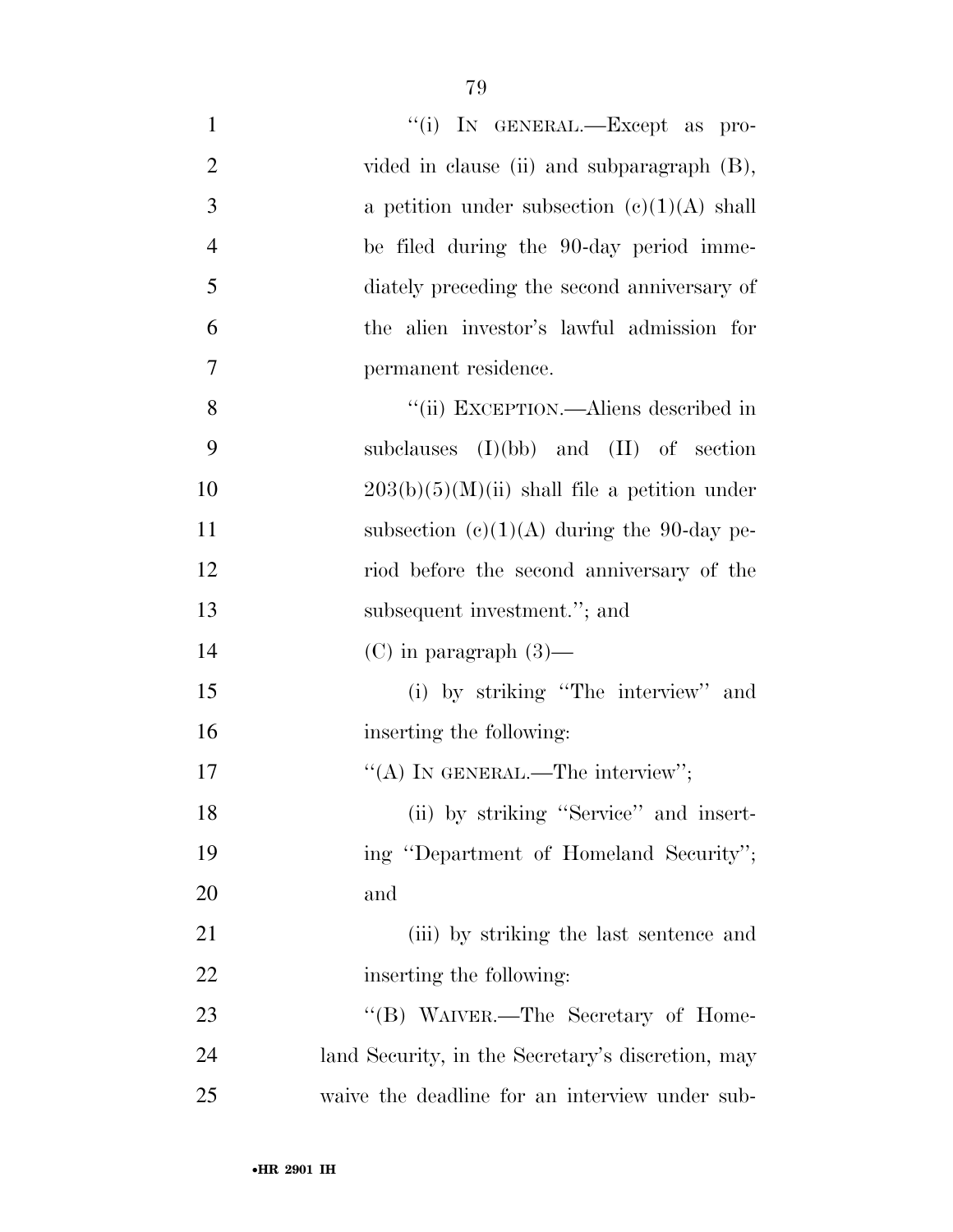"(i) IN GENERAL.—Except as provided in clause (ii) and subparagraph (B), a petition under subsection (c)(1)(A) shall be filed during the 90-day period immediately preceding the second anniversary of the alien investor's lawful admission for permanent residence.

"(ii) EXCEPTION.—Aliens described in subclauses (I)(bb) and (II) of section 203(b)(5)(M)(ii) shall file a petition under subsection (c)(1)(A) during the 90-day period before the second anniversary of the subsequent investment."; and

(C) in paragraph (3)—

(i) by striking "The interview" and inserting the following:

"(A) IN GENERAL.—The interview";

(ii) by striking "Service" and inserting "Department of Homeland Security"; and

(iii) by striking the last sentence and inserting the following:

"(B) WAIVER.—The Secretary of Homeland Security, in the Secretary's discretion, may waive the deadline for an interview under sub-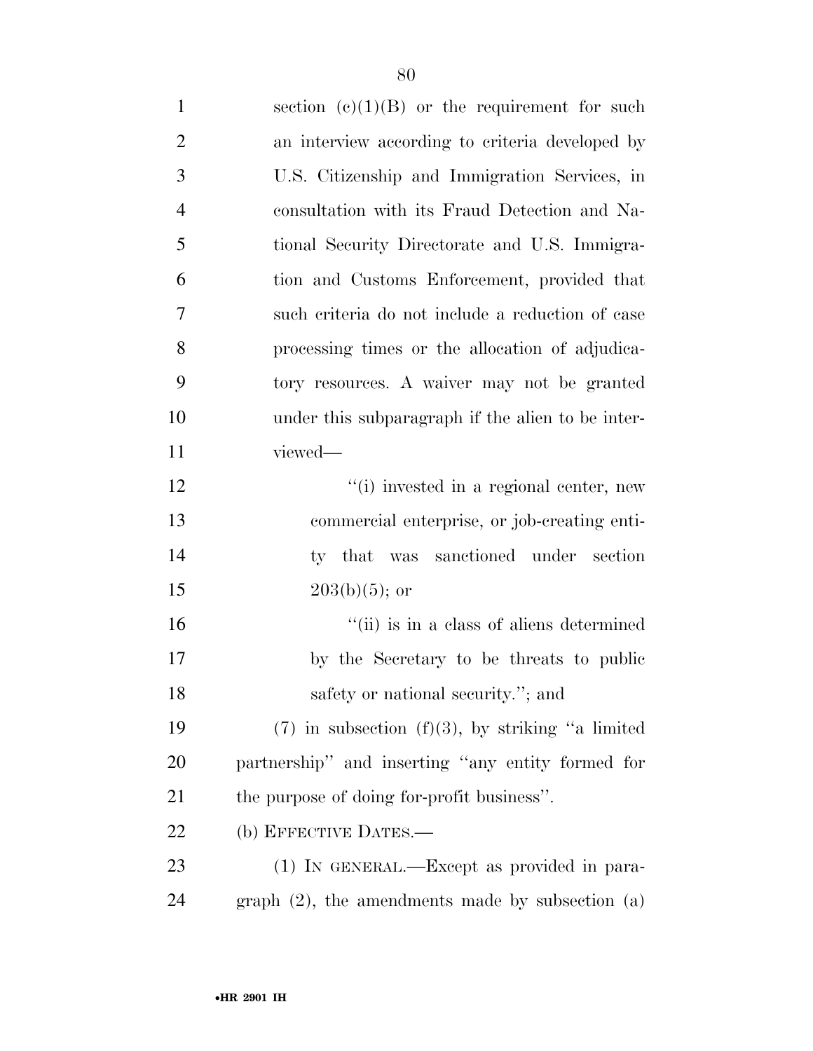section (c)(1)(B) or the requirement for such an interview according to criteria developed by U.S. Citizenship and Immigration Services, in consultation with its Fraud Detection and National Security Directorate and U.S. Immigration and Customs Enforcement, provided that such criteria do not include a reduction of case processing times or the allocation of adjudicatory resources. A waiver may not be granted under this subparagraph if the alien to be interviewed—

''(i) invested in a regional center, new commercial enterprise, or job-creating entity that was sanctioned under section 203(b)(5); or

''(ii) is in a class of aliens determined by the Secretary to be threats to public safety or national security.''; and

(7) in subsection (f)(3), by striking ''a limited partnership'' and inserting ''any entity formed for the purpose of doing for-profit business''.

(b) EFFECTIVE DATES.—

(1) IN GENERAL.—Except as provided in paragraph (2), the amendments made by subsection (a)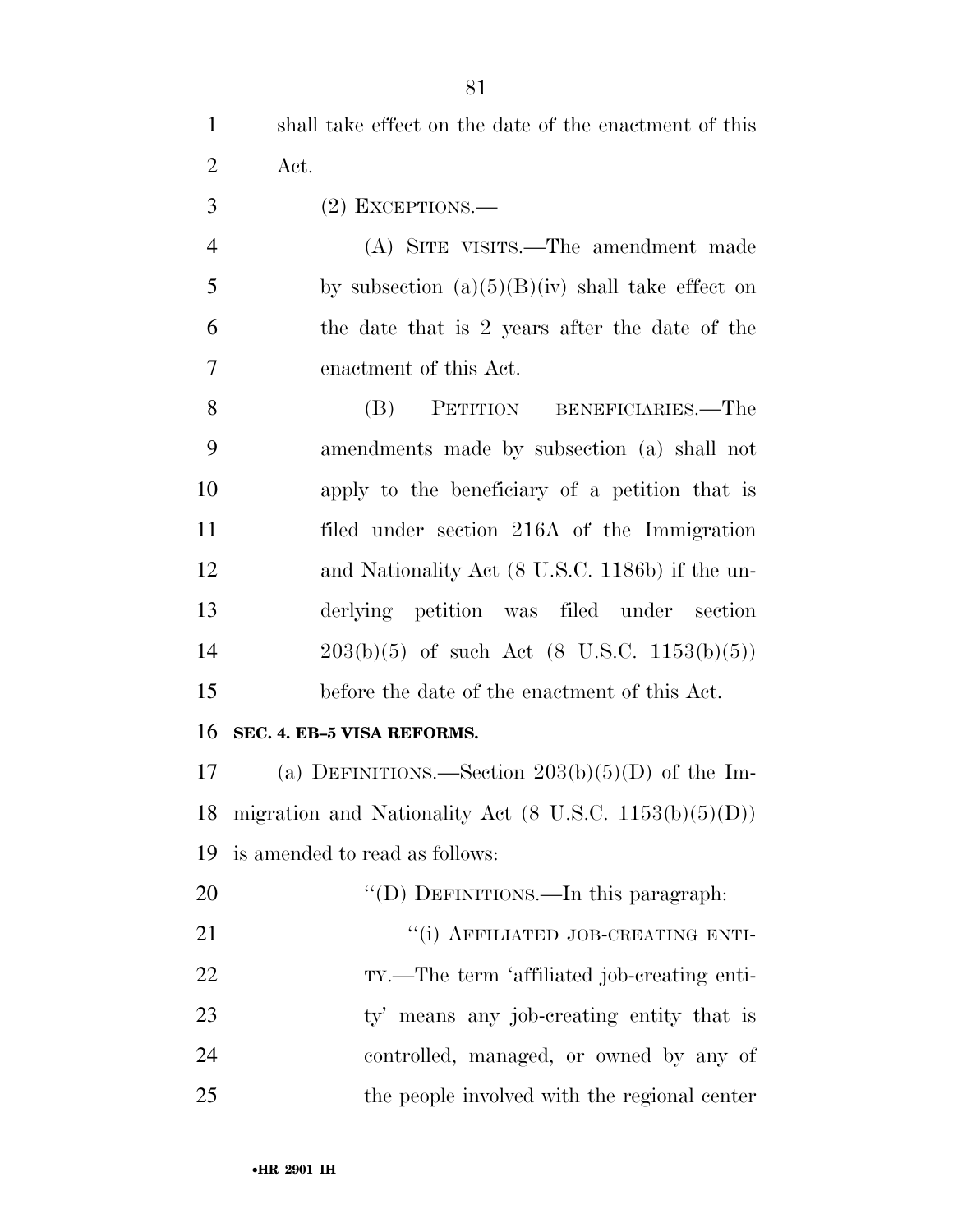shall take effect on the date of the enactment of this Act.

(2) EXCEPTIONS.—

(A) SITE VISITS.—The amendment made by subsection (a)(5)(B)(iv) shall take effect on the date that is 2 years after the date of the enactment of this Act.

(B) PETITION BENEFICIARIES.—The amendments made by subsection (a) shall not apply to the beneficiary of a petition that is filed under section 216A of the Immigration and Nationality Act (8 U.S.C. 1186b) if the underlying petition was filed under section 203(b)(5) of such Act (8 U.S.C. 1153(b)(5)) before the date of the enactment of this Act.

**SEC. 4. EB–5 VISA REFORMS.**

(a) DEFINITIONS.—Section 203(b)(5)(D) of the Immigration and Nationality Act (8 U.S.C. 1153(b)(5)(D)) is amended to read as follows:

"(D) DEFINITIONS.—In this paragraph:

"(i) AFFILIATED JOB-CREATING ENTITY.—The term 'affiliated job-creating entity' means any job-creating entity that is controlled, managed, or owned by any of the people involved with the regional center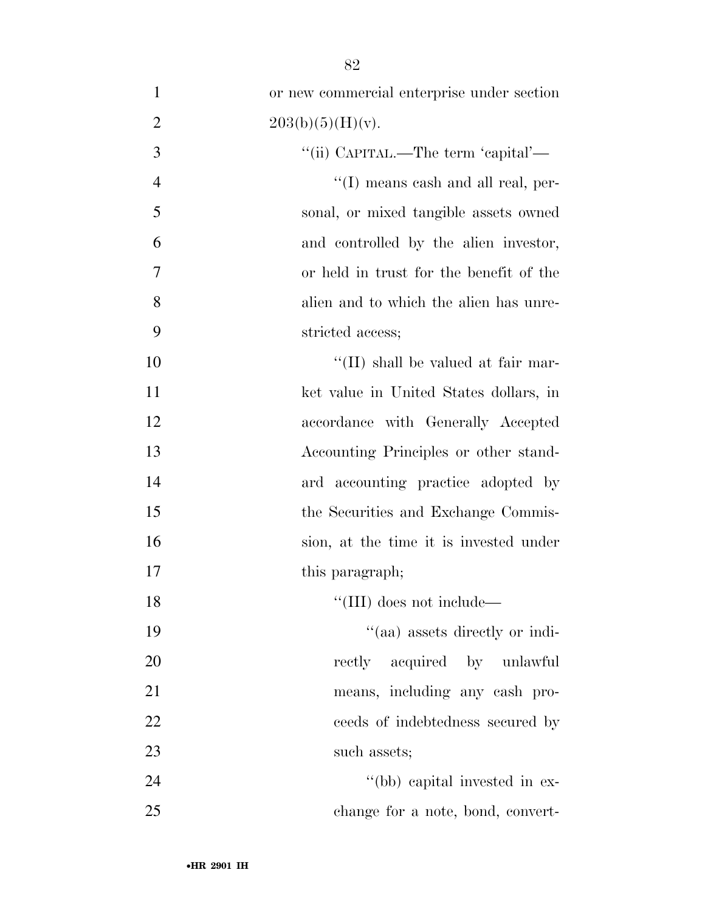or new commercial enterprise under section 203(b)(5)(H)(v).

''(ii) CAPITAL.—The term 'capital'—

''(I) means cash and all real, personal, or mixed tangible assets owned and controlled by the alien investor, or held in trust for the benefit of the alien and to which the alien has unrestricted access;

''(II) shall be valued at fair market value in United States dollars, in accordance with Generally Accepted Accounting Principles or other standard accounting practice adopted by the Securities and Exchange Commission, at the time it is invested under this paragraph;

''(III) does not include—

''(aa) assets directly or indirectly acquired by unlawful means, including any cash proceeds of indebtedness secured by such assets;

''(bb) capital invested in exchange for a note, bond, convert-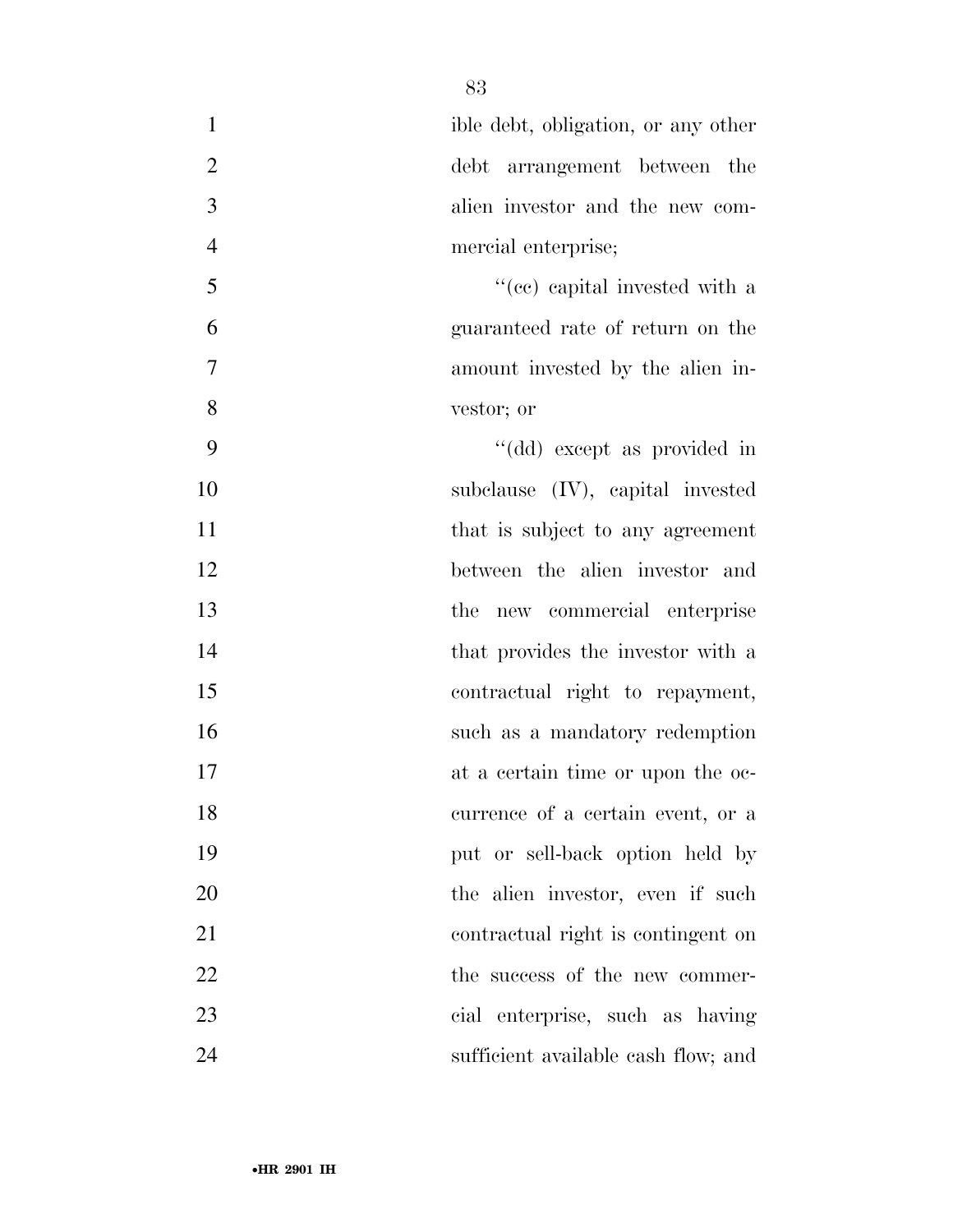ible debt, obligation, or any other debt arrangement between the alien investor and the new commercial enterprise;

''(cc) capital invested with a guaranteed rate of return on the amount invested by the alien investor; or

''(dd) except as provided in subclause (IV), capital invested that is subject to any agreement between the alien investor and the new commercial enterprise that provides the investor with a contractual right to repayment, such as a mandatory redemption at a certain time or upon the occurrence of a certain event, or a put or sell-back option held by the alien investor, even if such contractual right is contingent on the success of the new commercial enterprise, such as having sufficient available cash flow; and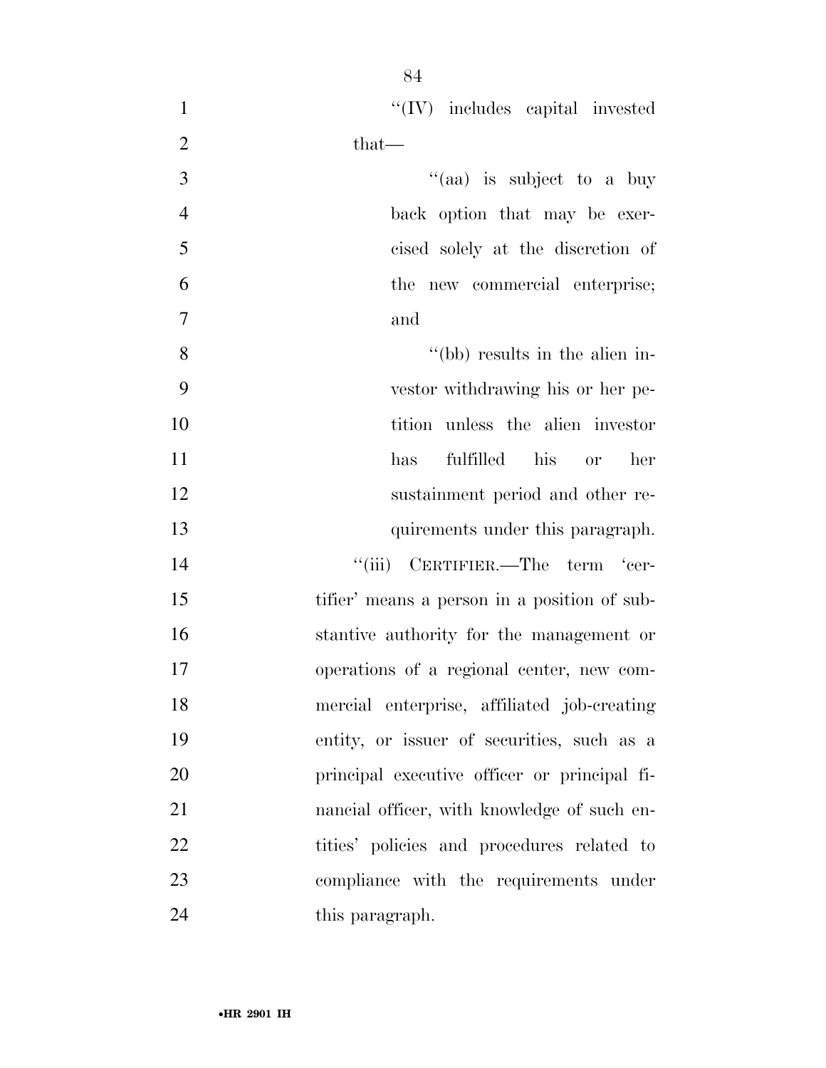"(IV) includes capital invested that—

"(aa) is subject to a buy back option that may be exercised solely at the discretion of the new commercial enterprise; and

"(bb) results in the alien investor withdrawing his or her petition unless the alien investor has fulfilled his or her sustainment period and other requirements under this paragraph.

"(iii) CERTIFIER.—The term 'certifier' means a person in a position of substantive authority for the management or operations of a regional center, new commercial enterprise, affiliated job-creating entity, or issuer of securities, such as a principal executive officer or principal financial officer, with knowledge of such entities' policies and procedures related to compliance with the requirements under this paragraph.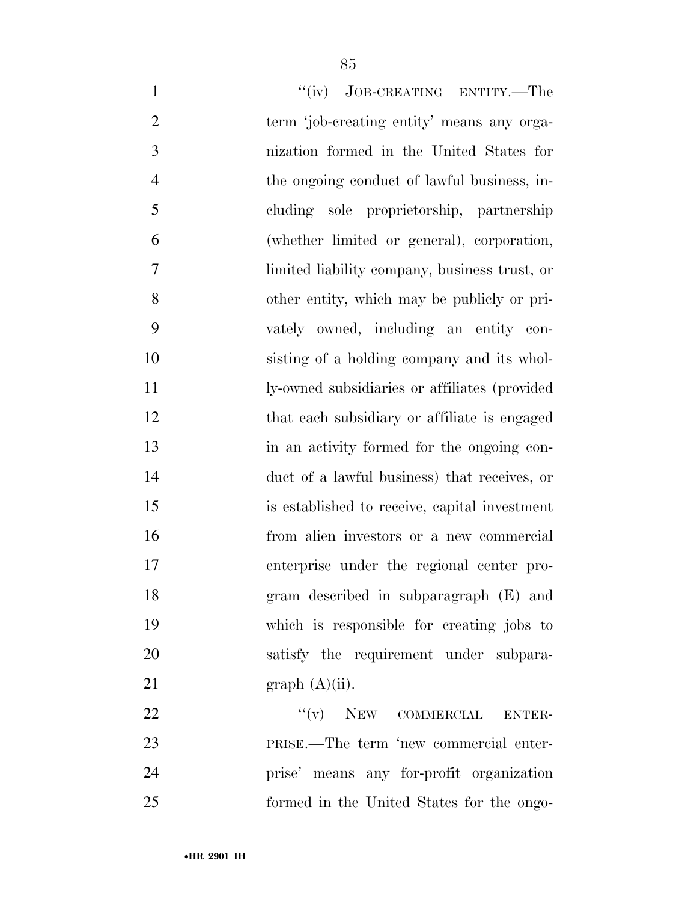"(iv) JOB-CREATING ENTITY.—The term 'job-creating entity' means any organization formed in the United States for the ongoing conduct of lawful business, including sole proprietorship, partnership (whether limited or general), corporation, limited liability company, business trust, or other entity, which may be publicly or privately owned, including an entity consisting of a holding company and its wholly-owned subsidiaries or affiliates (provided that each subsidiary or affiliate is engaged in an activity formed for the ongoing conduct of a lawful business) that receives, or is established to receive, capital investment from alien investors or a new commercial enterprise under the regional center program described in subparagraph (E) and which is responsible for creating jobs to satisfy the requirement under subparagraph (A)(ii).

"(v) NEW COMMERCIAL ENTERPRISE.—The term 'new commercial enterprise' means any for-profit organization formed in the United States for the ongo-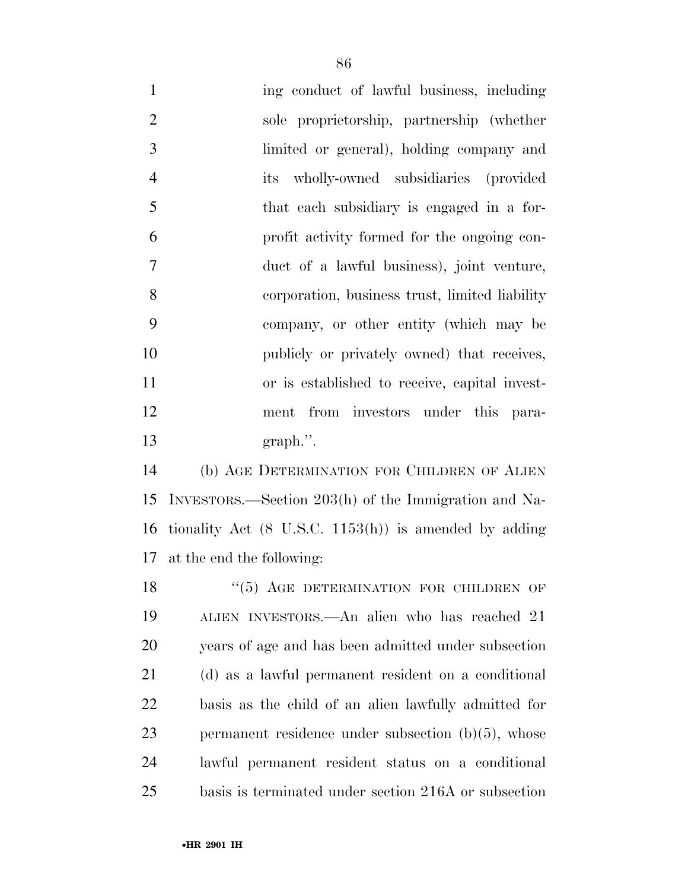ing conduct of lawful business, including sole proprietorship, partnership (whether limited or general), holding company and its wholly-owned subsidiaries (provided that each subsidiary is engaged in a for-profit activity formed for the ongoing conduct of a lawful business), joint venture, corporation, business trust, limited liability company, or other entity (which may be publicly or privately owned) that receives, or is established to receive, capital investment from investors under this paragraph.''.

(b) AGE DETERMINATION FOR CHILDREN OF ALIEN INVESTORS.—Section 203(h) of the Immigration and Nationality Act (8 U.S.C. 1153(h)) is amended by adding at the end the following:

''(5) AGE DETERMINATION FOR CHILDREN OF ALIEN INVESTORS.—An alien who has reached 21 years of age and has been admitted under subsection (d) as a lawful permanent resident on a conditional basis as the child of an alien lawfully admitted for permanent residence under subsection (b)(5), whose lawful permanent resident status on a conditional basis is terminated under section 216A or subsection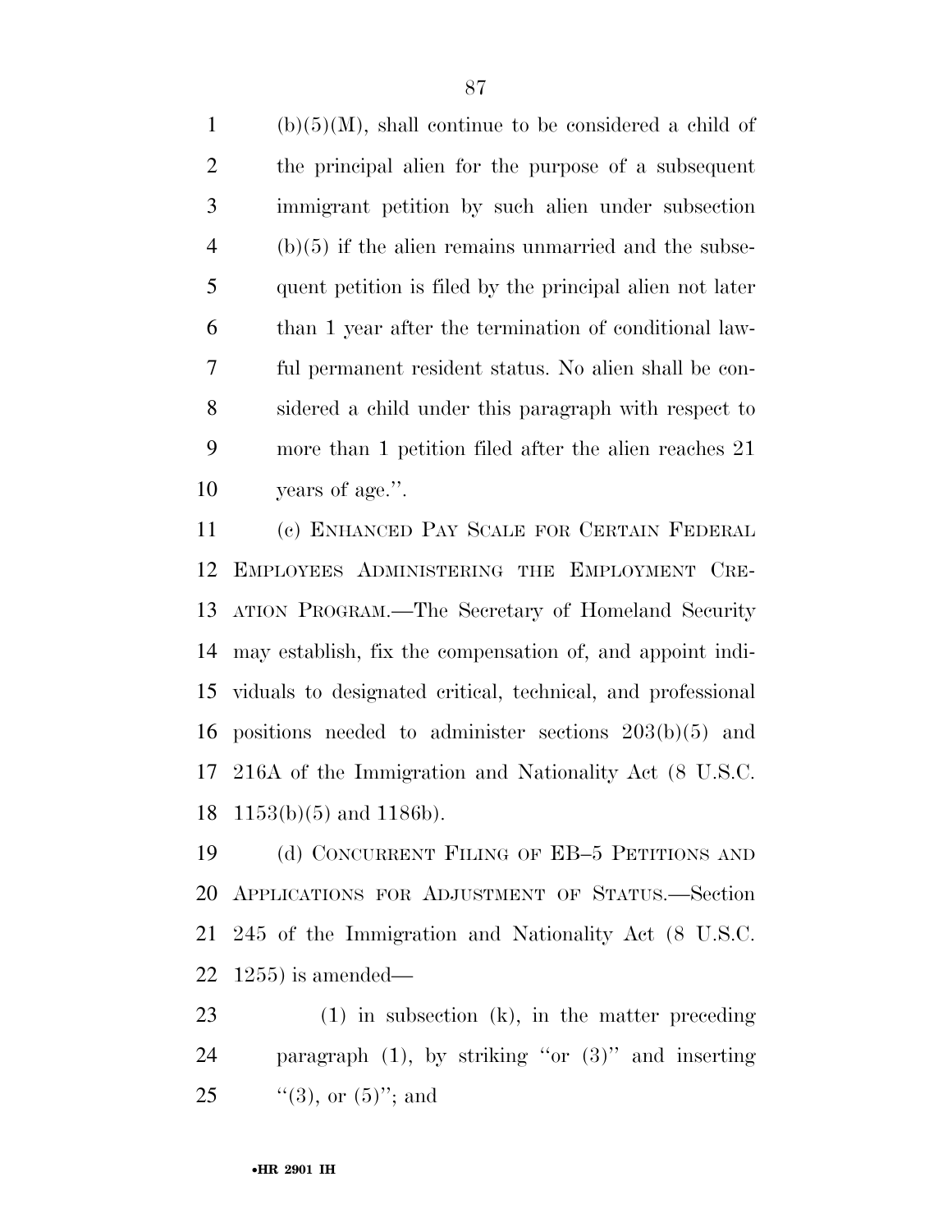(b)(5)(M), shall continue to be considered a child of the principal alien for the purpose of a subsequent immigrant petition by such alien under subsection (b)(5) if the alien remains unmarried and the subsequent petition is filed by the principal alien not later than 1 year after the termination of conditional lawful permanent resident status. No alien shall be considered a child under this paragraph with respect to more than 1 petition filed after the alien reaches 21 years of age.''.

(c) ENHANCED PAY SCALE FOR CERTAIN FEDERAL EMPLOYEES ADMINISTERING THE EMPLOYMENT CREATION PROGRAM.—The Secretary of Homeland Security may establish, fix the compensation of, and appoint individuals to designated critical, technical, and professional positions needed to administer sections 203(b)(5) and 216A of the Immigration and Nationality Act (8 U.S.C. 1153(b)(5) and 1186b).

(d) CONCURRENT FILING OF EB–5 PETITIONS AND APPLICATIONS FOR ADJUSTMENT OF STATUS.—Section 245 of the Immigration and Nationality Act (8 U.S.C. 1255) is amended—

(1) in subsection (k), in the matter preceding paragraph (1), by striking ''or (3)'' and inserting ''(3), or (5)''; and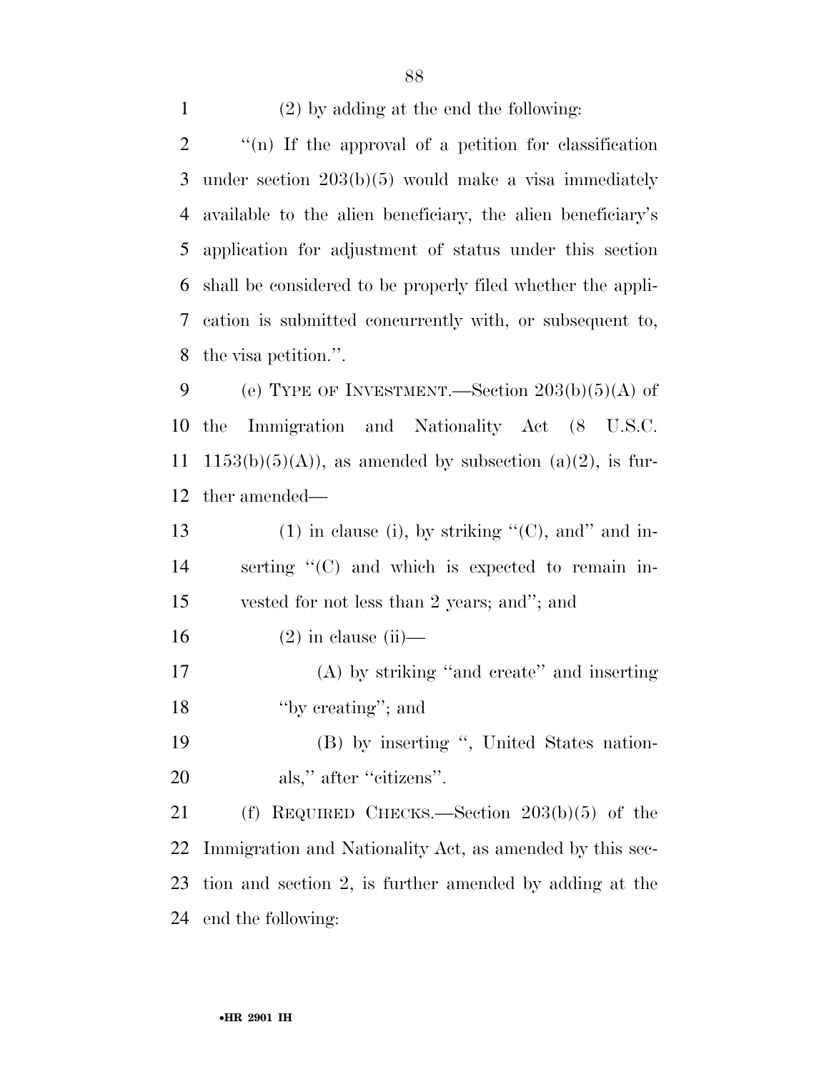(2) by adding at the end the following:

''(n) If the approval of a petition for classification under section 203(b)(5) would make a visa immediately available to the alien beneficiary, the alien beneficiary's application for adjustment of status under this section shall be considered to be properly filed whether the application is submitted concurrently with, or subsequent to, the visa petition.''.

(e) TYPE OF INVESTMENT.—Section 203(b)(5)(A) of the Immigration and Nationality Act (8 U.S.C. 1153(b)(5)(A)), as amended by subsection (a)(2), is further amended—

(1) in clause (i), by striking ''(C), and'' and inserting ''(C) and which is expected to remain invested for not less than 2 years; and''; and

(2) in clause (ii)—

(A) by striking ''and create'' and inserting ''by creating''; and

(B) by inserting '', United States nationals,'' after ''citizens''.

(f) REQUIRED CHECKS.—Section 203(b)(5) of the Immigration and Nationality Act, as amended by this section and section 2, is further amended by adding at the end the following: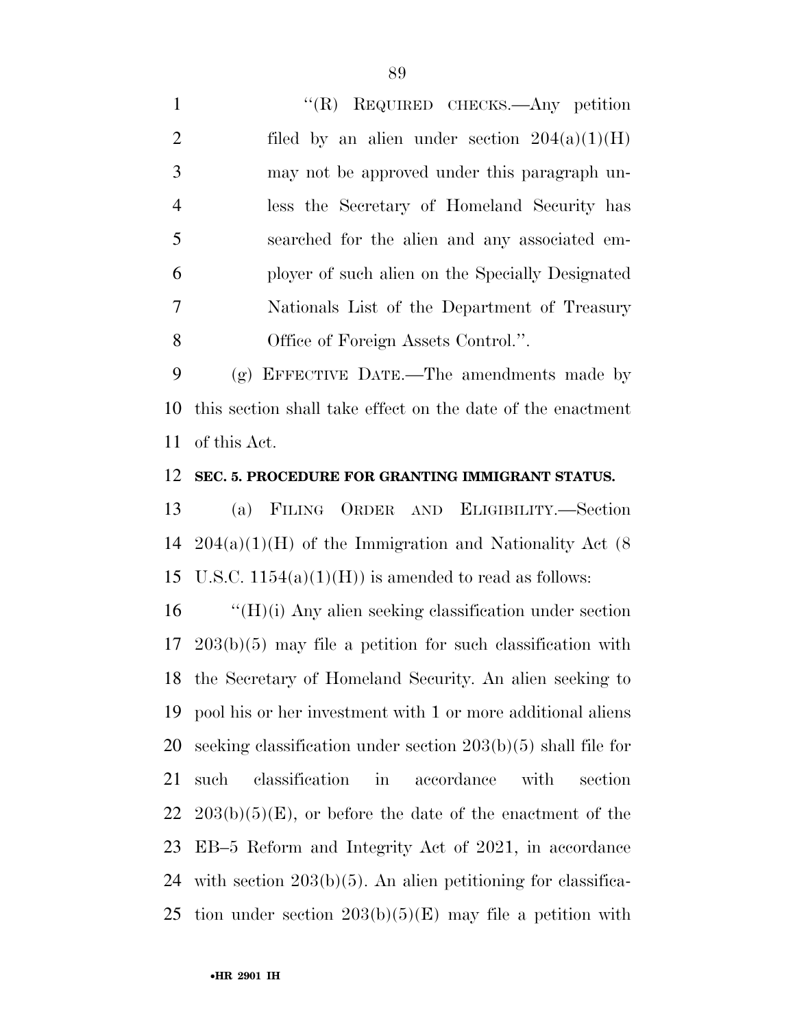"(R) REQUIRED CHECKS.—Any petition filed by an alien under section 204(a)(1)(H) may not be approved under this paragraph unless the Secretary of Homeland Security has searched for the alien and any associated employer of such alien on the Specially Designated Nationals List of the Department of Treasury Office of Foreign Assets Control.".

(g) EFFECTIVE DATE.—The amendments made by this section shall take effect on the date of the enactment of this Act.

**SEC. 5. PROCEDURE FOR GRANTING IMMIGRANT STATUS.**

(a) FILING ORDER AND ELIGIBILITY.—Section 204(a)(1)(H) of the Immigration and Nationality Act (8 U.S.C. 1154(a)(1)(H)) is amended to read as follows:

"(H)(i) Any alien seeking classification under section 203(b)(5) may file a petition for such classification with the Secretary of Homeland Security. An alien seeking to pool his or her investment with 1 or more additional aliens seeking classification under section 203(b)(5) shall file for such classification in accordance with section 203(b)(5)(E), or before the date of the enactment of the EB–5 Reform and Integrity Act of 2021, in accordance with section 203(b)(5). An alien petitioning for classification under section 203(b)(5)(E) may file a petition with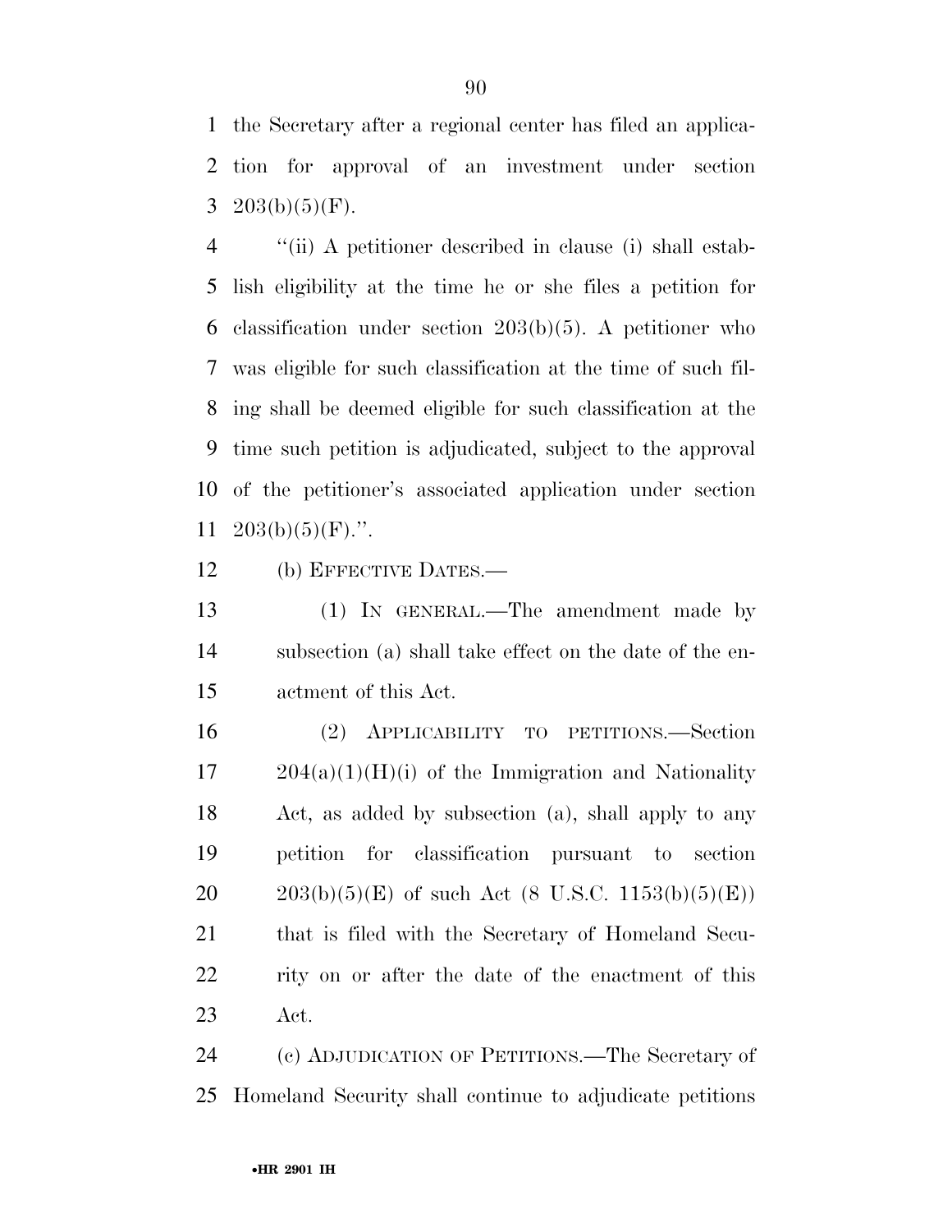the Secretary after a regional center has filed an application for approval of an investment under section 203(b)(5)(F).

"(ii) A petitioner described in clause (i) shall establish eligibility at the time he or she files a petition for classification under section 203(b)(5). A petitioner who was eligible for such classification at the time of such filing shall be deemed eligible for such classification at the time such petition is adjudicated, subject to the approval of the petitioner's associated application under section 203(b)(5)(F).".

(b) EFFECTIVE DATES.—

(1) IN GENERAL.—The amendment made by subsection (a) shall take effect on the date of the enactment of this Act.

(2) APPLICABILITY TO PETITIONS.—Section 204(a)(1)(H)(i) of the Immigration and Nationality Act, as added by subsection (a), shall apply to any petition for classification pursuant to section 203(b)(5)(E) of such Act (8 U.S.C. 1153(b)(5)(E)) that is filed with the Secretary of Homeland Security on or after the date of the enactment of this Act.

(c) ADJUDICATION OF PETITIONS.—The Secretary of Homeland Security shall continue to adjudicate petitions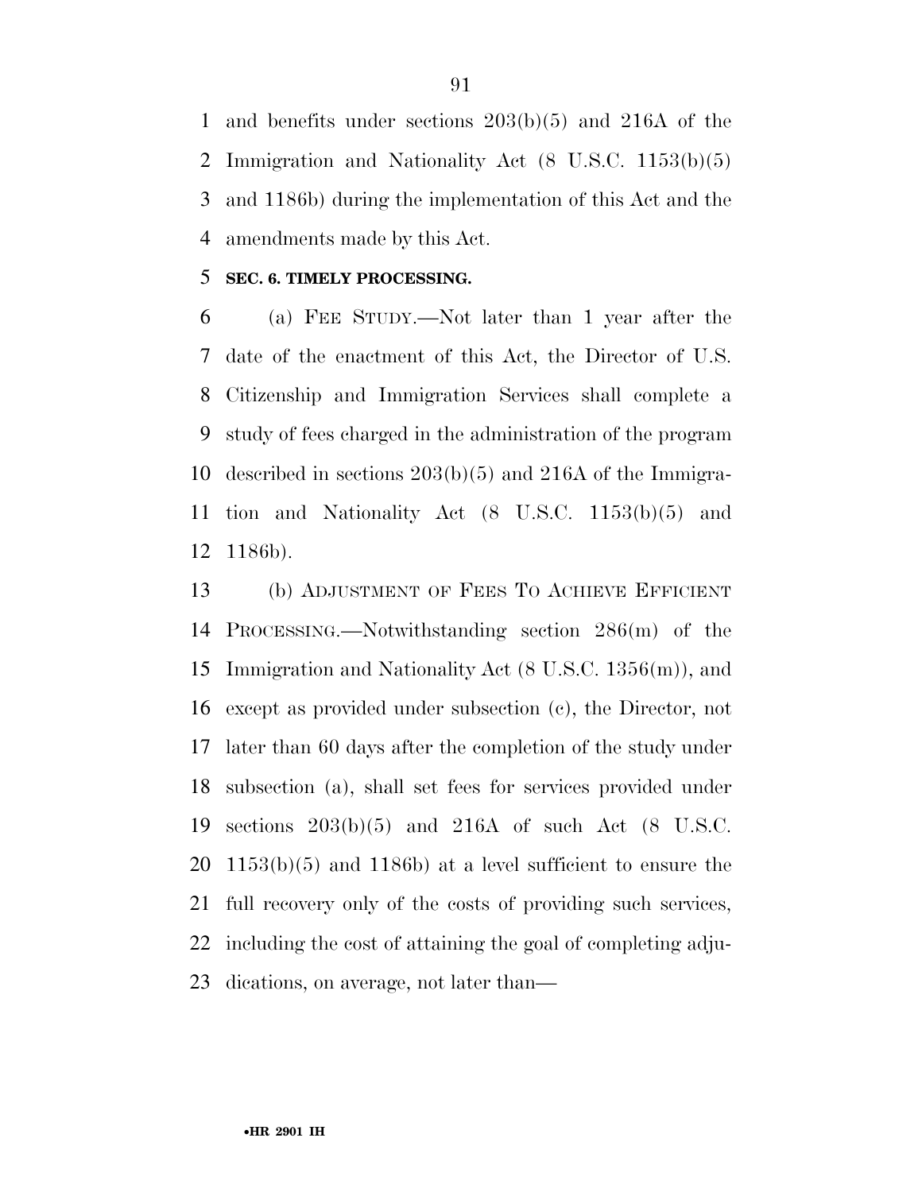and benefits under sections 203(b)(5) and 216A of the Immigration and Nationality Act (8 U.S.C. 1153(b)(5) and 1186b) during the implementation of this Act and the amendments made by this Act.

**SEC. 6. TIMELY PROCESSING.**

(a) FEE STUDY.—Not later than 1 year after the date of the enactment of this Act, the Director of U.S. Citizenship and Immigration Services shall complete a study of fees charged in the administration of the program described in sections 203(b)(5) and 216A of the Immigration and Nationality Act (8 U.S.C. 1153(b)(5) and 1186b).

(b) ADJUSTMENT OF FEES TO ACHIEVE EFFICIENT PROCESSING.—Notwithstanding section 286(m) of the Immigration and Nationality Act (8 U.S.C. 1356(m)), and except as provided under subsection (c), the Director, not later than 60 days after the completion of the study under subsection (a), shall set fees for services provided under sections 203(b)(5) and 216A of such Act (8 U.S.C. 1153(b)(5) and 1186b) at a level sufficient to ensure the full recovery only of the costs of providing such services, including the cost of attaining the goal of completing adjudications, on average, not later than—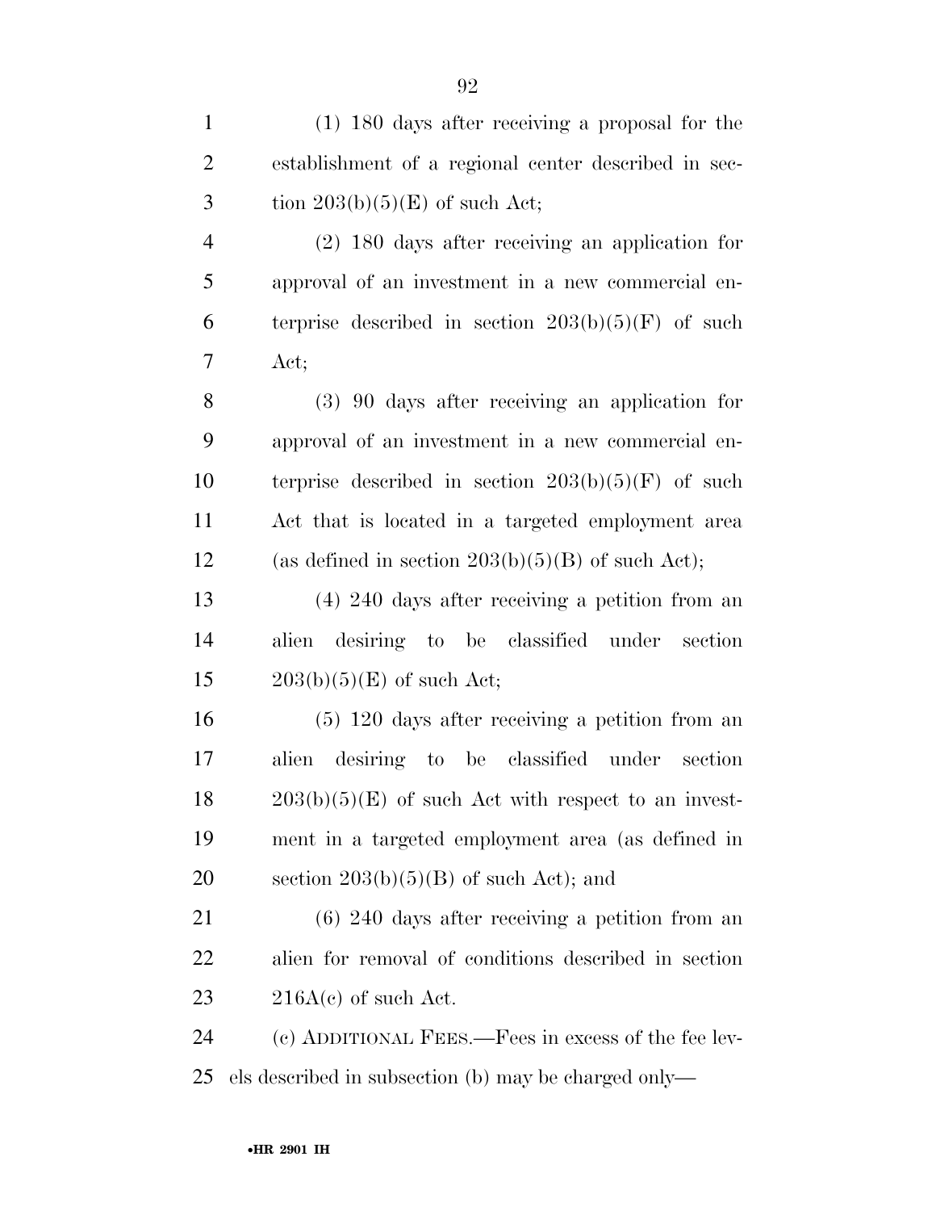(1) 180 days after receiving a proposal for the establishment of a regional center described in section 203(b)(5)(E) of such Act;

(2) 180 days after receiving an application for approval of an investment in a new commercial enterprise described in section 203(b)(5)(F) of such Act;

(3) 90 days after receiving an application for approval of an investment in a new commercial enterprise described in section 203(b)(5)(F) of such Act that is located in a targeted employment area (as defined in section 203(b)(5)(B) of such Act);

(4) 240 days after receiving a petition from an alien desiring to be classified under section 203(b)(5)(E) of such Act;

(5) 120 days after receiving a petition from an alien desiring to be classified under section 203(b)(5)(E) of such Act with respect to an investment in a targeted employment area (as defined in section 203(b)(5)(B) of such Act); and

(6) 240 days after receiving a petition from an alien for removal of conditions described in section 216A(c) of such Act.

(c) ADDITIONAL FEES.—Fees in excess of the fee levels described in subsection (b) may be charged only—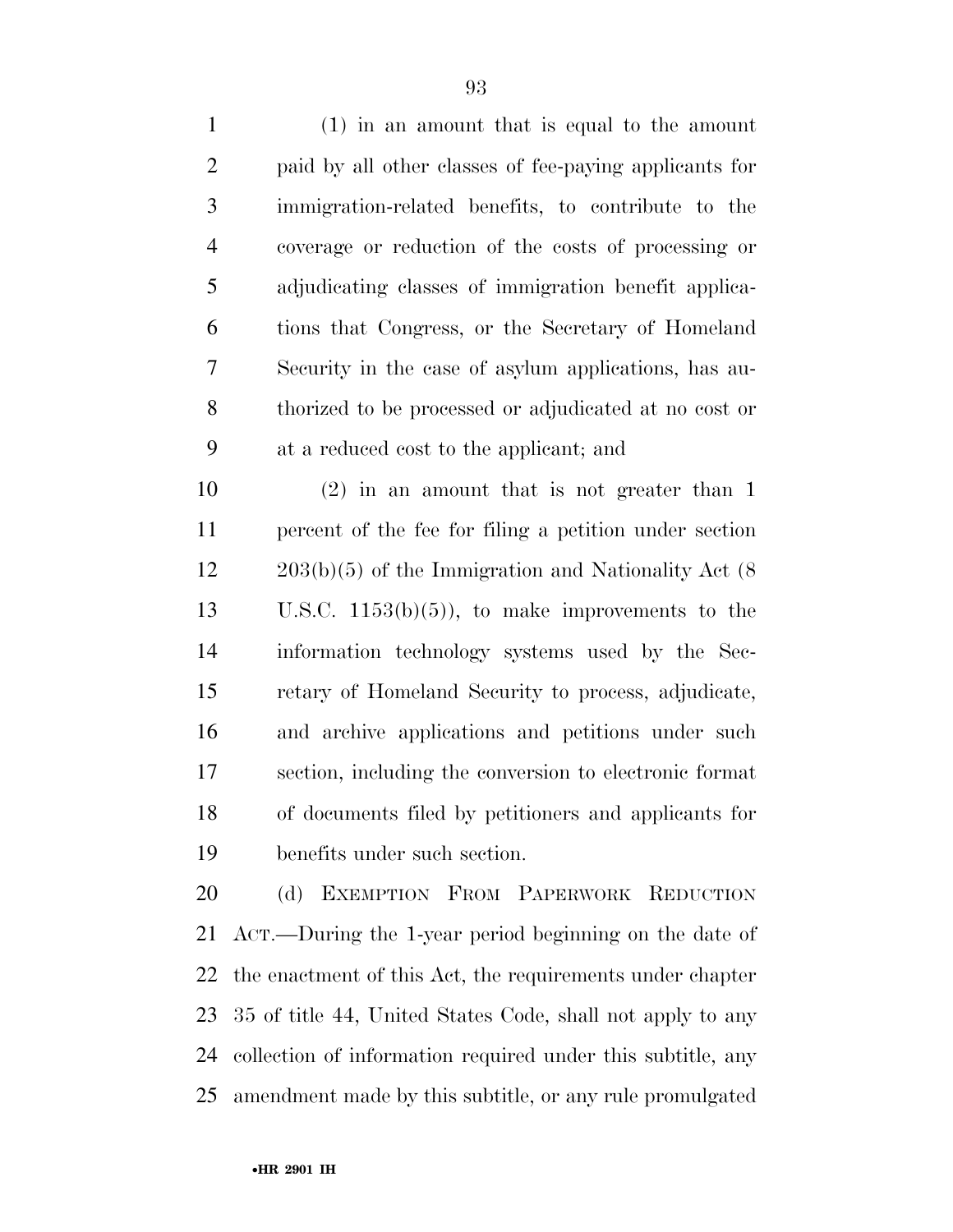(1) in an amount that is equal to the amount paid by all other classes of fee-paying applicants for immigration-related benefits, to contribute to the coverage or reduction of the costs of processing or adjudicating classes of immigration benefit applications that Congress, or the Secretary of Homeland Security in the case of asylum applications, has authorized to be processed or adjudicated at no cost or at a reduced cost to the applicant; and

(2) in an amount that is not greater than 1 percent of the fee for filing a petition under section 203(b)(5) of the Immigration and Nationality Act (8 U.S.C. 1153(b)(5)), to make improvements to the information technology systems used by the Secretary of Homeland Security to process, adjudicate, and archive applications and petitions under such section, including the conversion to electronic format of documents filed by petitioners and applicants for benefits under such section.

(d) EXEMPTION FROM PAPERWORK REDUCTION ACT.—During the 1-year period beginning on the date of the enactment of this Act, the requirements under chapter 35 of title 44, United States Code, shall not apply to any collection of information required under this subtitle, any amendment made by this subtitle, or any rule promulgated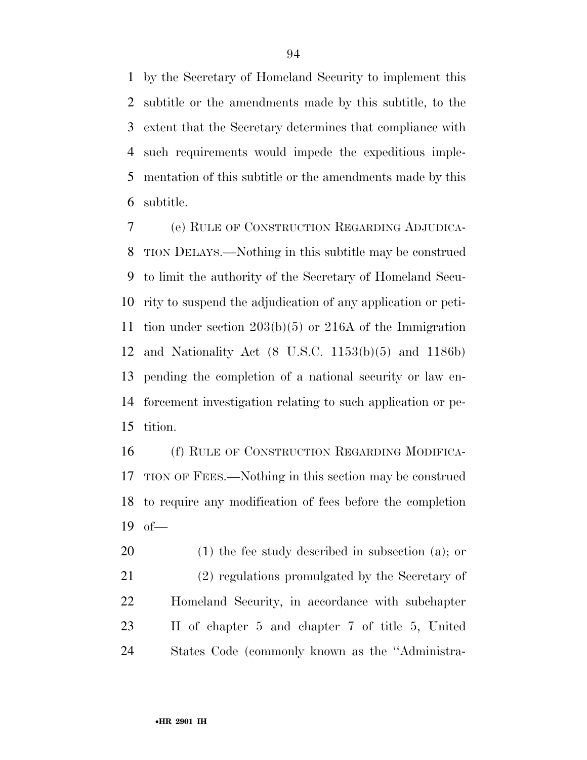by the Secretary of Homeland Security to implement this subtitle or the amendments made by this subtitle, to the extent that the Secretary determines that compliance with such requirements would impede the expeditious implementation of this subtitle or the amendments made by this subtitle.

(e) RULE OF CONSTRUCTION REGARDING ADJUDICATION DELAYS.—Nothing in this subtitle may be construed to limit the authority of the Secretary of Homeland Security to suspend the adjudication of any application or petition under section 203(b)(5) or 216A of the Immigration and Nationality Act (8 U.S.C. 1153(b)(5) and 1186b) pending the completion of a national security or law enforcement investigation relating to such application or petition.

(f) RULE OF CONSTRUCTION REGARDING MODIFICATION OF FEES.—Nothing in this section may be construed to require any modification of fees before the completion of—

(1) the fee study described in subsection (a); or

(2) regulations promulgated by the Secretary of Homeland Security, in accordance with subchapter II of chapter 5 and chapter 7 of title 5, United States Code (commonly known as the ''Administra-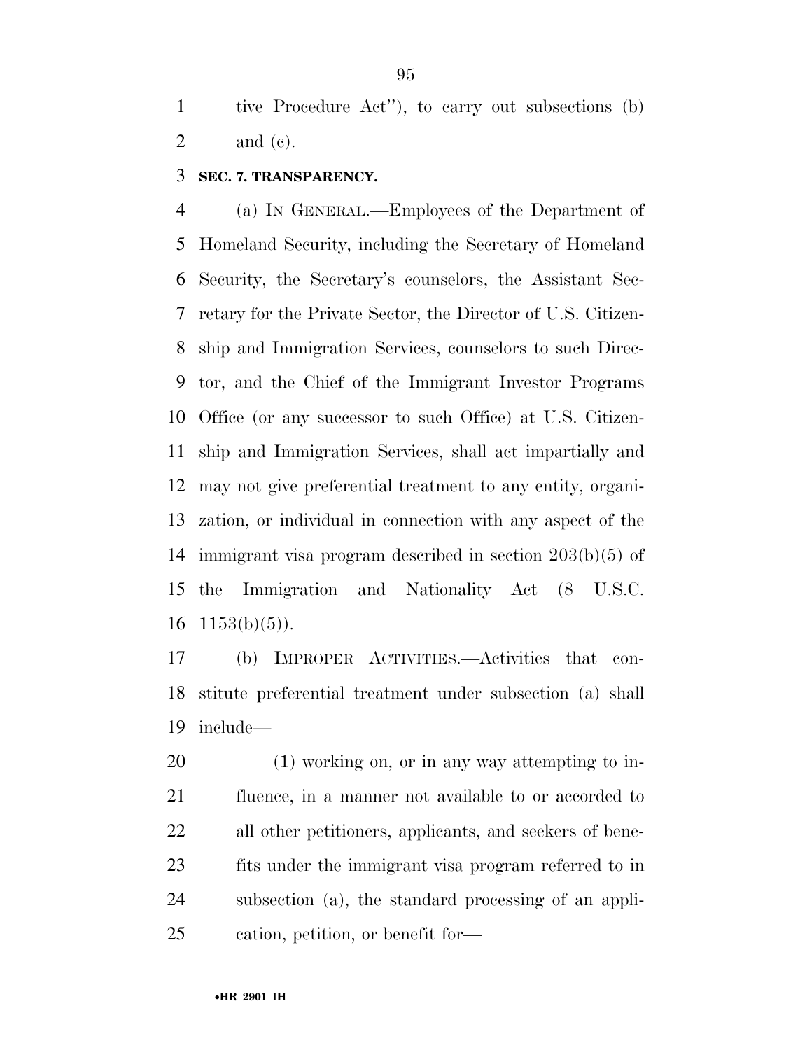tive Procedure Act''), to carry out subsections (b) and (c).

**SEC. 7. TRANSPARENCY.**

(a) IN GENERAL.—Employees of the Department of Homeland Security, including the Secretary of Homeland Security, the Secretary's counselors, the Assistant Secretary for the Private Sector, the Director of U.S. Citizenship and Immigration Services, counselors to such Director, and the Chief of the Immigrant Investor Programs Office (or any successor to such Office) at U.S. Citizenship and Immigration Services, shall act impartially and may not give preferential treatment to any entity, organization, or individual in connection with any aspect of the immigrant visa program described in section 203(b)(5) of the Immigration and Nationality Act (8 U.S.C. 1153(b)(5)).

(b) IMPROPER ACTIVITIES.—Activities that constitute preferential treatment under subsection (a) shall include—

(1) working on, or in any way attempting to influence, in a manner not available to or accorded to all other petitioners, applicants, and seekers of benefits under the immigrant visa program referred to in subsection (a), the standard processing of an application, petition, or benefit for—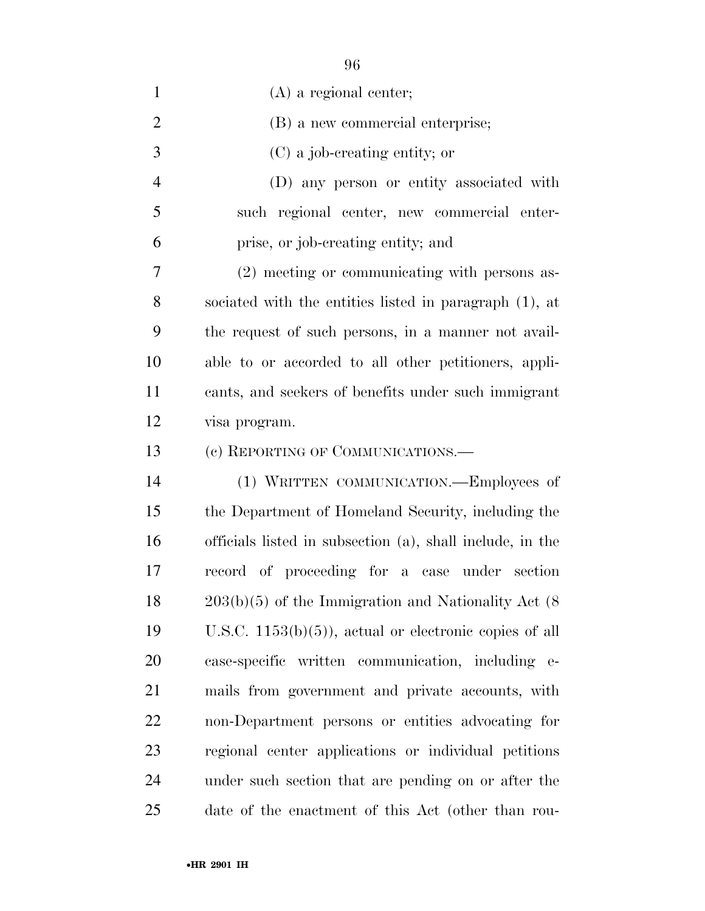(A) a regional center;

(B) a new commercial enterprise;

(C) a job-creating entity; or

(D) any person or entity associated with such regional center, new commercial enterprise, or job-creating entity; and

(2) meeting or communicating with persons associated with the entities listed in paragraph (1), at the request of such persons, in a manner not available to or accorded to all other petitioners, applicants, and seekers of benefits under such immigrant visa program.

(c) REPORTING OF COMMUNICATIONS.—

(1) WRITTEN COMMUNICATION.—Employees of the Department of Homeland Security, including the officials listed in subsection (a), shall include, in the record of proceeding for a case under section 203(b)(5) of the Immigration and Nationality Act (8 U.S.C. 1153(b)(5)), actual or electronic copies of all case-specific written communication, including e-mails from government and private accounts, with non-Department persons or entities advocating for regional center applications or individual petitions under such section that are pending on or after the date of the enactment of this Act (other than rou-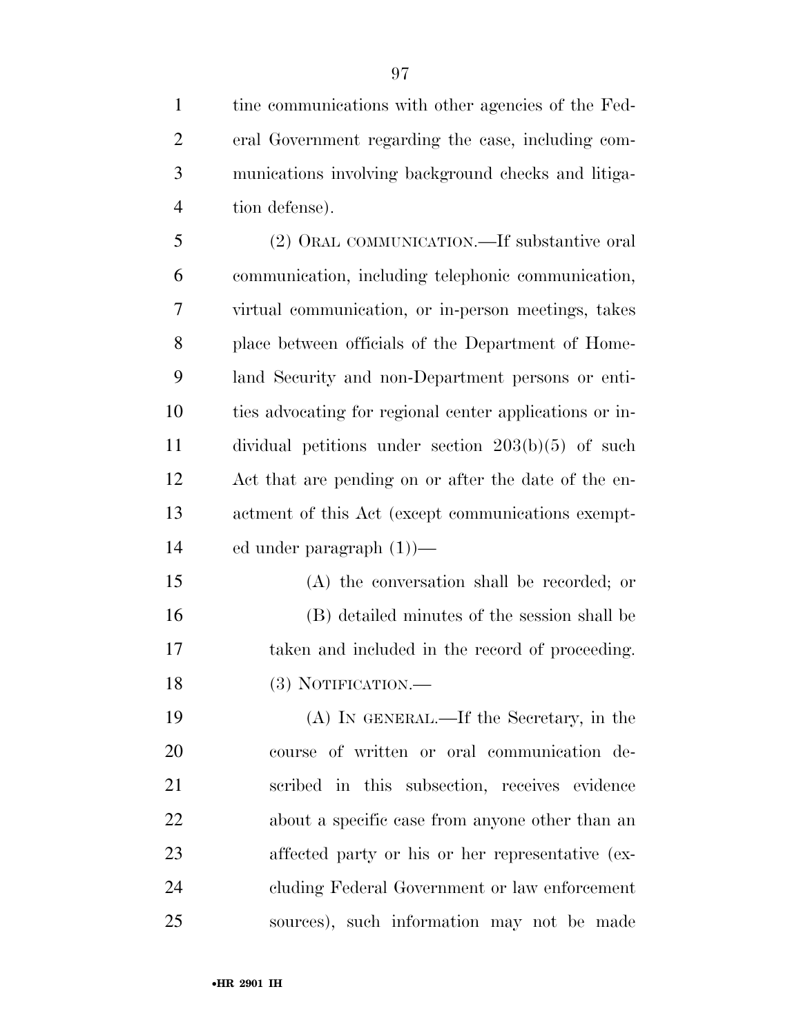tine communications with other agencies of the Federal Government regarding the case, including communications involving background checks and litigation defense).

(2) ORAL COMMUNICATION.—If substantive oral communication, including telephonic communication, virtual communication, or in-person meetings, takes place between officials of the Department of Homeland Security and non-Department persons or entities advocating for regional center applications or individual petitions under section 203(b)(5) of such Act that are pending on or after the date of the enactment of this Act (except communications exempted under paragraph (1))—

(A) the conversation shall be recorded; or

(B) detailed minutes of the session shall be taken and included in the record of proceeding.

(3) NOTIFICATION.—

(A) IN GENERAL.—If the Secretary, in the course of written or oral communication described in this subsection, receives evidence about a specific case from anyone other than an affected party or his or her representative (excluding Federal Government or law enforcement sources), such information may not be made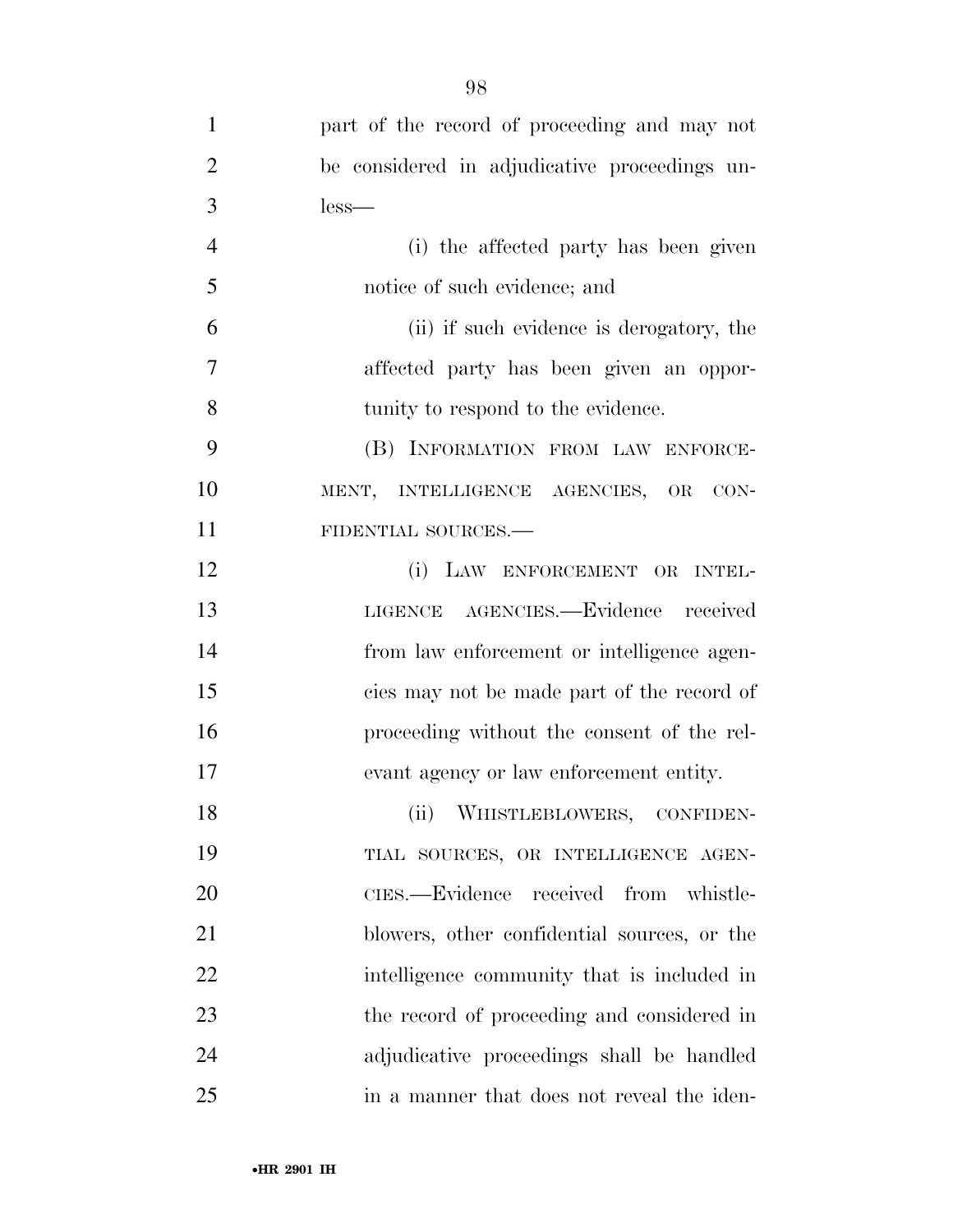part of the record of proceeding and may not be considered in adjudicative proceedings unless—

(i) the affected party has been given notice of such evidence; and

(ii) if such evidence is derogatory, the affected party has been given an opportunity to respond to the evidence.

(B) INFORMATION FROM LAW ENFORCEMENT, INTELLIGENCE AGENCIES, OR CONFIDENTIAL SOURCES.—

(i) LAW ENFORCEMENT OR INTELLIGENCE AGENCIES.—Evidence received from law enforcement or intelligence agencies may not be made part of the record of proceeding without the consent of the relevant agency or law enforcement entity.

(ii) WHISTLEBLOWERS, CONFIDENTIAL SOURCES, OR INTELLIGENCE AGENCIES.—Evidence received from whistleblowers, other confidential sources, or the intelligence community that is included in the record of proceeding and considered in adjudicative proceedings shall be handled in a manner that does not reveal the iden-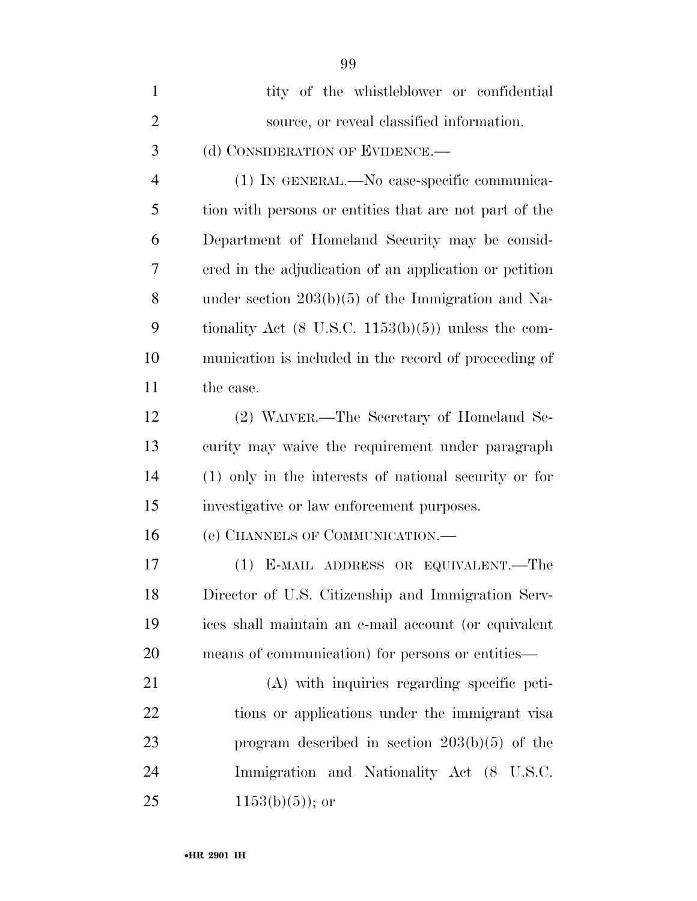tity of the whistleblower or confidential source, or reveal classified information.

(d) CONSIDERATION OF EVIDENCE.—

(1) IN GENERAL.—No case-specific communication with persons or entities that are not part of the Department of Homeland Security may be considered in the adjudication of an application or petition under section 203(b)(5) of the Immigration and Nationality Act (8 U.S.C. 1153(b)(5)) unless the communication is included in the record of proceeding of the case.

(2) WAIVER.—The Secretary of Homeland Security may waive the requirement under paragraph (1) only in the interests of national security or for investigative or law enforcement purposes.

(e) CHANNELS OF COMMUNICATION.—

(1) E-MAIL ADDRESS OR EQUIVALENT.—The Director of U.S. Citizenship and Immigration Services shall maintain an e-mail account (or equivalent means of communication) for persons or entities—

(A) with inquiries regarding specific petitions or applications under the immigrant visa program described in section 203(b)(5) of the Immigration and Nationality Act (8 U.S.C. 1153(b)(5)); or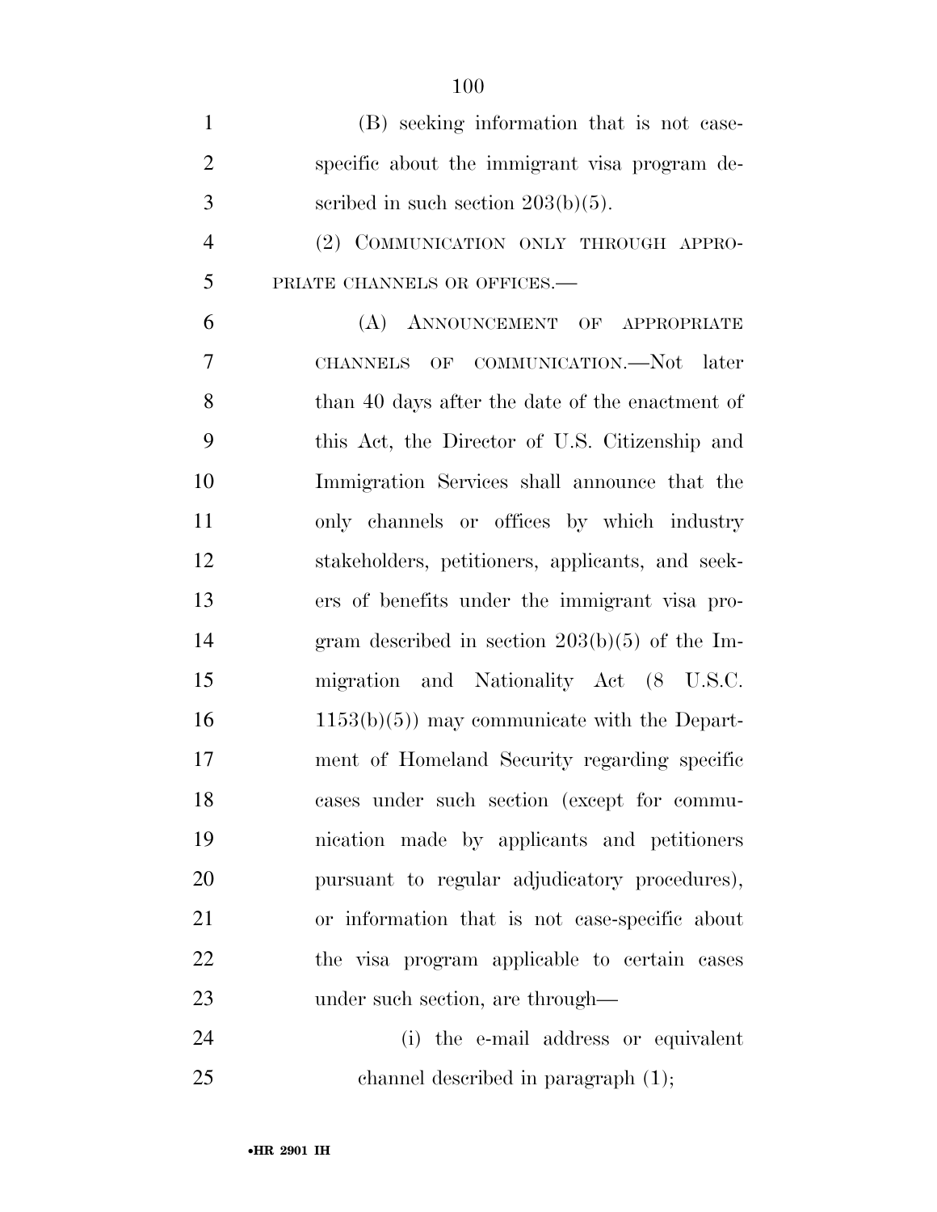(B) seeking information that is not case-specific about the immigrant visa program described in such section 203(b)(5).

(2) COMMUNICATION ONLY THROUGH APPROPRIATE CHANNELS OR OFFICES.—

(A) ANNOUNCEMENT OF APPROPRIATE CHANNELS OF COMMUNICATION.—Not later than 40 days after the date of the enactment of this Act, the Director of U.S. Citizenship and Immigration Services shall announce that the only channels or offices by which industry stakeholders, petitioners, applicants, and seekers of benefits under the immigrant visa program described in section 203(b)(5) of the Immigration and Nationality Act (8 U.S.C. 1153(b)(5)) may communicate with the Department of Homeland Security regarding specific cases under such section (except for communication made by applicants and petitioners pursuant to regular adjudicatory procedures), or information that is not case-specific about the visa program applicable to certain cases under such section, are through—

(i) the e-mail address or equivalent channel described in paragraph (1);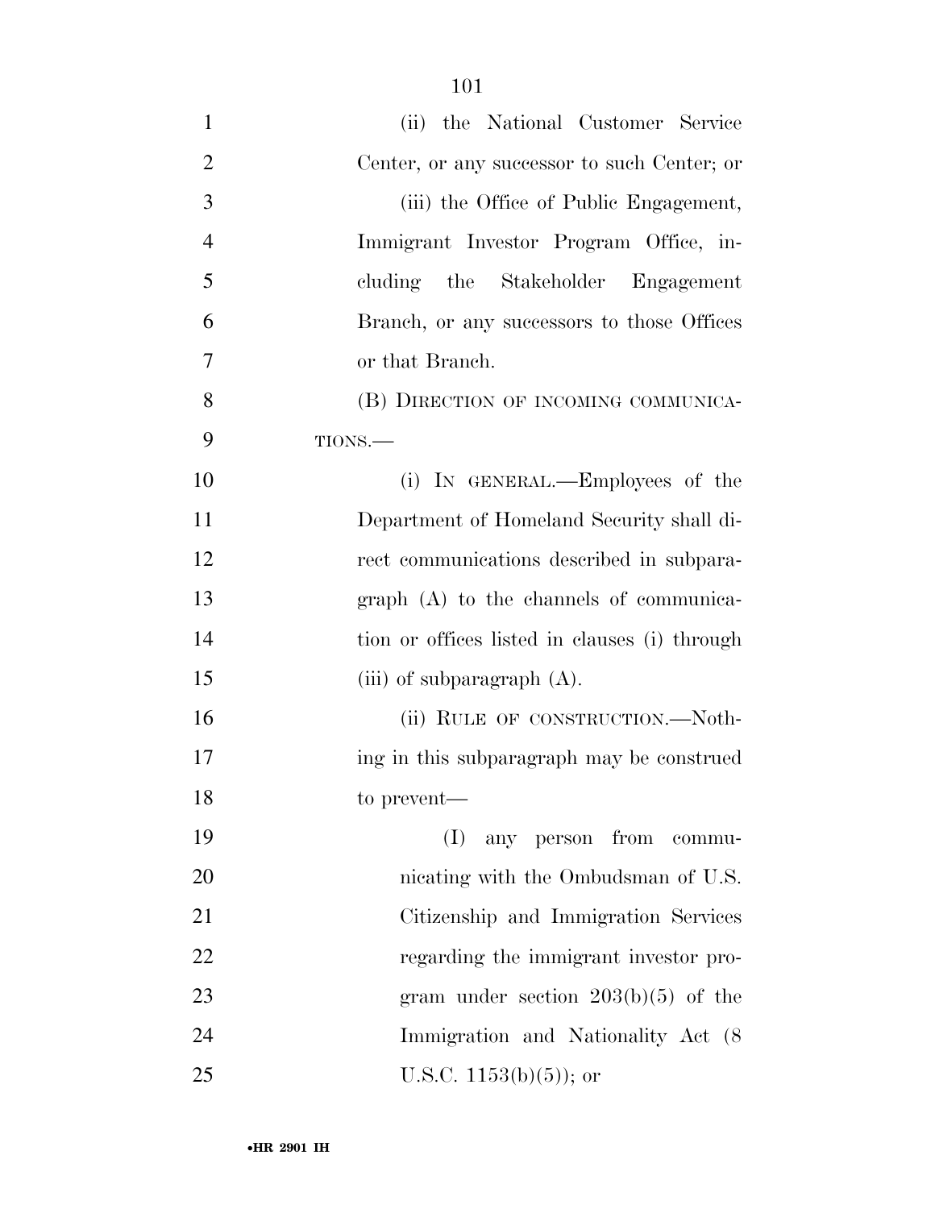(ii) the National Customer Service Center, or any successor to such Center; or

(iii) the Office of Public Engagement, Immigrant Investor Program Office, including the Stakeholder Engagement Branch, or any successors to those Offices or that Branch.

(B) DIRECTION OF INCOMING COMMUNICATIONS.—

(i) IN GENERAL.—Employees of the Department of Homeland Security shall direct communications described in subparagraph (A) to the channels of communication or offices listed in clauses (i) through (iii) of subparagraph (A).

(ii) RULE OF CONSTRUCTION.—Nothing in this subparagraph may be construed to prevent—

(I) any person from communicating with the Ombudsman of U.S. Citizenship and Immigration Services regarding the immigrant investor program under section 203(b)(5) of the Immigration and Nationality Act (8 U.S.C. 1153(b)(5)); or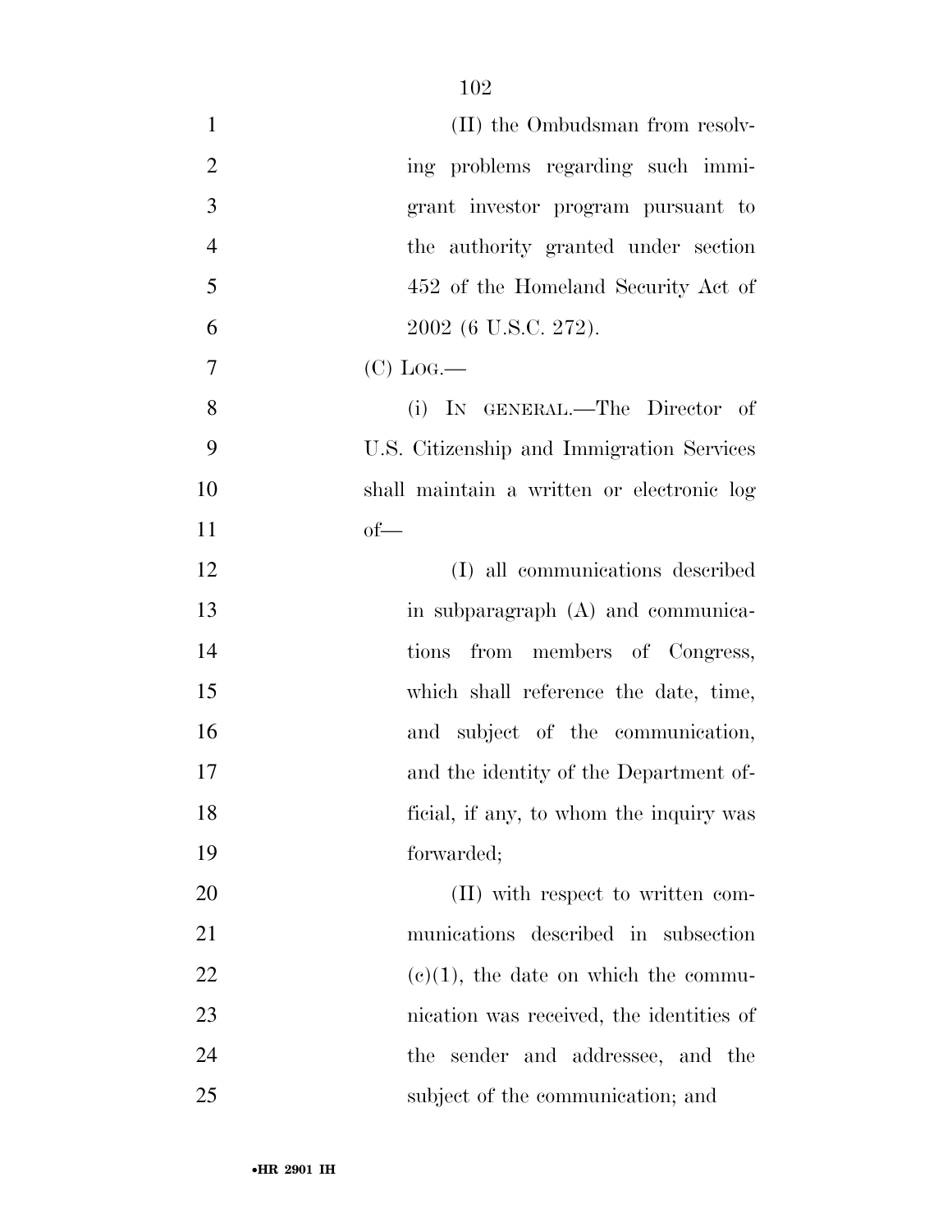(II) the Ombudsman from resolving problems regarding such immigrant investor program pursuant to the authority granted under section 452 of the Homeland Security Act of 2002 (6 U.S.C. 272).

(C) LOG.—

(i) IN GENERAL.—The Director of U.S. Citizenship and Immigration Services shall maintain a written or electronic log of—

(I) all communications described in subparagraph (A) and communications from members of Congress, which shall reference the date, time, and subject of the communication, and the identity of the Department official, if any, to whom the inquiry was forwarded;

(II) with respect to written communications described in subsection (c)(1), the date on which the communication was received, the identities of the sender and addressee, and the subject of the communication; and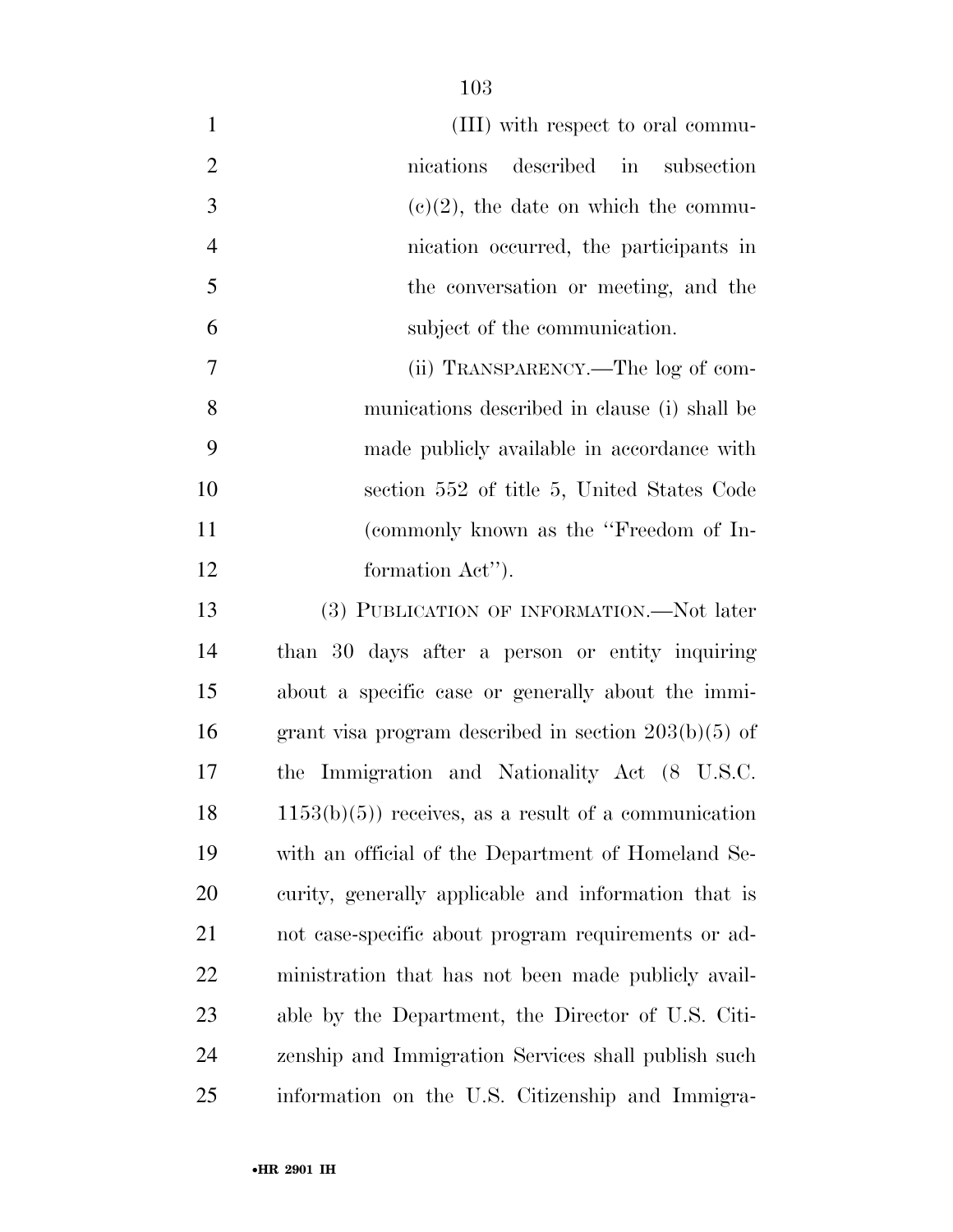(III) with respect to oral communications described in subsection (c)(2), the date on which the communication occurred, the participants in the conversation or meeting, and the subject of the communication.

(ii) TRANSPARENCY.—The log of communications described in clause (i) shall be made publicly available in accordance with section 552 of title 5, United States Code (commonly known as the ''Freedom of Information Act'').

(3) PUBLICATION OF INFORMATION.—Not later than 30 days after a person or entity inquiring about a specific case or generally about the immigrant visa program described in section 203(b)(5) of the Immigration and Nationality Act (8 U.S.C. 1153(b)(5)) receives, as a result of a communication with an official of the Department of Homeland Security, generally applicable and information that is not case-specific about program requirements or administration that has not been made publicly available by the Department, the Director of U.S. Citizenship and Immigration Services shall publish such information on the U.S. Citizenship and Immigra-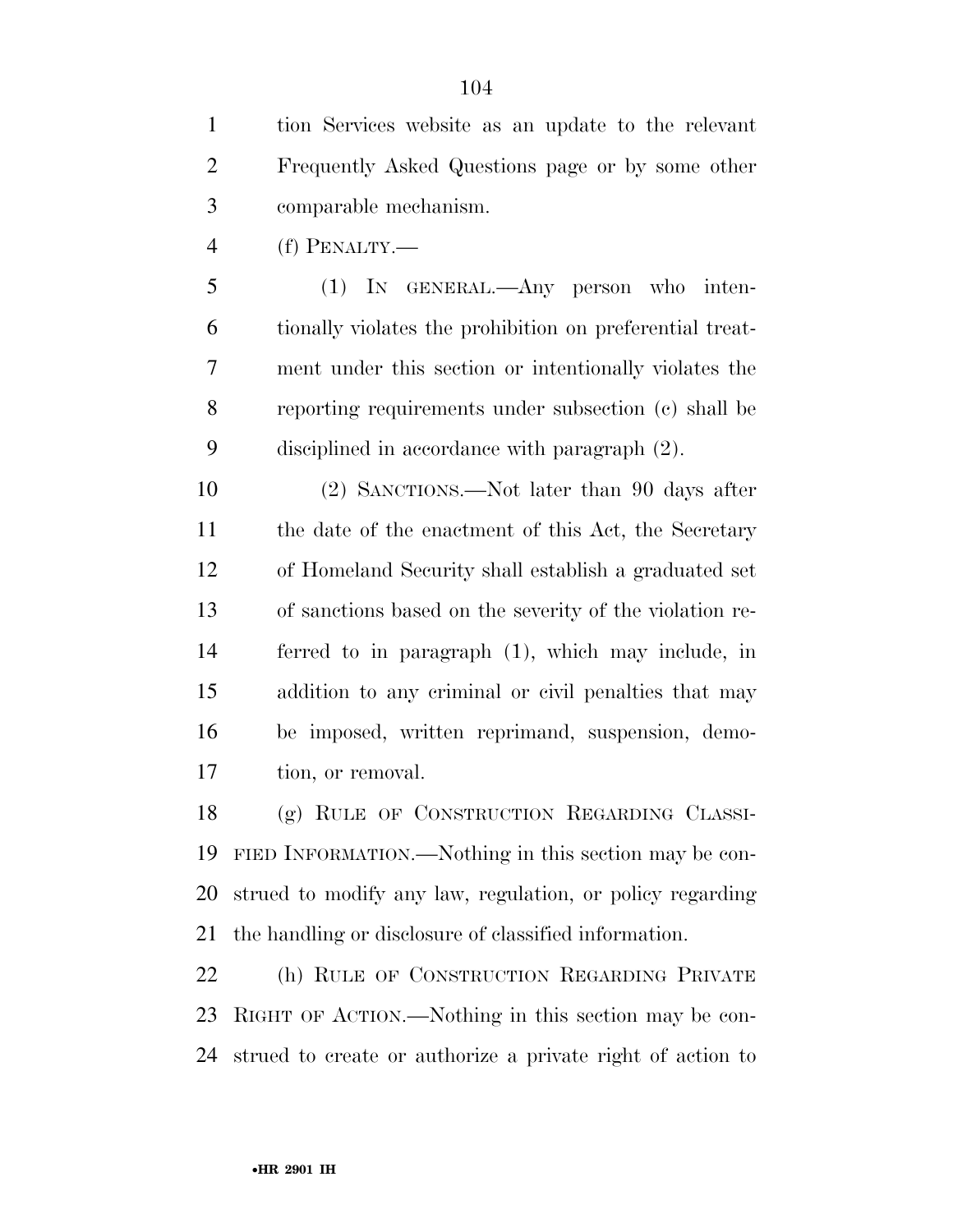tion Services website as an update to the relevant Frequently Asked Questions page or by some other comparable mechanism.

(f) PENALTY.—

(1) IN GENERAL.—Any person who intentionally violates the prohibition on preferential treatment under this section or intentionally violates the reporting requirements under subsection (c) shall be disciplined in accordance with paragraph (2).

(2) SANCTIONS.—Not later than 90 days after the date of the enactment of this Act, the Secretary of Homeland Security shall establish a graduated set of sanctions based on the severity of the violation referred to in paragraph (1), which may include, in addition to any criminal or civil penalties that may be imposed, written reprimand, suspension, demotion, or removal.

(g) RULE OF CONSTRUCTION REGARDING CLASSIFIED INFORMATION.—Nothing in this section may be construed to modify any law, regulation, or policy regarding the handling or disclosure of classified information.

(h) RULE OF CONSTRUCTION REGARDING PRIVATE RIGHT OF ACTION.—Nothing in this section may be construed to create or authorize a private right of action to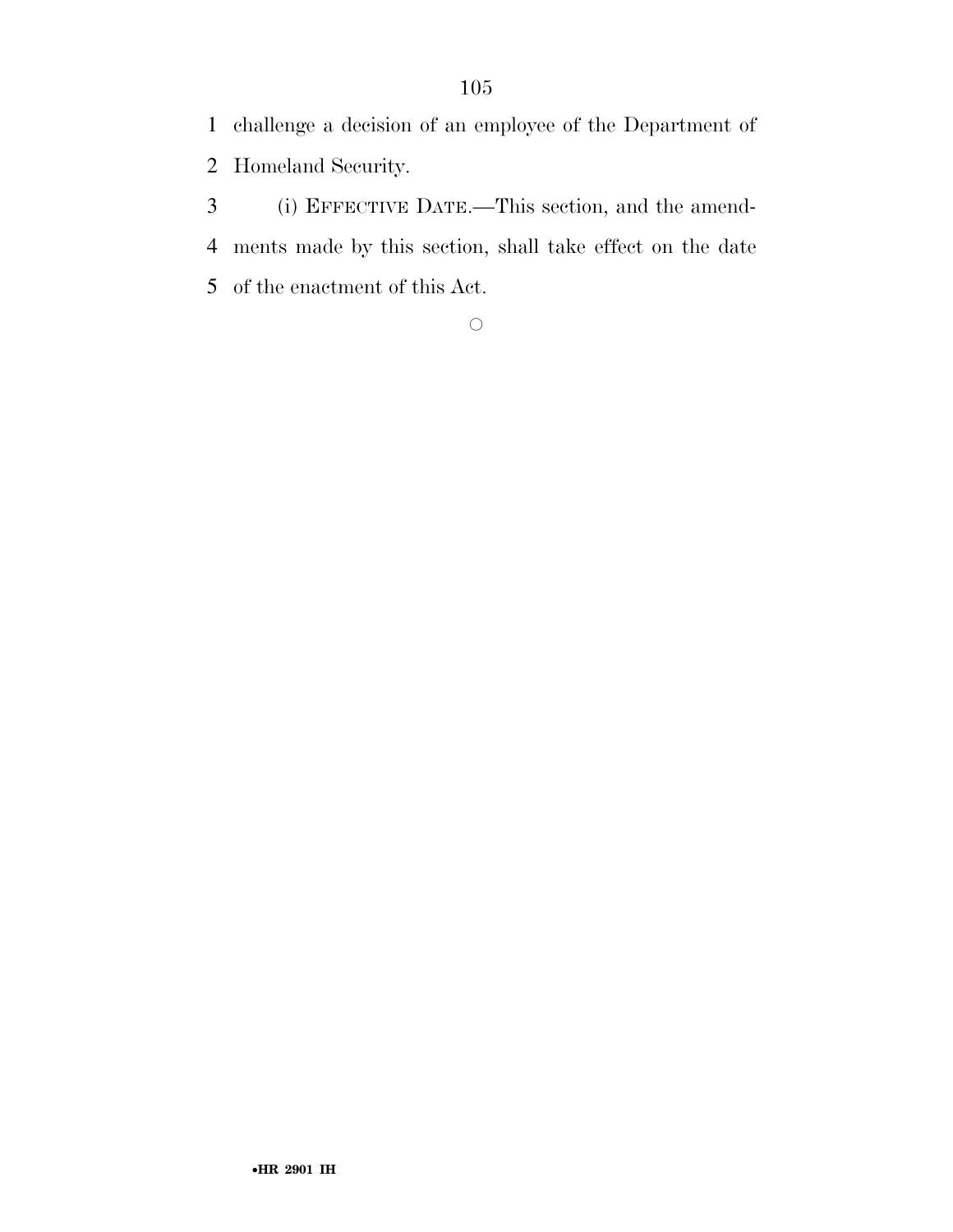challenge a decision of an employee of the Department of Homeland Security.

(i) EFFECTIVE DATE.—This section, and the amendments made by this section, shall take effect on the date of the enactment of this Act.

○